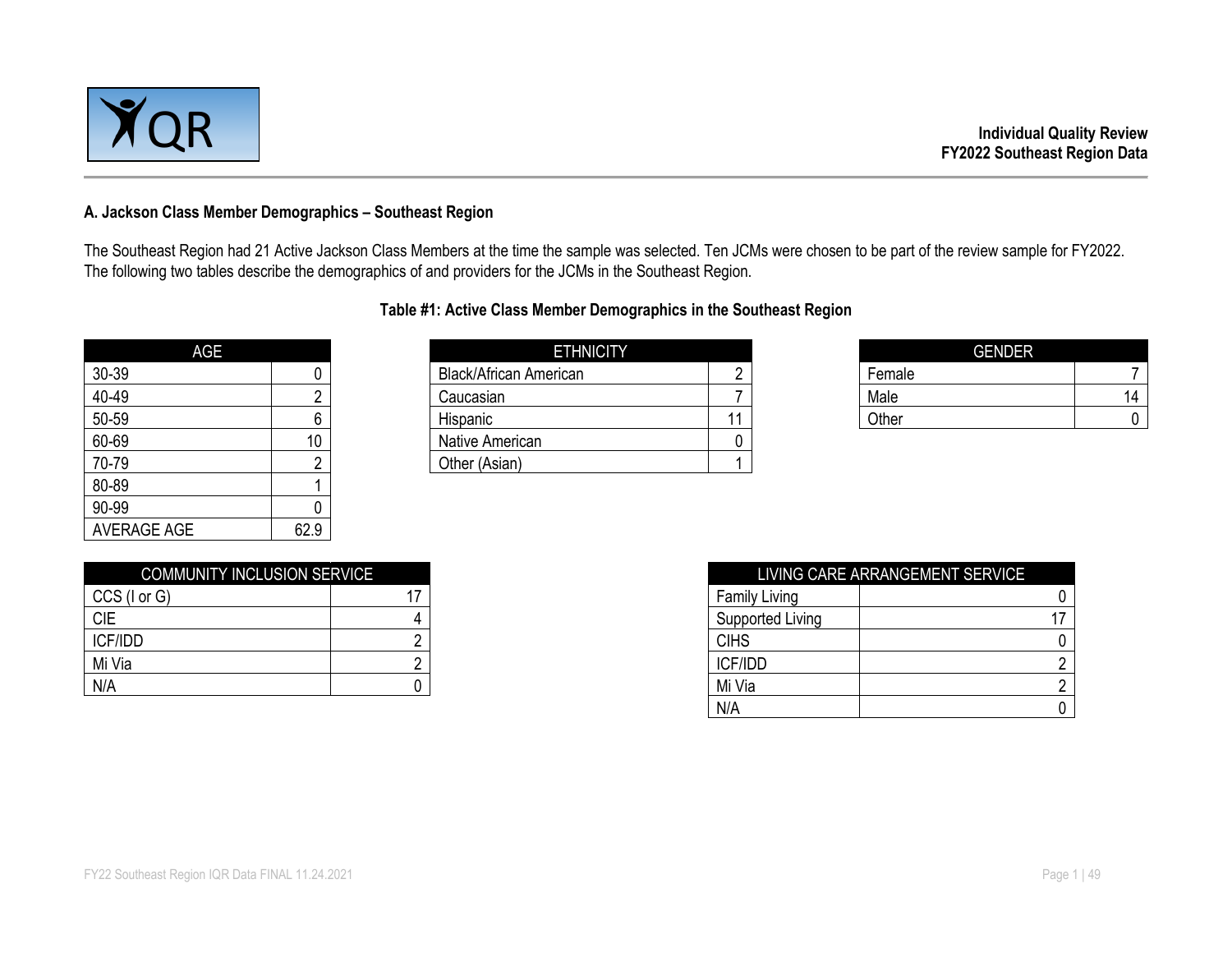Individual Quality Review
FY2022 Southeast Region Data

### A. Jackson Class Member Demographics – Southeast Region

The Southeast Region had 21 Active Jackson Class Members at the time the sample was selected. Ten JCMs were chosen to be part of the review sample for FY2022. The following two tables describe the demographics of and providers for the JCMs in the Southeast Region.

**Table #1: Active Class Member Demographics in the Southeast Region**

| AGE | |
|---|---|
| 30-39 | 0 |
| 40-49 | 2 |
| 50-59 | 6 |
| 60-69 | 10 |
| 70-79 | 2 |
| 80-89 | 1 |
| 90-99 | 0 |
| AVERAGE AGE | 62.9 |

| ETHNICITY | |
|---|---|
| Black/African American | 2 |
| Caucasian | 7 |
| Hispanic | 11 |
| Native American | 0 |
| Other (Asian) | 1 |

| GENDER | |
|---|---|
| Female | 7 |
| Male | 14 |
| Other | 0 |

| COMMUNITY INCLUSION SERVICE | |
|---|---|
| CCS (I or G) | 17 |
| CIE | 4 |
| ICF/IDD | 2 |
| Mi Via | 2 |
| N/A | 0 |

| LIVING CARE ARRANGEMENT SERVICE | |
|---|---|
| Family Living | 0 |
| Supported Living | 17 |
| CIHS | 0 |
| ICF/IDD | 2 |
| Mi Via | 2 |
| N/A | 0 |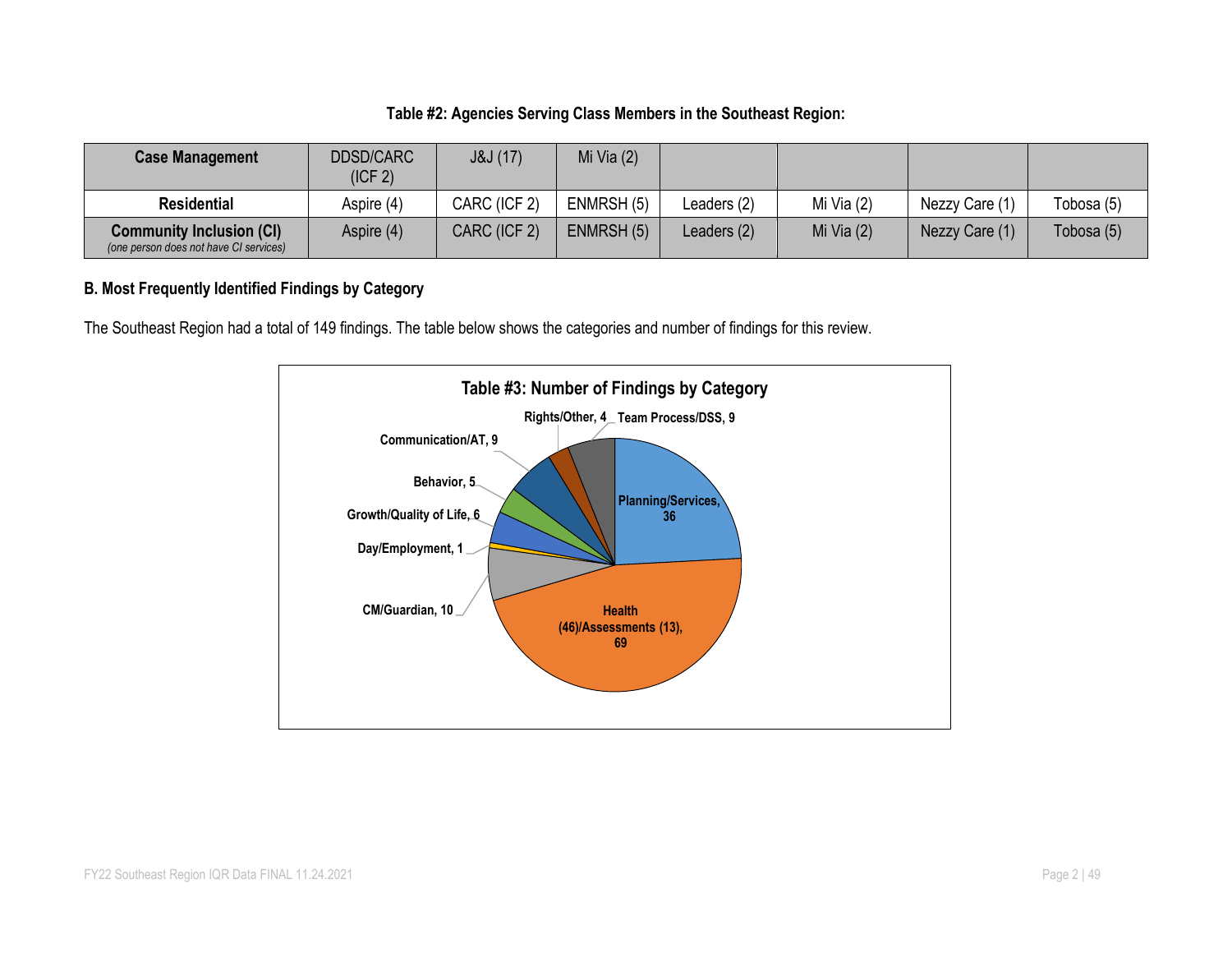**Table #2: Agencies Serving Class Members in the Southeast Region:**

| Case Management | DDSD/CARC (ICF 2) | J&J (17) | Mi Via (2) | | | | |
|---|---|---|---|---|---|---|---|
| **Residential** | Aspire (4) | CARC (ICF 2) | ENMRSH (5) | Leaders (2) | Mi Via (2) | Nezzy Care (1) | Tobosa (5) |
| **Community Inclusion (CI)** *(one person does not have CI services)* | Aspire (4) | CARC (ICF 2) | ENMRSH (5) | Leaders (2) | Mi Via (2) | Nezzy Care (1) | Tobosa (5) |

### B. Most Frequently Identified Findings by Category

The Southeast Region had a total of 149 findings. The table below shows the categories and number of findings for this review.

**Table #3: Number of Findings by Category**

| Category | Number of Findings |
|---|---|
| Planning/Services | 36 |
| Health (46)/Assessments (13) | 69 |
| CM/Guardian | 10 |
| Day/Employment | 1 |
| Growth/Quality of Life | 6 |
| Behavior | 5 |
| Communication/AT | 9 |
| Rights/Other | 4 |
| Team Process/DSS | 9 |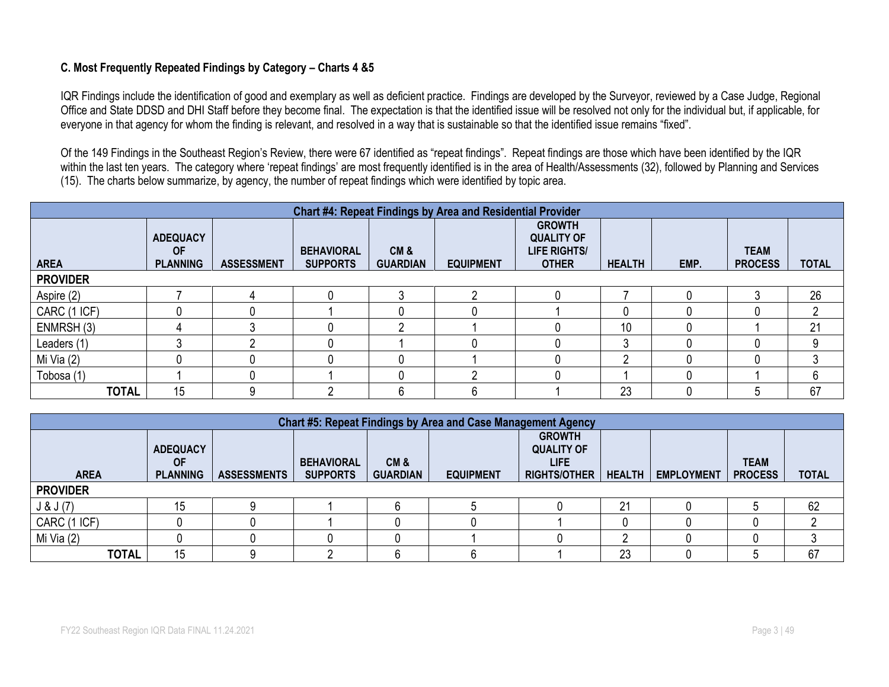### C. Most Frequently Repeated Findings by Category – Charts 4 &5

IQR Findings include the identification of good and exemplary as well as deficient practice. Findings are developed by the Surveyor, reviewed by a Case Judge, Regional Office and State DDSD and DHI Staff before they become final. The expectation is that the identified issue will be resolved not only for the individual but, if applicable, for everyone in that agency for whom the finding is relevant, and resolved in a way that is sustainable so that the identified issue remains "fixed".

Of the 149 Findings in the Southeast Region's Review, there were 67 identified as "repeat findings". Repeat findings are those which have been identified by the IQR within the last ten years. The category where 'repeat findings' are most frequently identified is in the area of Health/Assessments (32), followed by Planning and Services (15). The charts below summarize, by agency, the number of repeat findings which were identified by topic area.

| Chart #4: Repeat Findings by Area and Residential Provider | | | | | | | | | | |
|---|---|---|---|---|---|---|---|---|---|---|
| **AREA** | **ADEQUACY OF PLANNING** | **ASSESSMENT** | **BEHAVIORAL SUPPORTS** | **CM & GUARDIAN** | **EQUIPMENT** | **GROWTH QUALITY OF LIFE RIGHTS/ OTHER** | **HEALTH** | **EMP.** | **TEAM PROCESS** | **TOTAL** |
| **PROVIDER** | | | | | | | | | | |
| Aspire (2) | 7 | 4 | 0 | 3 | 2 | 0 | 7 | 0 | 3 | 26 |
| CARC (1 ICF) | 0 | 0 | 1 | 0 | 0 | 1 | 0 | 0 | 0 | 2 |
| ENMRSH (3) | 4 | 3 | 0 | 2 | 1 | 0 | 10 | 0 | 1 | 21 |
| Leaders (1) | 3 | 2 | 0 | 1 | 0 | 0 | 3 | 0 | 0 | 9 |
| Mi Via (2) | 0 | 0 | 0 | 0 | 1 | 0 | 2 | 0 | 0 | 3 |
| Tobosa (1) | 1 | 0 | 1 | 0 | 2 | 0 | 1 | 0 | 1 | 6 |
| **TOTAL** | 15 | 9 | 2 | 6 | 6 | 1 | 23 | 0 | 5 | 67 |

| Chart #5: Repeat Findings by Area and Case Management Agency | | | | | | | | | | |
|---|---|---|---|---|---|---|---|---|---|---|
| **AREA** | **ADEQUACY OF PLANNING** | **ASSESSMENTS** | **BEHAVIORAL SUPPORTS** | **CM & GUARDIAN** | **EQUIPMENT** | **GROWTH QUALITY OF LIFE RIGHTS/OTHER** | **HEALTH** | **EMPLOYMENT** | **TEAM PROCESS** | **TOTAL** |
| **PROVIDER** | | | | | | | | | | |
| J & J (7) | 15 | 9 | 1 | 6 | 5 | 0 | 21 | 0 | 5 | 62 |
| CARC (1 ICF) | 0 | 0 | 1 | 0 | 0 | 1 | 0 | 0 | 0 | 2 |
| Mi Via (2) | 0 | 0 | 0 | 0 | 1 | 0 | 2 | 0 | 0 | 3 |
| **TOTAL** | 15 | 9 | 2 | 6 | 6 | 1 | 23 | 0 | 5 | 67 |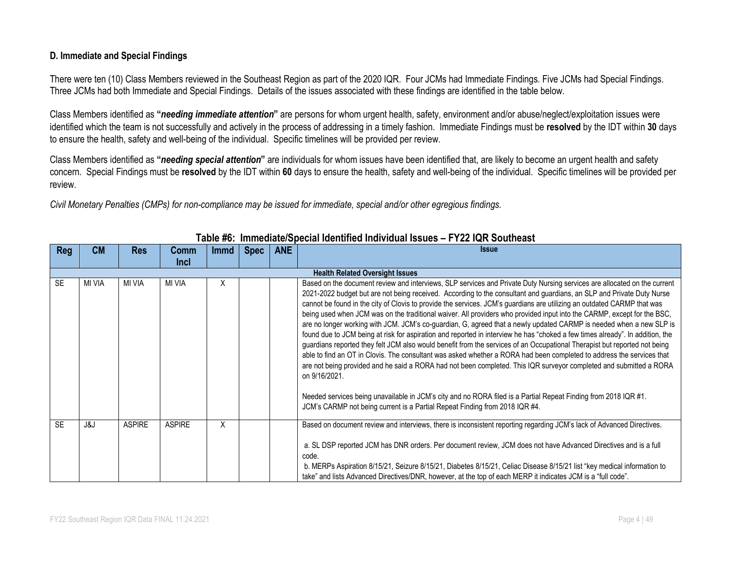### D. Immediate and Special Findings

There were ten (10) Class Members reviewed in the Southeast Region as part of the 2020 IQR. Four JCMs had Immediate Findings. Five JCMs had Special Findings. Three JCMs had both Immediate and Special Findings. Details of the issues associated with these findings are identified in the table below.

Class Members identified as **"*needing immediate attention*"** are persons for whom urgent health, safety, environment and/or abuse/neglect/exploitation issues were identified which the team is not successfully and actively in the process of addressing in a timely fashion. Immediate Findings must be **resolved** by the IDT within **30** days to ensure the health, safety and well-being of the individual. Specific timelines will be provided per review.

Class Members identified as **"*needing special attention*"** are individuals for whom issues have been identified that, are likely to become an urgent health and safety concern. Special Findings must be **resolved** by the IDT within **60** days to ensure the health, safety and well-being of the individual. Specific timelines will be provided per review.

*Civil Monetary Penalties (CMPs) for non-compliance may be issued for immediate, special and/or other egregious findings.*

**Table #6: Immediate/Special Identified Individual Issues – FY22 IQR Southeast**

| Reg | CM | Res | Comm Incl | Immd | Spec | ANE | Issue |
|---|---|---|---|---|---|---|---|
| **Health Related Oversight Issues** | | | | | | | |
| SE | MI VIA | MI VIA | MI VIA | X | | | Based on the document review and interviews, SLP services and Private Duty Nursing services are allocated on the current 2021-2022 budget but are not being received. According to the consultant and guardians, an SLP and Private Duty Nurse cannot be found in the city of Clovis to provide the services. JCM's guardians are utilizing an outdated CARMP that was being used when JCM was on the traditional waiver. All providers who provided input into the CARMP, except for the BSC, are no longer working with JCM. JCM's co-guardian, G, agreed that a newly updated CARMP is needed when a new SLP is found due to JCM being at risk for aspiration and reported in interview he has "choked a few times already". In addition, the guardians reported they felt JCM also would benefit from the services of an Occupational Therapist but reported not being able to find an OT in Clovis. The consultant was asked whether a RORA had been completed to address the services that are not being provided and he said a RORA had not been completed. This IQR surveyor completed and submitted a RORA on 9/16/2021.<br><br>Needed services being unavailable in JCM's city and no RORA filed is a Partial Repeat Finding from 2018 IQR #1.<br>JCM's CARMP not being current is a Partial Repeat Finding from 2018 IQR #4. |
| SE | J&J | ASPIRE | ASPIRE | X | | | Based on document review and interviews, there is inconsistent reporting regarding JCM's lack of Advanced Directives.<br><br>a. SL DSP reported JCM has DNR orders. Per document review, JCM does not have Advanced Directives and is a full code.<br>b. MERPs Aspiration 8/15/21, Seizure 8/15/21, Diabetes 8/15/21, Celiac Disease 8/15/21 list "key medical information to take" and lists Advanced Directives/DNR, however, at the top of each MERP it indicates JCM is a "full code". |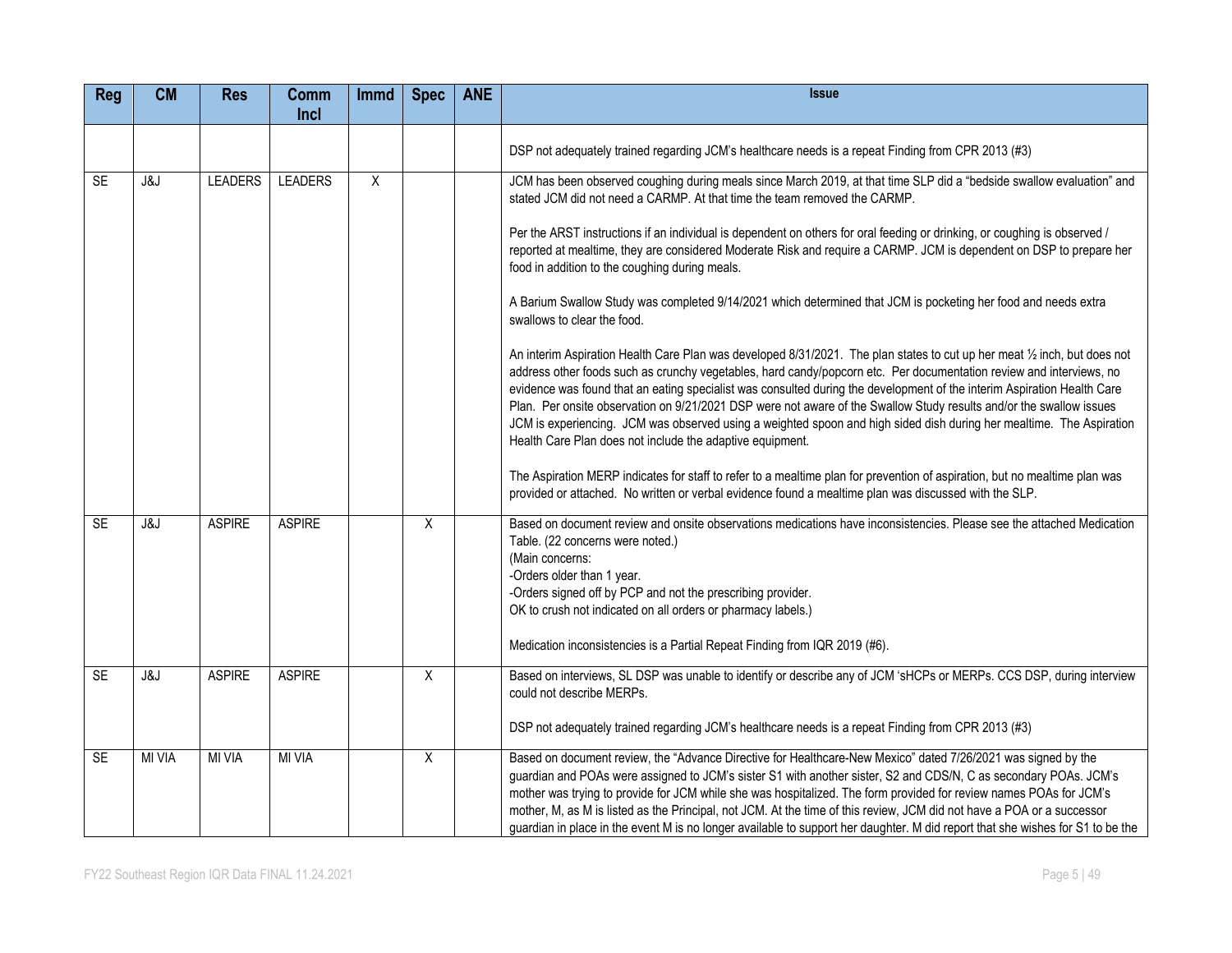| Reg | CM | Res | Comm Incl | Immd | Spec | ANE | Issue |
|---|---|---|---|---|---|---|---|
| | | | | | | | DSP not adequately trained regarding JCM's healthcare needs is a repeat Finding from CPR 2013 (#3) |
| SE | J&J | LEADERS | LEADERS | X | | | JCM has been observed coughing during meals since March 2019, at that time SLP did a "bedside swallow evaluation" and stated JCM did not need a CARMP. At that time the team removed the CARMP.<br><br>Per the ARST instructions if an individual is dependent on others for oral feeding or drinking, or coughing is observed / reported at mealtime, they are considered Moderate Risk and require a CARMP. JCM is dependent on DSP to prepare her food in addition to the coughing during meals.<br><br>A Barium Swallow Study was completed 9/14/2021 which determined that JCM is pocketing her food and needs extra swallows to clear the food.<br><br>An interim Aspiration Health Care Plan was developed 8/31/2021. The plan states to cut up her meat ½ inch, but does not address other foods such as crunchy vegetables, hard candy/popcorn etc. Per documentation review and interviews, no evidence was found that an eating specialist was consulted during the development of the interim Aspiration Health Care Plan. Per onsite observation on 9/21/2021 DSP were not aware of the Swallow Study results and/or the swallow issues JCM is experiencing. JCM was observed using a weighted spoon and high sided dish during her mealtime. The Aspiration Health Care Plan does not include the adaptive equipment.<br><br>The Aspiration MERP indicates for staff to refer to a mealtime plan for prevention of aspiration, but no mealtime plan was provided or attached. No written or verbal evidence found a mealtime plan was discussed with the SLP. |
| SE | J&J | ASPIRE | ASPIRE | | X | | Based on document review and onsite observations medications have inconsistencies. Please see the attached Medication Table. (22 concerns were noted.)<br>(Main concerns:<br>-Orders older than 1 year.<br>-Orders signed off by PCP and not the prescribing provider.<br>OK to crush not indicated on all orders or pharmacy labels.)<br><br>Medication inconsistencies is a Partial Repeat Finding from IQR 2019 (#6). |
| SE | J&J | ASPIRE | ASPIRE | | X | | Based on interviews, SL DSP was unable to identify or describe any of JCM 'sHCPs or MERPs. CCS DSP, during interview could not describe MERPs.<br><br>DSP not adequately trained regarding JCM's healthcare needs is a repeat Finding from CPR 2013 (#3) |
| SE | MI VIA | MI VIA | MI VIA | | X | | Based on document review, the "Advance Directive for Healthcare-New Mexico" dated 7/26/2021 was signed by the guardian and POAs were assigned to JCM's sister S1 with another sister, S2 and CDS/N, C as secondary POAs. JCM's mother was trying to provide for JCM while she was hospitalized. The form provided for review names POAs for JCM's mother, M, as M is listed as the Principal, not JCM. At the time of this review, JCM did not have a POA or a successor guardian in place in the event M is no longer available to support her daughter. M did report that she wishes for S1 to be the |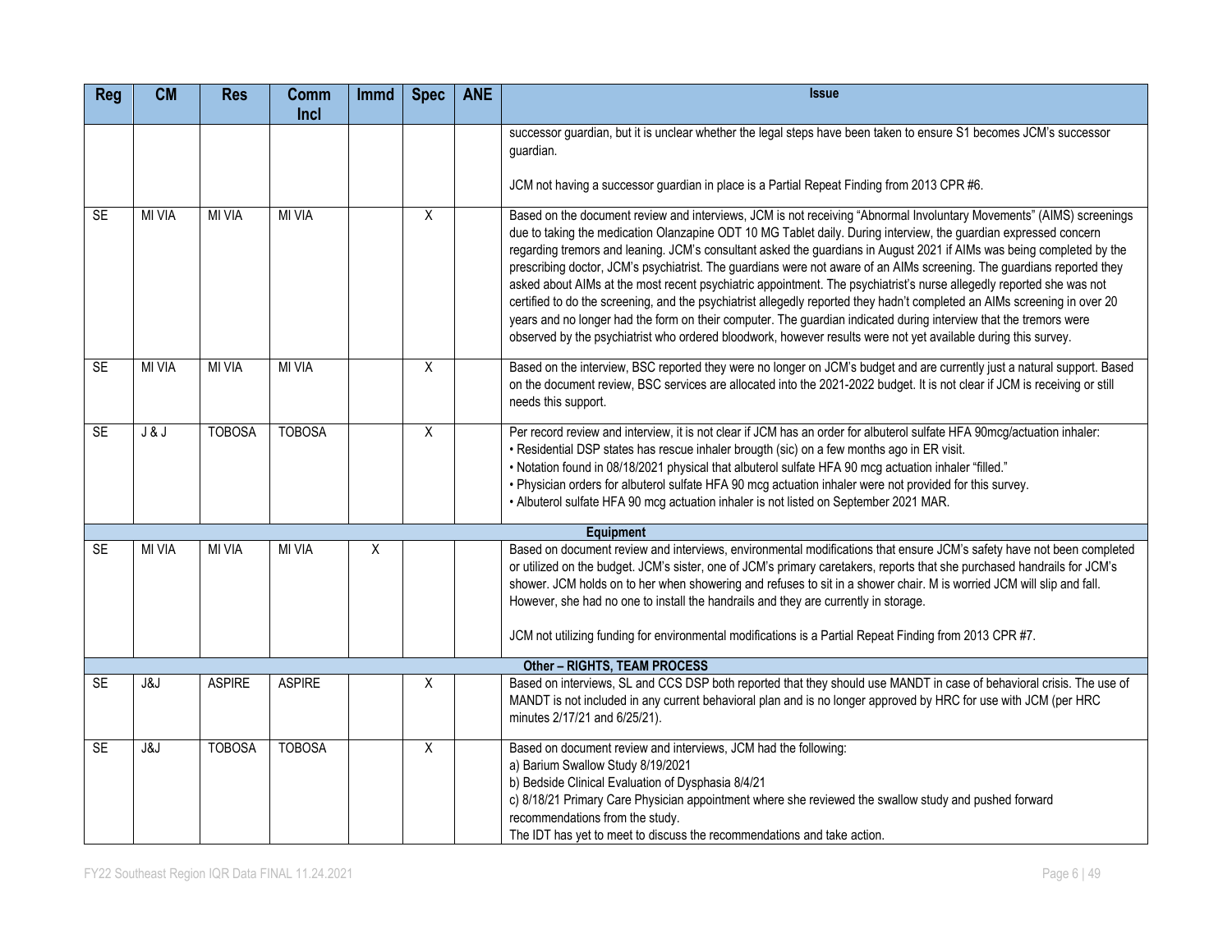| Reg | CM | Res | Comm Incl | Immd | Spec | ANE | Issue |
|---|---|---|---|---|---|---|---|
| | | | | | | | successor guardian, but it is unclear whether the legal steps have been taken to ensure S1 becomes JCM's successor guardian.<br><br>JCM not having a successor guardian in place is a Partial Repeat Finding from 2013 CPR #6. |
| SE | MI VIA | MI VIA | MI VIA | | X | | Based on the document review and interviews, JCM is not receiving "Abnormal Involuntary Movements" (AIMS) screenings due to taking the medication Olanzapine ODT 10 MG Tablet daily. During interview, the guardian expressed concern regarding tremors and leaning. JCM's consultant asked the guardians in August 2021 if AIMs was being completed by the prescribing doctor, JCM's psychiatrist. The guardians were not aware of an AIMs screening. The guardians reported they asked about AIMs at the most recent psychiatric appointment. The psychiatrist's nurse allegedly reported she was not certified to do the screening, and the psychiatrist allegedly reported they hadn't completed an AIMs screening in over 20 years and no longer had the form on their computer. The guardian indicated during interview that the tremors were observed by the psychiatrist who ordered bloodwork, however results were not yet available during this survey. |
| SE | MI VIA | MI VIA | MI VIA | | X | | Based on the interview, BSC reported they were no longer on JCM's budget and are currently just a natural support. Based on the document review, BSC services are allocated into the 2021-2022 budget. It is not clear if JCM is receiving or still needs this support. |
| SE | J & J | TOBOSA | TOBOSA | | X | | Per record review and interview, it is not clear if JCM has an order for albuterol sulfate HFA 90mcg/actuation inhaler:<br>• Residential DSP states has rescue inhaler brougth (sic) on a few months ago in ER visit.<br>• Notation found in 08/18/2021 physical that albuterol sulfate HFA 90 mcg actuation inhaler "filled."<br>• Physician orders for albuterol sulfate HFA 90 mcg actuation inhaler were not provided for this survey.<br>• Albuterol sulfate HFA 90 mcg actuation inhaler is not listed on September 2021 MAR. |
| **Equipment** | | | | | | | |
| SE | MI VIA | MI VIA | MI VIA | X | | | Based on document review and interviews, environmental modifications that ensure JCM's safety have not been completed or utilized on the budget. JCM's sister, one of JCM's primary caretakers, reports that she purchased handrails for JCM's shower. JCM holds on to her when showering and refuses to sit in a shower chair. M is worried JCM will slip and fall. However, she had no one to install the handrails and they are currently in storage.<br><br>JCM not utilizing funding for environmental modifications is a Partial Repeat Finding from 2013 CPR #7. |
| **Other – RIGHTS, TEAM PROCESS** | | | | | | | |
| SE | J&J | ASPIRE | ASPIRE | | X | | Based on interviews, SL and CCS DSP both reported that they should use MANDT in case of behavioral crisis. The use of MANDT is not included in any current behavioral plan and is no longer approved by HRC for use with JCM (per HRC minutes 2/17/21 and 6/25/21). |
| SE | J&J | TOBOSA | TOBOSA | | X | | Based on document review and interviews, JCM had the following:<br>a) Barium Swallow Study 8/19/2021<br>b) Bedside Clinical Evaluation of Dysphasia 8/4/21<br>c) 8/18/21 Primary Care Physician appointment where she reviewed the swallow study and pushed forward recommendations from the study.<br>The IDT has yet to meet to discuss the recommendations and take action. |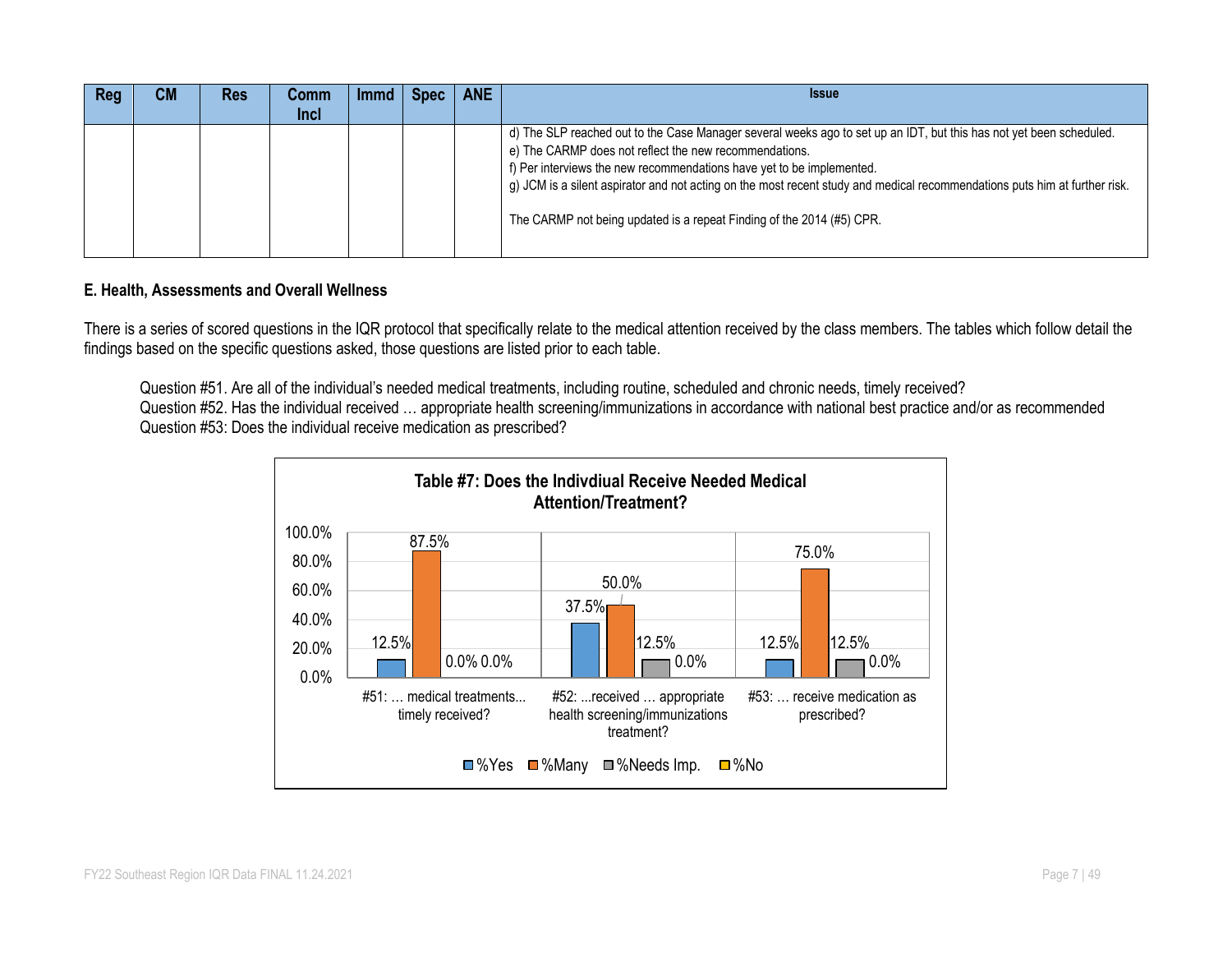| Reg | CM | Res | Comm Incl | Immd | Spec | ANE | Issue |
|---|---|---|---|---|---|---|---|
| | | | | | | | d) The SLP reached out to the Case Manager several weeks ago to set up an IDT, but this has not yet been scheduled.<br>e) The CARMP does not reflect the new recommendations.<br>f) Per interviews the new recommendations have yet to be implemented.<br>g) JCM is a silent aspirator and not acting on the most recent study and medical recommendations puts him at further risk.<br><br>The CARMP not being updated is a repeat Finding of the 2014 (#5) CPR. |

**E. Health, Assessments and Overall Wellness**

There is a series of scored questions in the IQR protocol that specifically relate to the medical attention received by the class members. The tables which follow detail the findings based on the specific questions asked, those questions are listed prior to each table.

Question #51. Are all of the individual's needed medical treatments, including routine, scheduled and chronic needs, timely received?
Question #52. Has the individual received … appropriate health screening/immunizations in accordance with national best practice and/or as recommended
Question #53: Does the individual receive medication as prescribed?

**Table #7: Does the Indivdiual Receive Needed Medical Attention/Treatment?**

| | %Yes | %Many | %Needs Imp. | %No |
|---|---|---|---|---|
| #51: … medical treatments... timely received? | 12.5% | 87.5% | 0.0% | 0.0% |
| #52: ...received … appropriate health screening/immunizations treatment? | 37.5% | 50.0% | 12.5% | 0.0% |
| #53: … receive medication as prescribed? | 12.5% | 75.0% | 12.5% | 0.0% |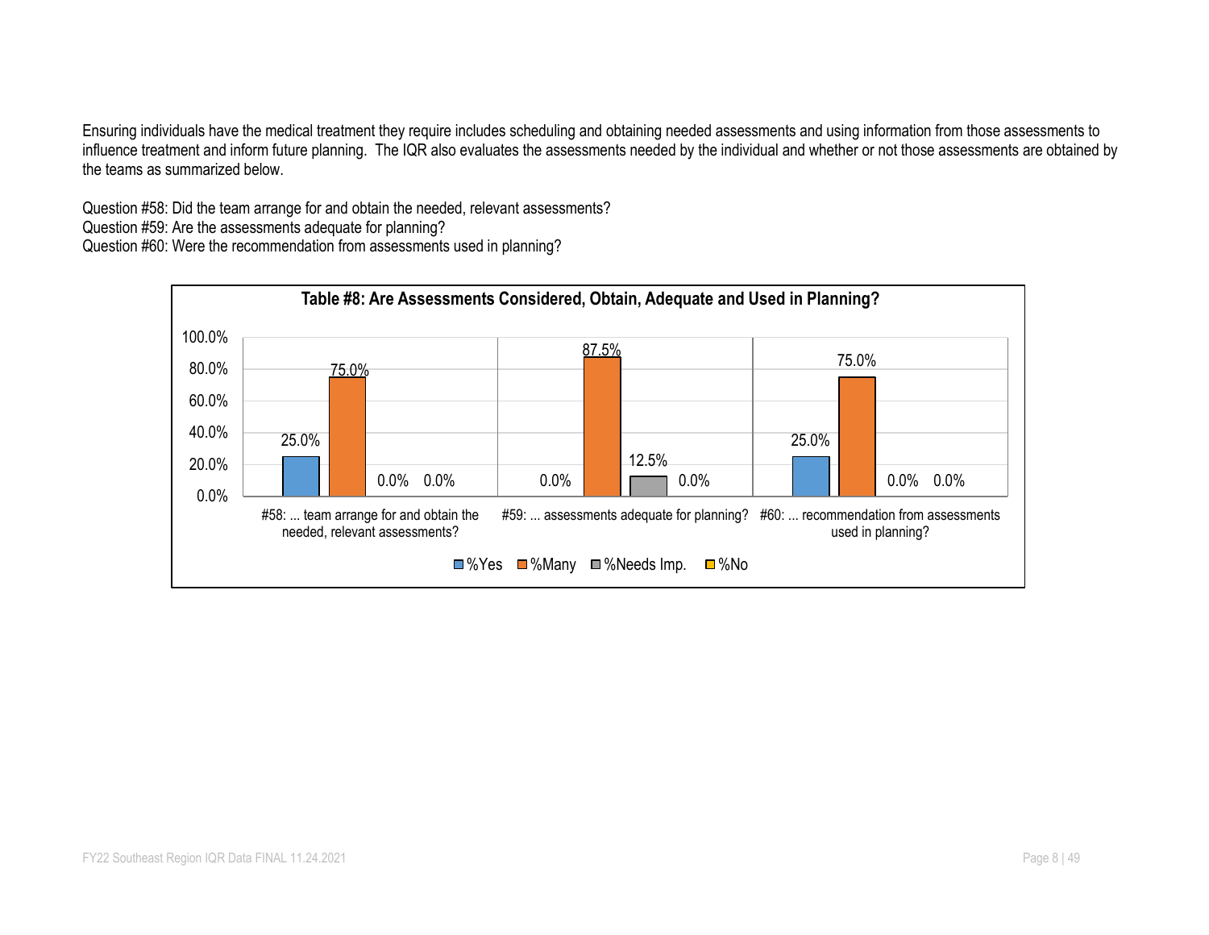Ensuring individuals have the medical treatment they require includes scheduling and obtaining needed assessments and using information from those assessments to influence treatment and inform future planning. The IQR also evaluates the assessments needed by the individual and whether or not those assessments are obtained by the teams as summarized below.

Question #58: Did the team arrange for and obtain the needed, relevant assessments?
Question #59: Are the assessments adequate for planning?
Question #60: Were the recommendation from assessments used in planning?

**Table #8: Are Assessments Considered, Obtain, Adequate and Used in Planning?**

| | %Yes | %Many | %Needs Imp. | %No |
|---|---|---|---|---|
| #58: ... team arrange for and obtain the needed, relevant assessments? | 25.0% | 75.0% | 0.0% | 0.0% |
| #59: ... assessments adequate for planning? | 0.0% | 87.5% | 12.5% | 0.0% |
| #60: ... recommendation from assessments used in planning? | 25.0% | 75.0% | 0.0% | 0.0% |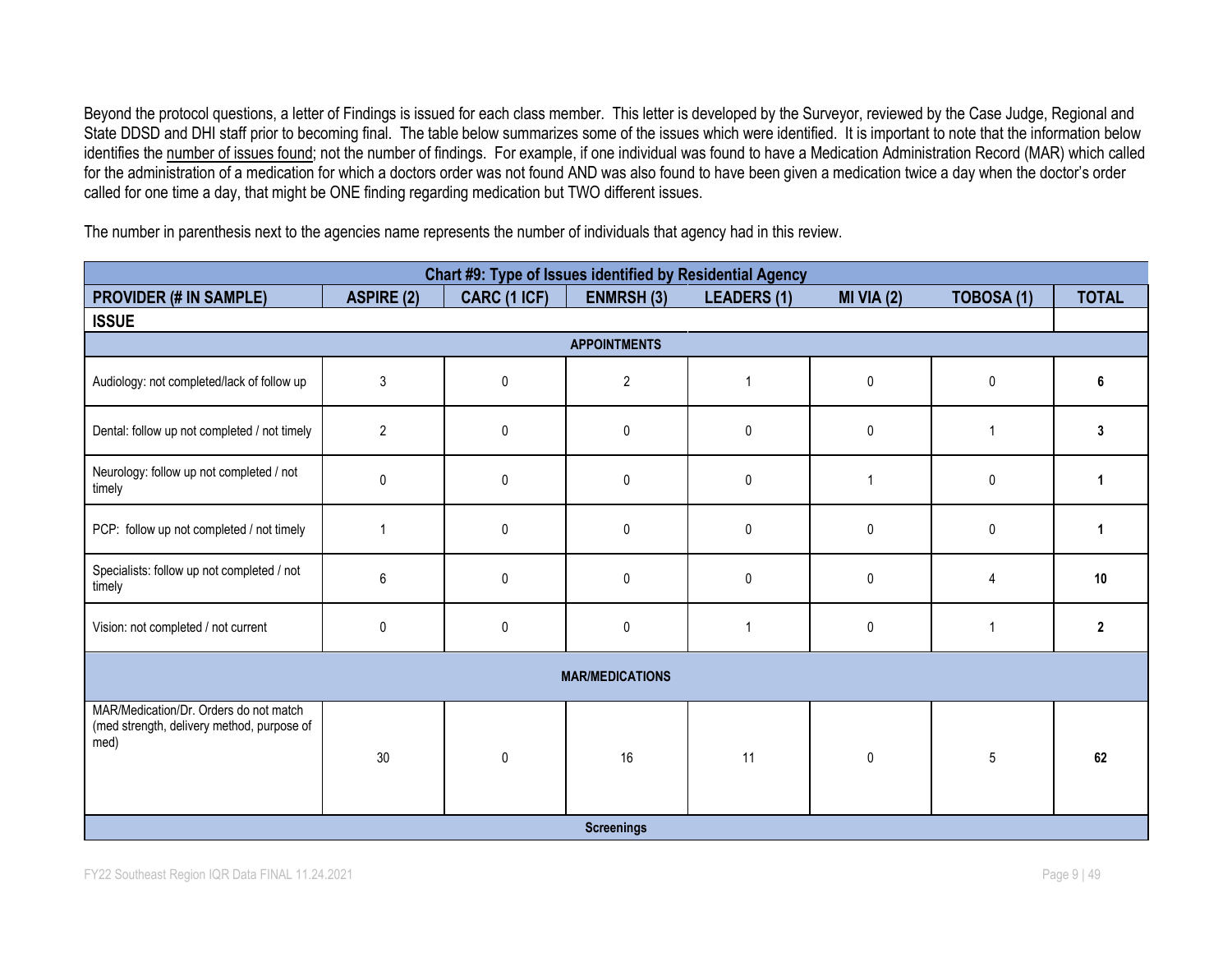Beyond the protocol questions, a letter of Findings is issued for each class member. This letter is developed by the Surveyor, reviewed by the Case Judge, Regional and State DDSD and DHI staff prior to becoming final. The table below summarizes some of the issues which were identified. It is important to note that the information below identifies the number of issues found; not the number of findings. For example, if one individual was found to have a Medication Administration Record (MAR) which called for the administration of a medication for which a doctors order was not found AND was also found to have been given a medication twice a day when the doctor's order called for one time a day, that might be ONE finding regarding medication but TWO different issues.

The number in parenthesis next to the agencies name represents the number of individuals that agency had in this review.

**Chart #9: Type of Issues identified by Residential Agency**

| PROVIDER (# IN SAMPLE) | ASPIRE (2) | CARC (1 ICF) | ENMRSH (3) | LEADERS (1) | MI VIA (2) | TOBOSA (1) | TOTAL |
|---|---|---|---|---|---|---|---|
| **ISSUE** | | | | | | | |
| **APPOINTMENTS** | | | | | | | |
| Audiology: not completed/lack of follow up | 3 | 0 | 2 | 1 | 0 | 0 | **6** |
| Dental: follow up not completed / not timely | 2 | 0 | 0 | 0 | 0 | 1 | **3** |
| Neurology: follow up not completed / not timely | 0 | 0 | 0 | 0 | 1 | 0 | **1** |
| PCP: follow up not completed / not timely | 1 | 0 | 0 | 0 | 0 | 0 | **1** |
| Specialists: follow up not completed / not timely | 6 | 0 | 0 | 0 | 0 | 4 | **10** |
| Vision: not completed / not current | 0 | 0 | 0 | 1 | 0 | 1 | **2** |
| **MAR/MEDICATIONS** | | | | | | | |
| MAR/Medication/Dr. Orders do not match (med strength, delivery method, purpose of med) | 30 | 0 | 16 | 11 | 0 | 5 | **62** |
| **Screenings** | | | | | | | |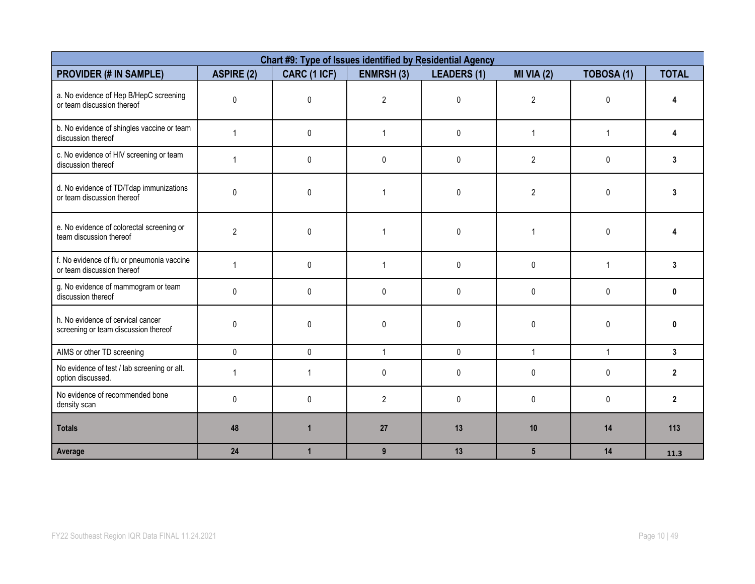| Chart #9: Type of Issues identified by Residential Agency | | | | | | | |
|---|---|---|---|---|---|---|---|
| **PROVIDER (# IN SAMPLE)** | **ASPIRE (2)** | **CARC (1 ICF)** | **ENMRSH (3)** | **LEADERS (1)** | **MI VIA (2)** | **TOBOSA (1)** | **TOTAL** |
| a. No evidence of Hep B/HepC screening or team discussion thereof | 0 | 0 | 2 | 0 | 2 | 0 | **4** |
| b. No evidence of shingles vaccine or team discussion thereof | 1 | 0 | 1 | 0 | 1 | 1 | **4** |
| c. No evidence of HIV screening or team discussion thereof | 1 | 0 | 0 | 0 | 2 | 0 | **3** |
| d. No evidence of TD/Tdap immunizations or team discussion thereof | 0 | 0 | 1 | 0 | 2 | 0 | **3** |
| e. No evidence of colorectal screening or team discussion thereof | 2 | 0 | 1 | 0 | 1 | 0 | **4** |
| f. No evidence of flu or pneumonia vaccine or team discussion thereof | 1 | 0 | 1 | 0 | 0 | 1 | **3** |
| g. No evidence of mammogram or team discussion thereof | 0 | 0 | 0 | 0 | 0 | 0 | **0** |
| h. No evidence of cervical cancer screening or team discussion thereof | 0 | 0 | 0 | 0 | 0 | 0 | **0** |
| AIMS or other TD screening | 0 | 0 | 1 | 0 | 1 | 1 | **3** |
| No evidence of test / lab screening or alt. option discussed. | 1 | 1 | 0 | 0 | 0 | 0 | **2** |
| No evidence of recommended bone density scan | 0 | 0 | 2 | 0 | 0 | 0 | **2** |
| **Totals** | **48** | **1** | **27** | **13** | **10** | **14** | **113** |
| **Average** | **24** | **1** | **9** | **13** | **5** | **14** | **11.3** |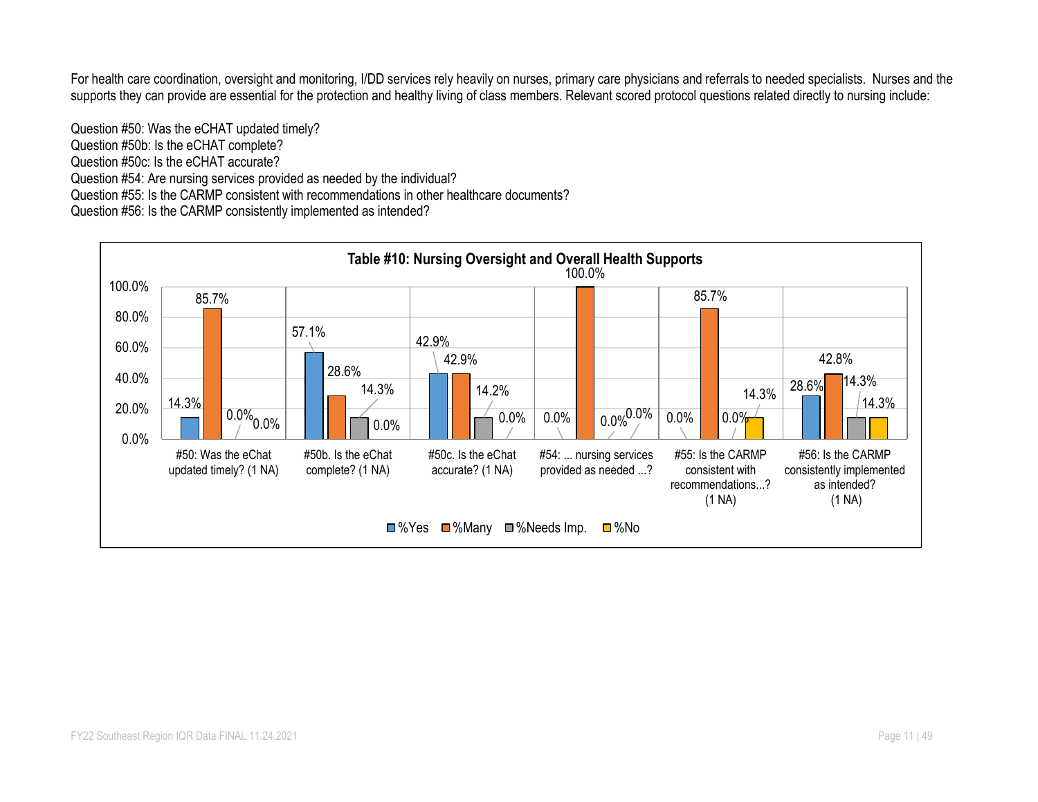For health care coordination, oversight and monitoring, I/DD services rely heavily on nurses, primary care physicians and referrals to needed specialists. Nurses and the supports they can provide are essential for the protection and healthy living of class members. Relevant scored protocol questions related directly to nursing include:

Question #50: Was the eCHAT updated timely?
Question #50b: Is the eCHAT complete?
Question #50c: Is the eCHAT accurate?
Question #54: Are nursing services provided as needed by the individual?
Question #55: Is the CARMP consistent with recommendations in other healthcare documents?
Question #56: Is the CARMP consistently implemented as intended?

**Table #10: Nursing Oversight and Overall Health Supports**

| Question | %Yes | %Many | %Needs Imp. | %No |
|---|---|---|---|---|
| #50: Was the eChat updated timely? (1 NA) | 14.3% | 85.7% | 0.0% | 0.0% |
| #50b. Is the eChat complete? (1 NA) | 57.1% | 28.6% | 14.3% | 0.0% |
| #50c. Is the eChat accurate? (1 NA) | 42.9% | 42.9% | 14.2% | 0.0% |
| #54: ... nursing services provided as needed ...? | 0.0% | 100.0% | 0.0% | 0.0% |
| #55: Is the CARMP consistent with recommendations...? (1 NA) | 0.0% | 85.7% | 0.0% | 14.3% |
| #56: Is the CARMP consistently implemented as intended? (1 NA) | 28.6% | 42.8% | 14.3% | 14.3% |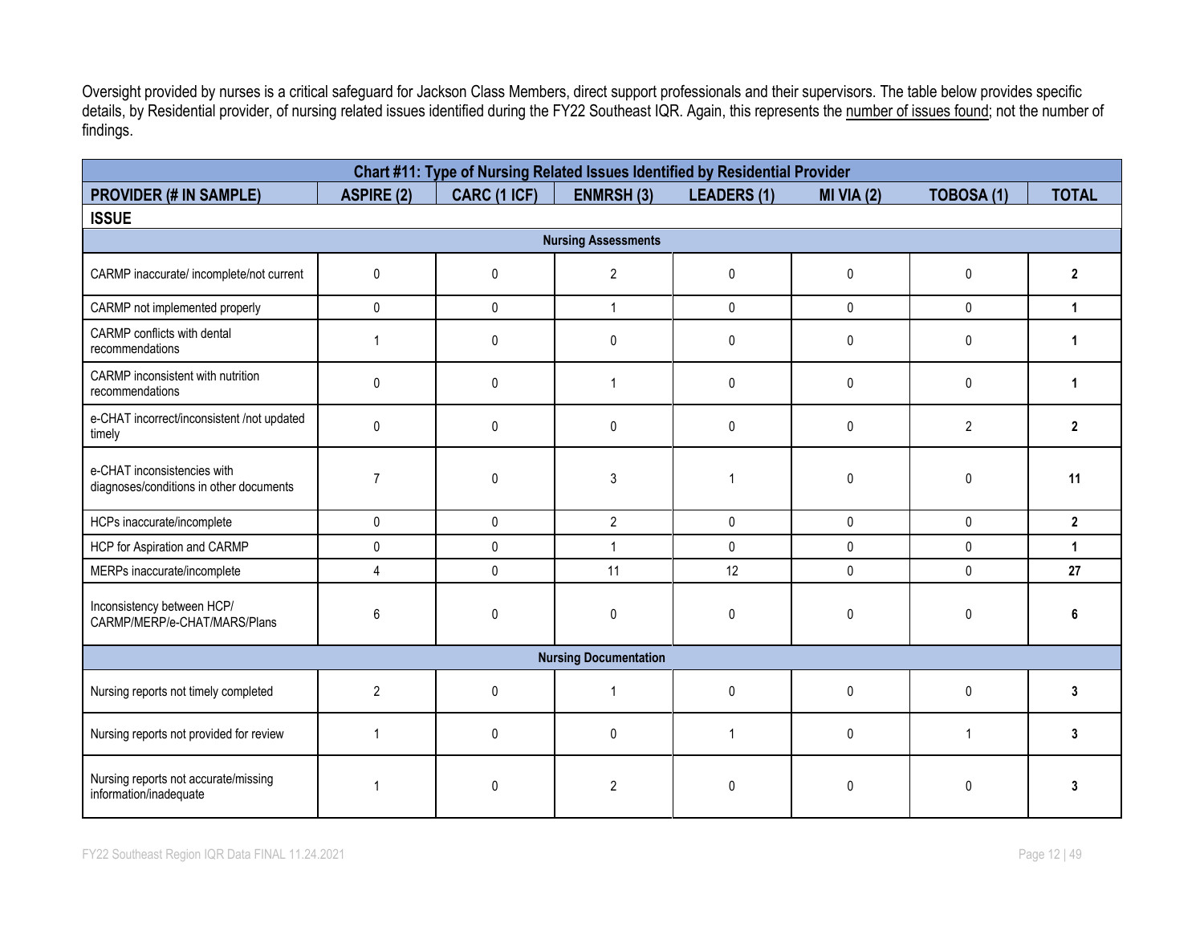Oversight provided by nurses is a critical safeguard for Jackson Class Members, direct support professionals and their supervisors. The table below provides specific details, by Residential provider, of nursing related issues identified during the FY22 Southeast IQR. Again, this represents the number of issues found; not the number of findings.

| Chart #11: Type of Nursing Related Issues Identified by Residential Provider | | | | | | | |
|---|---|---|---|---|---|---|---|
| **PROVIDER (# IN SAMPLE)** | **ASPIRE (2)** | **CARC (1 ICF)** | **ENMRSH (3)** | **LEADERS (1)** | **MI VIA (2)** | **TOBOSA (1)** | **TOTAL** |
| **ISSUE** | | | | | | | |
| **Nursing Assessments** | | | | | | | |
| CARMP inaccurate/ incomplete/not current | 0 | 0 | 2 | 0 | 0 | 0 | **2** |
| CARMP not implemented properly | 0 | 0 | 1 | 0 | 0 | 0 | **1** |
| CARMP conflicts with dental recommendations | 1 | 0 | 0 | 0 | 0 | 0 | **1** |
| CARMP inconsistent with nutrition recommendations | 0 | 0 | 1 | 0 | 0 | 0 | **1** |
| e-CHAT incorrect/inconsistent /not updated timely | 0 | 0 | 0 | 0 | 0 | 2 | **2** |
| e-CHAT inconsistencies with diagnoses/conditions in other documents | 7 | 0 | 3 | 1 | 0 | 0 | **11** |
| HCPs inaccurate/incomplete | 0 | 0 | 2 | 0 | 0 | 0 | **2** |
| HCP for Aspiration and CARMP | 0 | 0 | 1 | 0 | 0 | 0 | **1** |
| MERPs inaccurate/incomplete | 4 | 0 | 11 | 12 | 0 | 0 | **27** |
| Inconsistency between HCP/ CARMP/MERP/e-CHAT/MARS/Plans | 6 | 0 | 0 | 0 | 0 | 0 | **6** |
| **Nursing Documentation** | | | | | | | |
| Nursing reports not timely completed | 2 | 0 | 1 | 0 | 0 | 0 | **3** |
| Nursing reports not provided for review | 1 | 0 | 0 | 1 | 0 | 1 | **3** |
| Nursing reports not accurate/missing information/inadequate | 1 | 0 | 2 | 0 | 0 | 0 | **3** |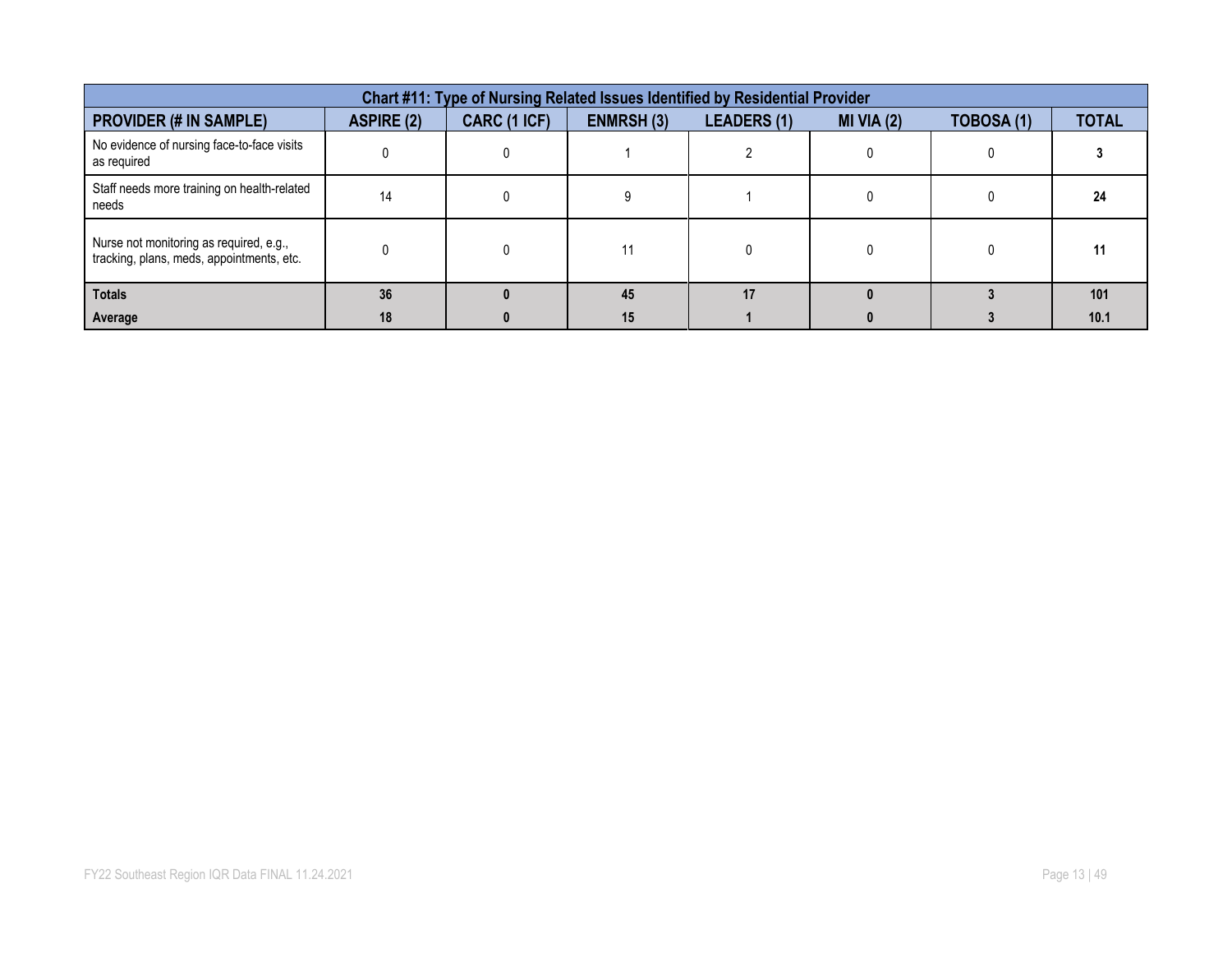| Chart #11: Type of Nursing Related Issues Identified by Residential Provider | | | | | | | |
|---|---|---|---|---|---|---|---|
| **PROVIDER (# IN SAMPLE)** | **ASPIRE (2)** | **CARC (1 ICF)** | **ENMRSH (3)** | **LEADERS (1)** | **MI VIA (2)** | **TOBOSA (1)** | **TOTAL** |
| No evidence of nursing face-to-face visits as required | 0 | 0 | 1 | 2 | 0 | 0 | **3** |
| Staff needs more training on health-related needs | 14 | 0 | 9 | 1 | 0 | 0 | **24** |
| Nurse not monitoring as required, e.g., tracking, plans, meds, appointments, etc. | 0 | 0 | 11 | 0 | 0 | 0 | **11** |
| **Totals** | **36** | **0** | **45** | **17** | **0** | **3** | **101** |
| **Average** | **18** | **0** | **15** | **1** | **0** | **3** | **10.1** |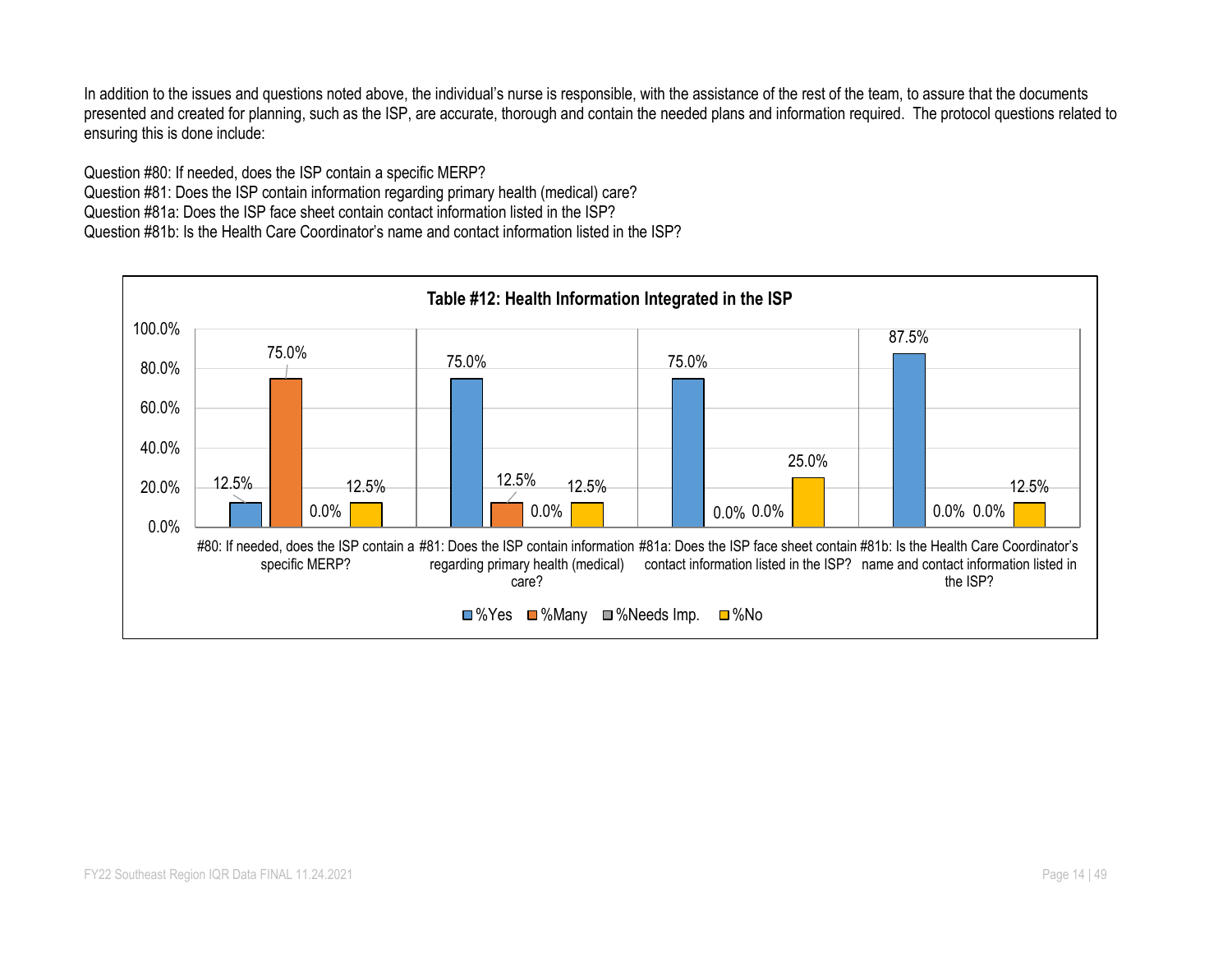In addition to the issues and questions noted above, the individual's nurse is responsible, with the assistance of the rest of the team, to assure that the documents presented and created for planning, such as the ISP, are accurate, thorough and contain the needed plans and information required. The protocol questions related to ensuring this is done include:

Question #80: If needed, does the ISP contain a specific MERP?
Question #81: Does the ISP contain information regarding primary health (medical) care?
Question #81a: Does the ISP face sheet contain contact information listed in the ISP?
Question #81b: Is the Health Care Coordinator's name and contact information listed in the ISP?

**Table #12: Health Information Integrated in the ISP**

| | %Yes | %Many | %Needs Imp. | %No |
|---|---|---|---|---|
| #80: If needed, does the ISP contain a specific MERP? | 12.5% | 75.0% | 0.0% | 12.5% |
| #81: Does the ISP contain information regarding primary health (medical) care? | 75.0% | 12.5% | 0.0% | 12.5% |
| #81a: Does the ISP face sheet contain contact information listed in the ISP? | 75.0% | 0.0% | 0.0% | 25.0% |
| #81b: Is the Health Care Coordinator's name and contact information listed in the ISP? | 87.5% | 0.0% | 0.0% | 12.5% |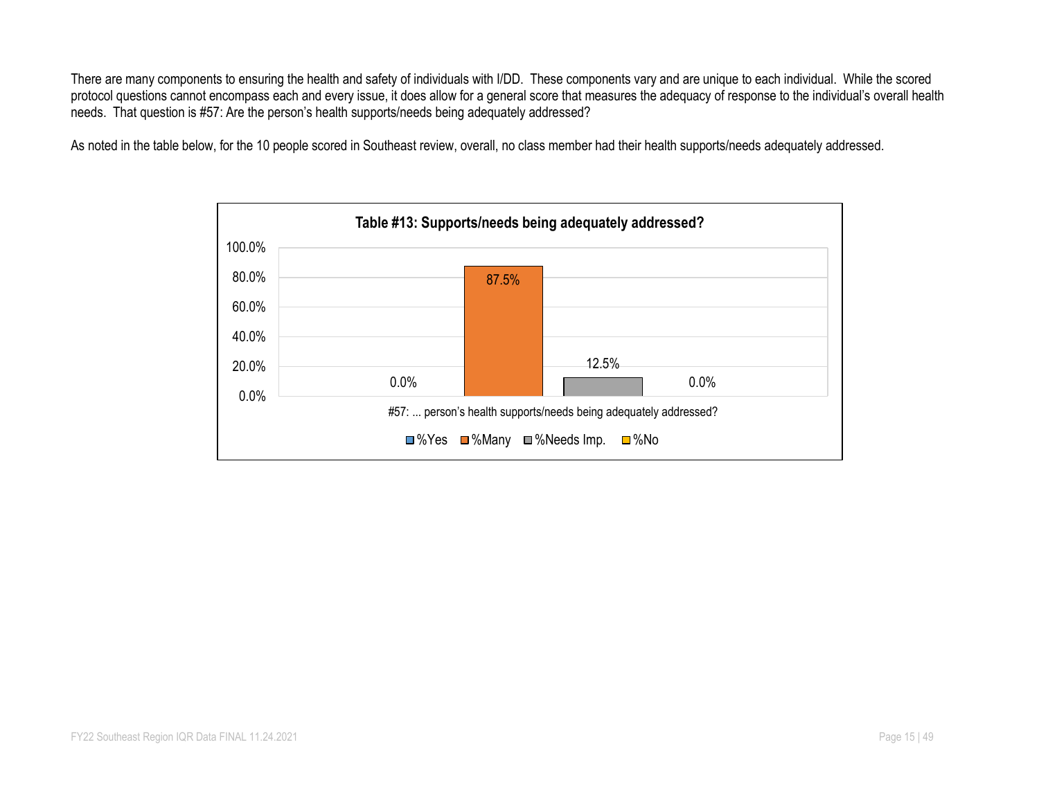There are many components to ensuring the health and safety of individuals with I/DD. These components vary and are unique to each individual. While the scored protocol questions cannot encompass each and every issue, it does allow for a general score that measures the adequacy of response to the individual's overall health needs. That question is #57: Are the person's health supports/needs being adequately addressed?

As noted in the table below, for the 10 people scored in Southeast review, overall, no class member had their health supports/needs adequately addressed.

**Table #13: Supports/needs being adequately addressed?**

| | %Yes | %Many | %Needs Imp. | %No |
|---|---|---|---|---|
| #57: ... person's health supports/needs being adequately addressed? | 0.0% | 87.5% | 12.5% | 0.0% |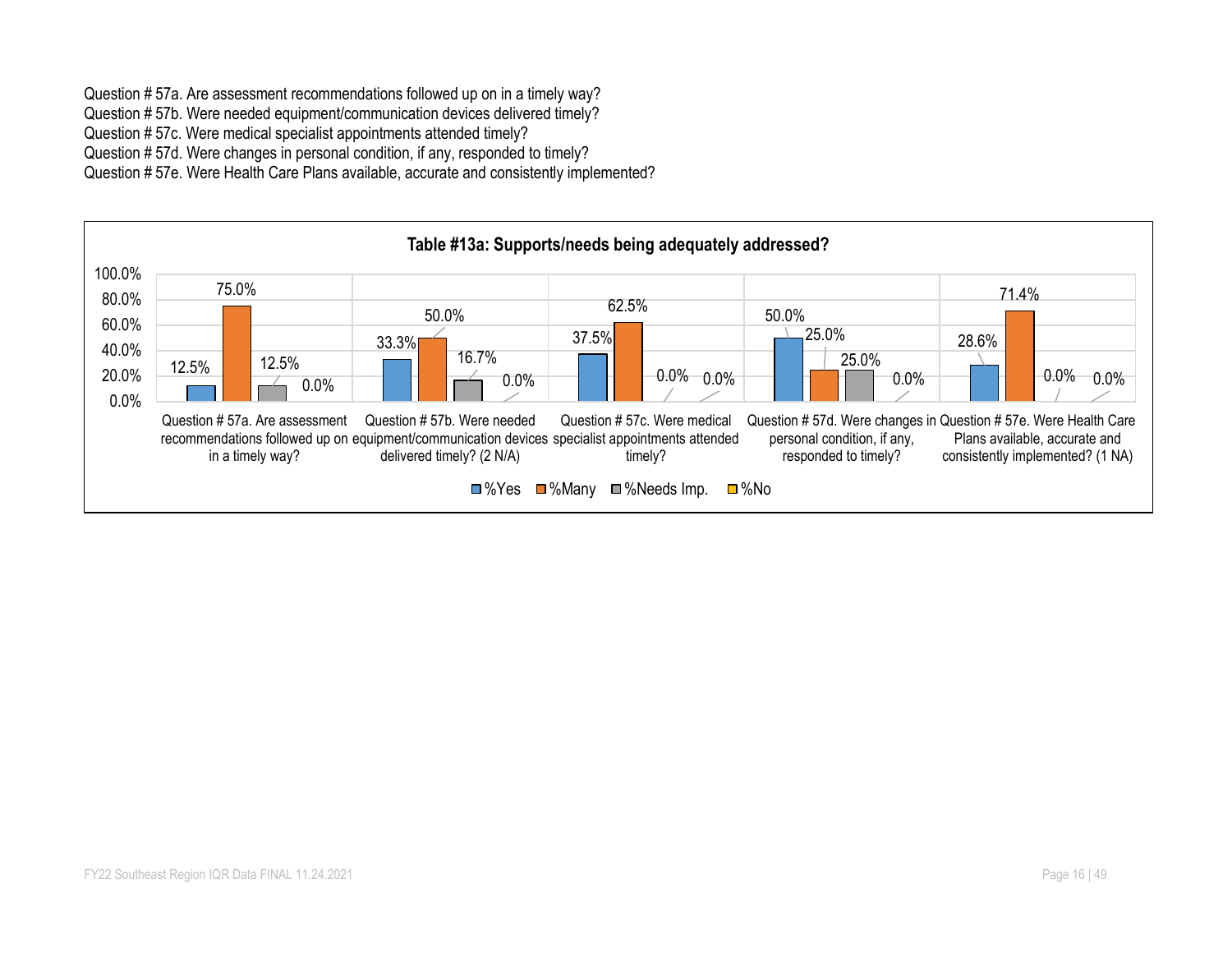Question # 57a. Are assessment recommendations followed up on in a timely way?
Question # 57b. Were needed equipment/communication devices delivered timely?
Question # 57c. Were medical specialist appointments attended timely?
Question # 57d. Were changes in personal condition, if any, responded to timely?
Question # 57e. Were Health Care Plans available, accurate and consistently implemented?

**Table #13a: Supports/needs being adequately addressed?**

| Question | %Yes | %Many | %Needs Imp. | %No |
|---|---|---|---|---|
| Question # 57a. Are assessment recommendations followed up on in a timely way? | 12.5% | 75.0% | 12.5% | 0.0% |
| Question # 57b. Were needed equipment/communication devices delivered timely? (2 N/A) | 33.3% | 50.0% | 16.7% | 0.0% |
| Question # 57c. Were medical specialist appointments attended timely? | 37.5% | 62.5% | 0.0% | 0.0% |
| Question # 57d. Were changes in personal condition, if any, responded to timely? | 50.0% | 25.0% | 25.0% | 0.0% |
| Question # 57e. Were Health Care Plans available, accurate and consistently implemented? (1 NA) | 28.6% | 71.4% | 0.0% | 0.0% |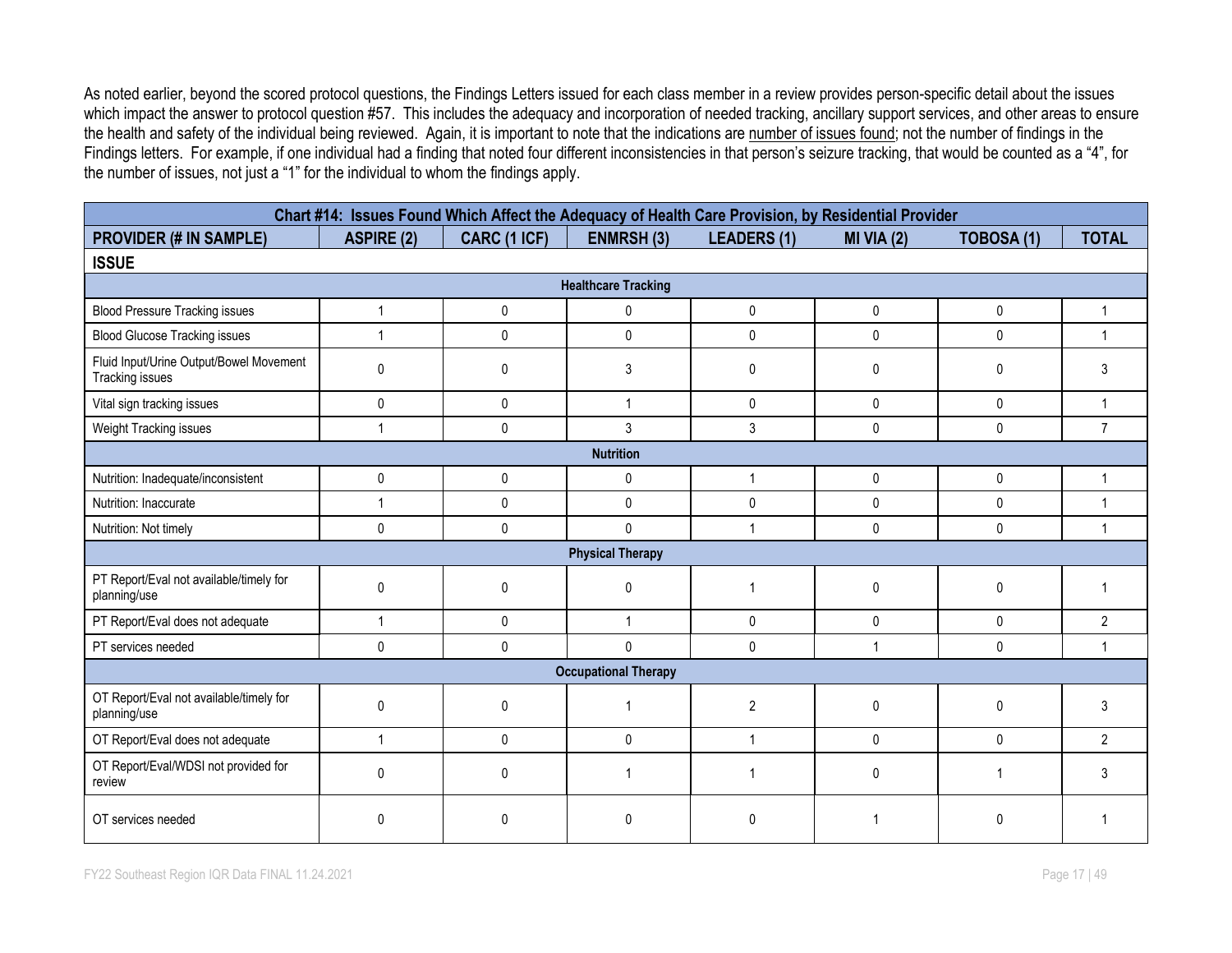As noted earlier, beyond the scored protocol questions, the Findings Letters issued for each class member in a review provides person-specific detail about the issues which impact the answer to protocol question #57. This includes the adequacy and incorporation of needed tracking, ancillary support services, and other areas to ensure the health and safety of the individual being reviewed. Again, it is important to note that the indications are number of issues found; not the number of findings in the Findings letters. For example, if one individual had a finding that noted four different inconsistencies in that person's seizure tracking, that would be counted as a "4", for the number of issues, not just a "1" for the individual to whom the findings apply.

| Chart #14: Issues Found Which Affect the Adequacy of Health Care Provision, by Residential Provider | | | | | | | |
|---|---|---|---|---|---|---|---|
| **PROVIDER (# IN SAMPLE)** | **ASPIRE (2)** | **CARC (1 ICF)** | **ENMRSH (3)** | **LEADERS (1)** | **MI VIA (2)** | **TOBOSA (1)** | **TOTAL** |
| **ISSUE** | | | | | | | |
| **Healthcare Tracking** | | | | | | | |
| Blood Pressure Tracking issues | 1 | 0 | 0 | 0 | 0 | 0 | 1 |
| Blood Glucose Tracking issues | 1 | 0 | 0 | 0 | 0 | 0 | 1 |
| Fluid Input/Urine Output/Bowel Movement Tracking issues | 0 | 0 | 3 | 0 | 0 | 0 | 3 |
| Vital sign tracking issues | 0 | 0 | 1 | 0 | 0 | 0 | 1 |
| Weight Tracking issues | 1 | 0 | 3 | 3 | 0 | 0 | 7 |
| **Nutrition** | | | | | | | |
| Nutrition: Inadequate/inconsistent | 0 | 0 | 0 | 1 | 0 | 0 | 1 |
| Nutrition: Inaccurate | 1 | 0 | 0 | 0 | 0 | 0 | 1 |
| Nutrition: Not timely | 0 | 0 | 0 | 1 | 0 | 0 | 1 |
| **Physical Therapy** | | | | | | | |
| PT Report/Eval not available/timely for planning/use | 0 | 0 | 0 | 1 | 0 | 0 | 1 |
| PT Report/Eval does not adequate | 1 | 0 | 1 | 0 | 0 | 0 | 2 |
| PT services needed | 0 | 0 | 0 | 0 | 1 | 0 | 1 |
| **Occupational Therapy** | | | | | | | |
| OT Report/Eval not available/timely for planning/use | 0 | 0 | 1 | 2 | 0 | 0 | 3 |
| OT Report/Eval does not adequate | 1 | 0 | 0 | 1 | 0 | 0 | 2 |
| OT Report/Eval/WDSI not provided for review | 0 | 0 | 1 | 1 | 0 | 1 | 3 |
| OT services needed | 0 | 0 | 0 | 0 | 1 | 0 | 1 |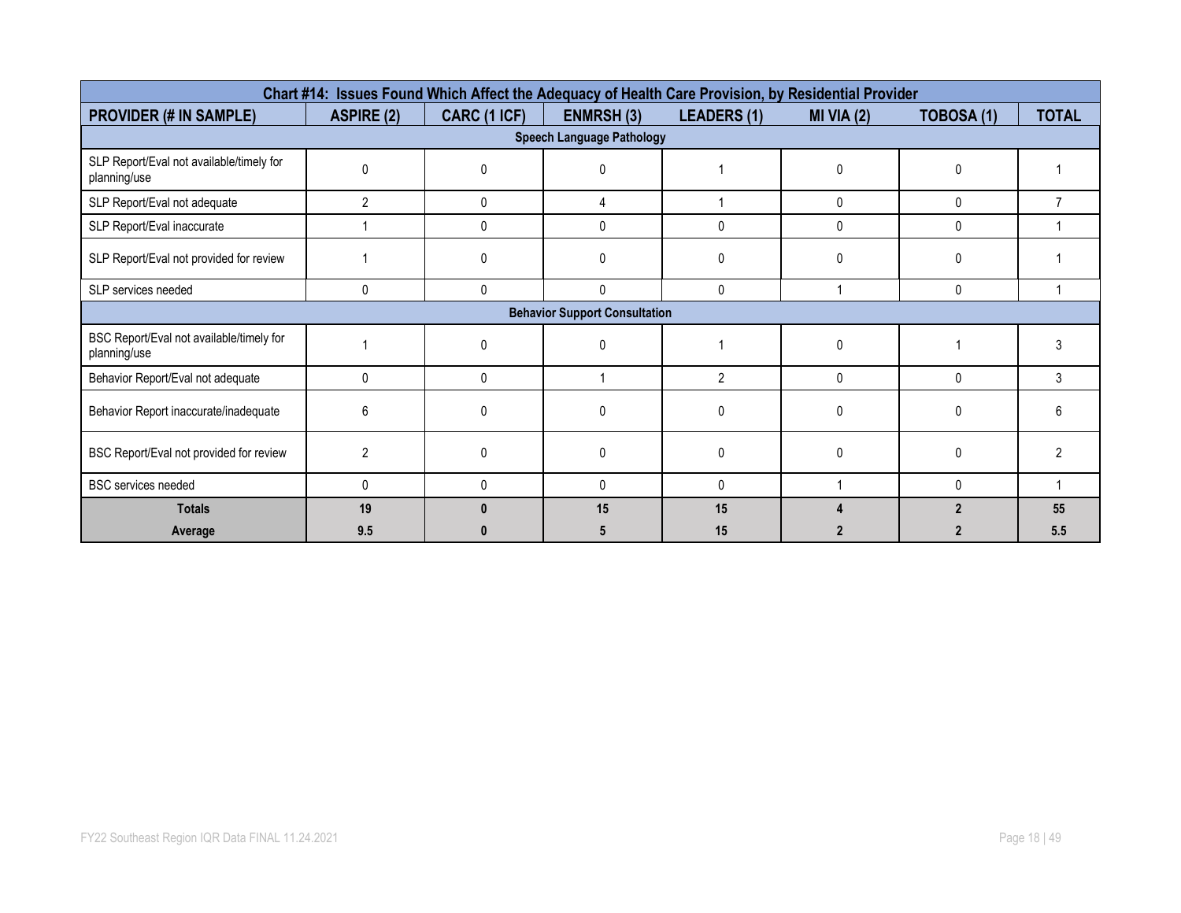| Chart #14: Issues Found Which Affect the Adequacy of Health Care Provision, by Residential Provider | | | | | | | |
|---|---|---|---|---|---|---|---|
| **PROVIDER (# IN SAMPLE)** | **ASPIRE (2)** | **CARC (1 ICF)** | **ENMRSH (3)** | **LEADERS (1)** | **MI VIA (2)** | **TOBOSA (1)** | **TOTAL** |
| **Speech Language Pathology** | | | | | | | |
| SLP Report/Eval not available/timely for planning/use | 0 | 0 | 0 | 1 | 0 | 0 | 1 |
| SLP Report/Eval not adequate | 2 | 0 | 4 | 1 | 0 | 0 | 7 |
| SLP Report/Eval inaccurate | 1 | 0 | 0 | 0 | 0 | 0 | 1 |
| SLP Report/Eval not provided for review | 1 | 0 | 0 | 0 | 0 | 0 | 1 |
| SLP services needed | 0 | 0 | 0 | 0 | 1 | 0 | 1 |
| **Behavior Support Consultation** | | | | | | | |
| BSC Report/Eval not available/timely for planning/use | 1 | 0 | 0 | 1 | 0 | 1 | 3 |
| Behavior Report/Eval not adequate | 0 | 0 | 1 | 2 | 0 | 0 | 3 |
| Behavior Report inaccurate/inadequate | 6 | 0 | 0 | 0 | 0 | 0 | 6 |
| BSC Report/Eval not provided for review | 2 | 0 | 0 | 0 | 0 | 0 | 2 |
| BSC services needed | 0 | 0 | 0 | 0 | 1 | 0 | 1 |
| **Totals** | **19** | **0** | **15** | **15** | **4** | **2** | **55** |
| **Average** | **9.5** | **0** | **5** | **15** | **2** | **2** | **5.5** |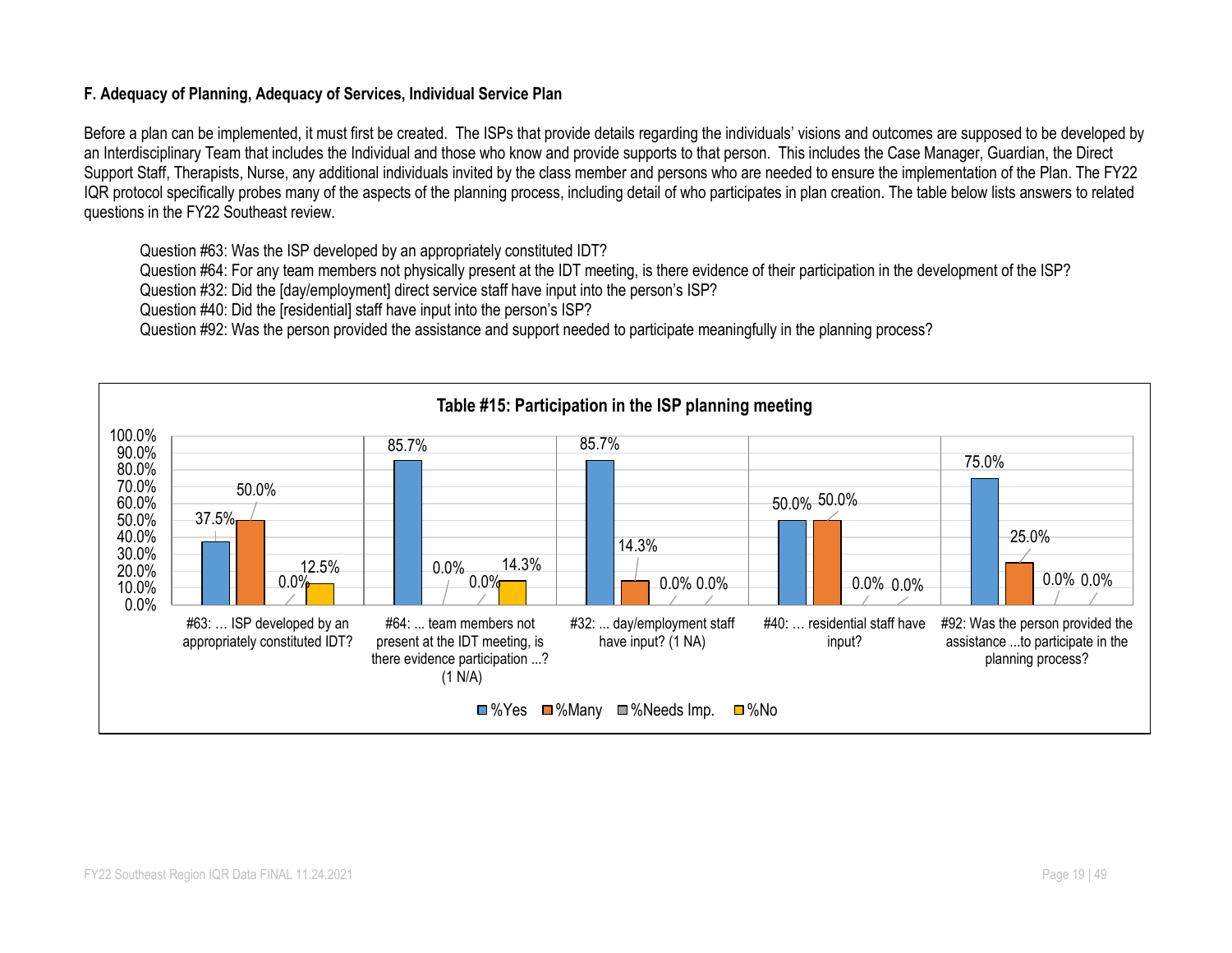**F. Adequacy of Planning, Adequacy of Services, Individual Service Plan**

Before a plan can be implemented, it must first be created. The ISPs that provide details regarding the individuals' visions and outcomes are supposed to be developed by an Interdisciplinary Team that includes the Individual and those who know and provide supports to that person. This includes the Case Manager, Guardian, the Direct Support Staff, Therapists, Nurse, any additional individuals invited by the class member and persons who are needed to ensure the implementation of the Plan. The FY22 IQR protocol specifically probes many of the aspects of the planning process, including detail of who participates in plan creation. The table below lists answers to related questions in the FY22 Southeast review.

Question #63: Was the ISP developed by an appropriately constituted IDT?
Question #64: For any team members not physically present at the IDT meeting, is there evidence of their participation in the development of the ISP?
Question #32: Did the [day/employment] direct service staff have input into the person's ISP?
Question #40: Did the [residential] staff have input into the person's ISP?
Question #92: Was the person provided the assistance and support needed to participate meaningfully in the planning process?

**Table #15: Participation in the ISP planning meeting**

| Question | %Yes | %Many | %Needs Imp. | %No |
|---|---|---|---|---|
| #63: … ISP developed by an appropriately constituted IDT? | 37.5% | 50.0% | 0.0% | 12.5% |
| #64: ... team members not present at the IDT meeting, is there evidence participation ...? (1 N/A) | 85.7% | 0.0% | 0.0% | 14.3% |
| #32: ... day/employment staff have input? (1 NA) | 85.7% | 14.3% | 0.0% | 0.0% |
| #40: … residential staff have input? | 50.0% | 50.0% | 0.0% | 0.0% |
| #92: Was the person provided the assistance ...to participate in the planning process? | 75.0% | 25.0% | 0.0% | 0.0% |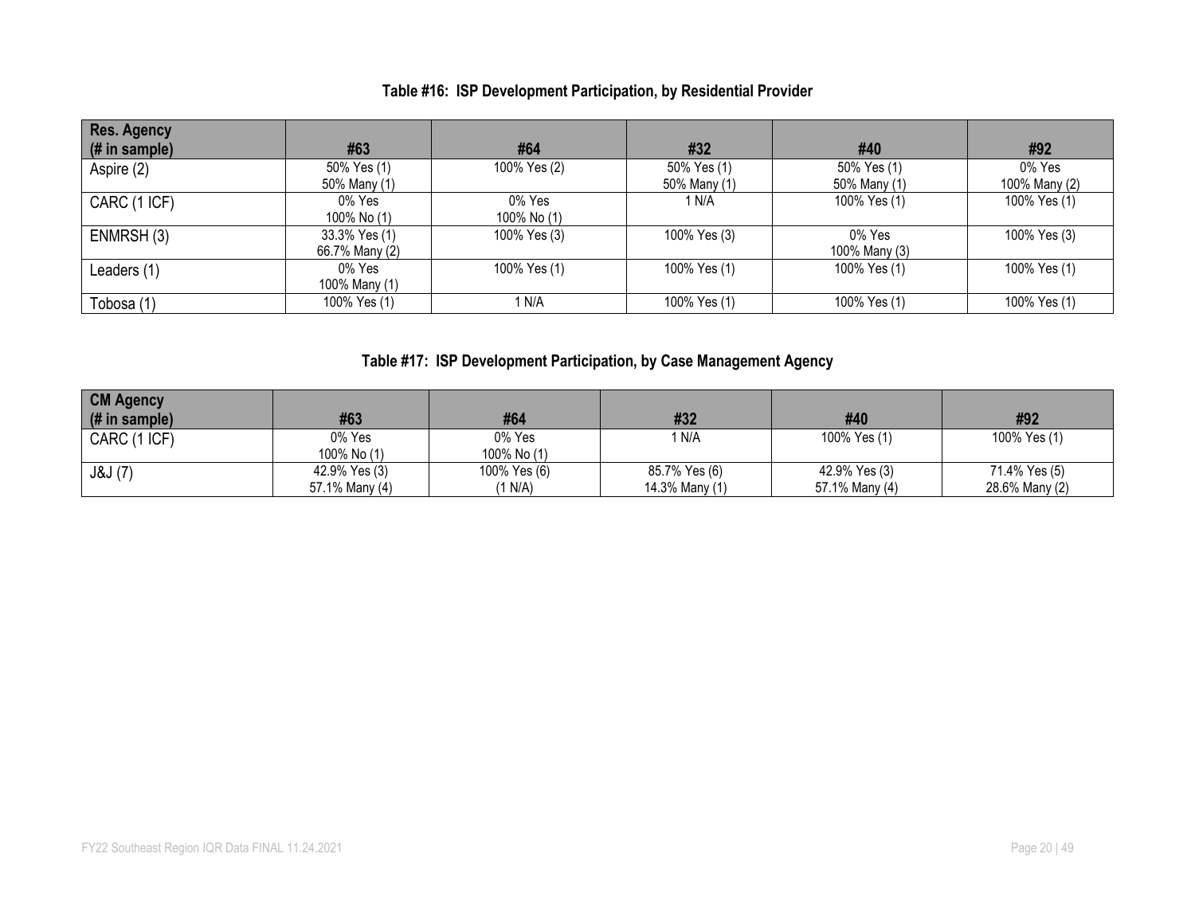### Table #16: ISP Development Participation, by Residential Provider

| Res. Agency (# in sample) | #63 | #64 | #32 | #40 | #92 |
|---|---|---|---|---|---|
| Aspire (2) | 50% Yes (1) 50% Many (1) | 100% Yes (2) | 50% Yes (1) 50% Many (1) | 50% Yes (1) 50% Many (1) | 0% Yes 100% Many (2) |
| CARC (1 ICF) | 0% Yes 100% No (1) | 0% Yes 100% No (1) | 1 N/A | 100% Yes (1) | 100% Yes (1) |
| ENMRSH (3) | 33.3% Yes (1) 66.7% Many (2) | 100% Yes (3) | 100% Yes (3) | 0% Yes 100% Many (3) | 100% Yes (3) |
| Leaders (1) | 0% Yes 100% Many (1) | 100% Yes (1) | 100% Yes (1) | 100% Yes (1) | 100% Yes (1) |
| Tobosa (1) | 100% Yes (1) | 1 N/A | 100% Yes (1) | 100% Yes (1) | 100% Yes (1) |

### Table #17: ISP Development Participation, by Case Management Agency

| CM Agency (# in sample) | #63 | #64 | #32 | #40 | #92 |
|---|---|---|---|---|---|
| CARC (1 ICF) | 0% Yes 100% No (1) | 0% Yes 100% No (1) | 1 N/A | 100% Yes (1) | 100% Yes (1) |
| J&J (7) | 42.9% Yes (3) 57.1% Many (4) | 100% Yes (6) (1 N/A) | 85.7% Yes (6) 14.3% Many (1) | 42.9% Yes (3) 57.1% Many (4) | 71.4% Yes (5) 28.6% Many (2) |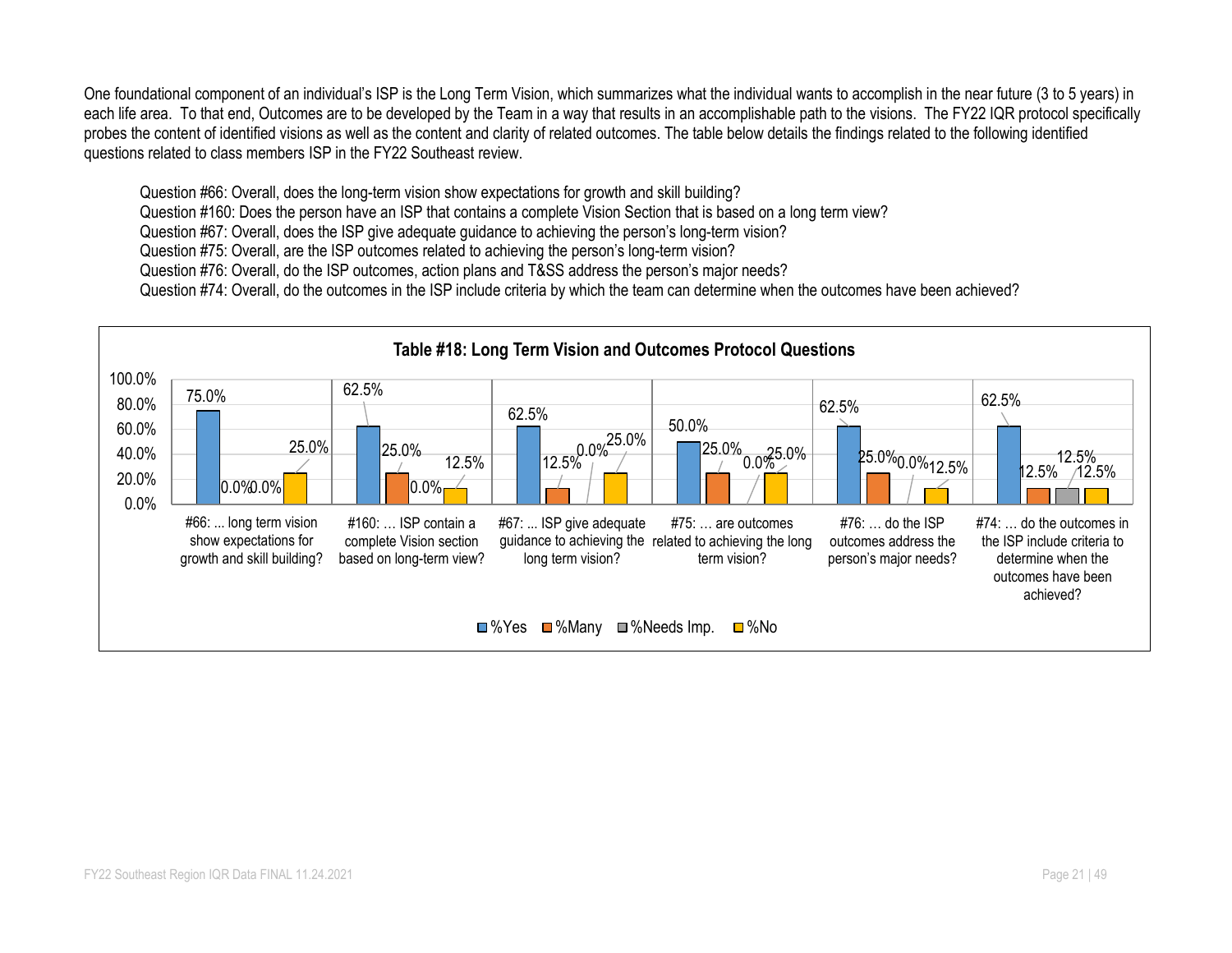One foundational component of an individual's ISP is the Long Term Vision, which summarizes what the individual wants to accomplish in the near future (3 to 5 years) in each life area. To that end, Outcomes are to be developed by the Team in a way that results in an accomplishable path to the visions. The FY22 IQR protocol specifically probes the content of identified visions as well as the content and clarity of related outcomes. The table below details the findings related to the following identified questions related to class members ISP in the FY22 Southeast review.

Question #66: Overall, does the long-term vision show expectations for growth and skill building?
Question #160: Does the person have an ISP that contains a complete Vision Section that is based on a long term view?
Question #67: Overall, does the ISP give adequate guidance to achieving the person's long-term vision?
Question #75: Overall, are the ISP outcomes related to achieving the person's long-term vision?
Question #76: Overall, do the ISP outcomes, action plans and T&SS address the person's major needs?
Question #74: Overall, do the outcomes in the ISP include criteria by which the team can determine when the outcomes have been achieved?

**Table #18: Long Term Vision and Outcomes Protocol Questions**

| Question | %Yes | %Many | %Needs Imp. | %No |
|---|---|---|---|---|
| #66: ... long term vision show expectations for growth and skill building? | 75.0% | 0.0% | 0.0% | 25.0% |
| #160: … ISP contain a complete Vision section based on long-term view? | 62.5% | 25.0% | 0.0% | 12.5% |
| #67: ... ISP give adequate guidance to achieving the long term vision? | 62.5% | 12.5% | 0.0% | 25.0% |
| #75: … are outcomes related to achieving the long term vision? | 50.0% | 25.0% | 0.0% | 25.0% |
| #76: … do the ISP outcomes address the person's major needs? | 62.5% | 25.0% | 0.0% | 12.5% |
| #74: … do the outcomes in the ISP include criteria to determine when the outcomes have been achieved? | 62.5% | 12.5% | 12.5% | 12.5% |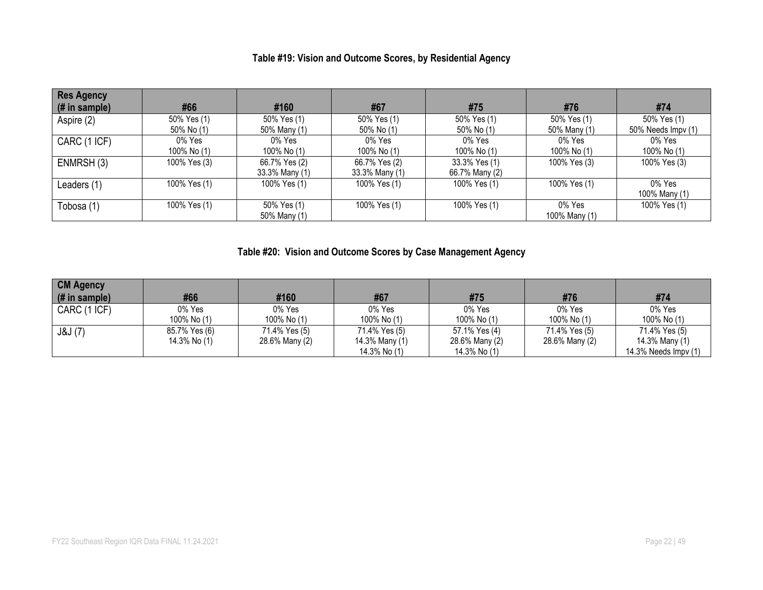### Table #19: Vision and Outcome Scores, by Residential Agency

| Res Agency (# in sample) | #66 | #160 | #67 | #75 | #76 | #74 |
|---|---|---|---|---|---|---|
| Aspire (2) | 50% Yes (1) 50% No (1) | 50% Yes (1) 50% Many (1) | 50% Yes (1) 50% No (1) | 50% Yes (1) 50% No (1) | 50% Yes (1) 50% Many (1) | 50% Yes (1) 50% Needs Impv (1) |
| CARC (1 ICF) | 0% Yes 100% No (1) | 0% Yes 100% No (1) | 0% Yes 100% No (1) | 0% Yes 100% No (1) | 0% Yes 100% No (1) | 0% Yes 100% No (1) |
| ENMRSH (3) | 100% Yes (3) | 66.7% Yes (2) 33.3% Many (1) | 66.7% Yes (2) 33.3% Many (1) | 33.3% Yes (1) 66.7% Many (2) | 100% Yes (3) | 100% Yes (3) |
| Leaders (1) | 100% Yes (1) | 100% Yes (1) | 100% Yes (1) | 100% Yes (1) | 100% Yes (1) | 0% Yes 100% Many (1) |
| Tobosa (1) | 100% Yes (1) | 50% Yes (1) 50% Many (1) | 100% Yes (1) | 100% Yes (1) | 0% Yes 100% Many (1) | 100% Yes (1) |

### Table #20: Vision and Outcome Scores by Case Management Agency

| CM Agency (# in sample) | #66 | #160 | #67 | #75 | #76 | #74 |
|---|---|---|---|---|---|---|
| CARC (1 ICF) | 0% Yes 100% No (1) | 0% Yes 100% No (1) | 0% Yes 100% No (1) | 0% Yes 100% No (1) | 0% Yes 100% No (1) | 0% Yes 100% No (1) |
| J&J (7) | 85.7% Yes (6) 14.3% No (1) | 71.4% Yes (5) 28.6% Many (2) | 71.4% Yes (5) 14.3% Many (1) 14.3% No (1) | 57.1% Yes (4) 28.6% Many (2) 14.3% No (1) | 71.4% Yes (5) 28.6% Many (2) | 71.4% Yes (5) 14.3% Many (1) 14.3% Needs Impv (1) |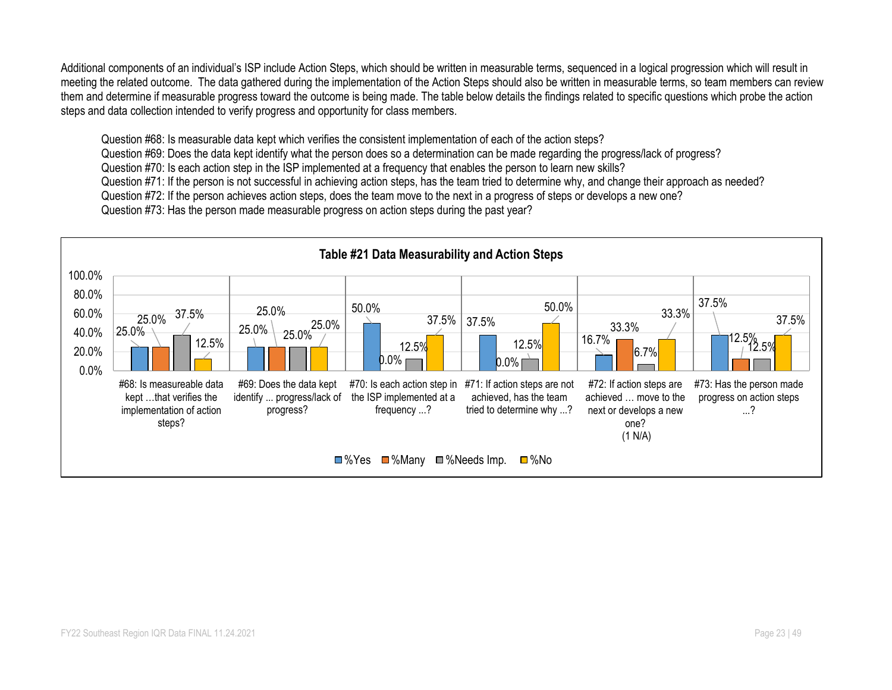Additional components of an individual's ISP include Action Steps, which should be written in measurable terms, sequenced in a logical progression which will result in meeting the related outcome. The data gathered during the implementation of the Action Steps should also be written in measurable terms, so team members can review them and determine if measurable progress toward the outcome is being made. The table below details the findings related to specific questions which probe the action steps and data collection intended to verify progress and opportunity for class members.

Question #68: Is measurable data kept which verifies the consistent implementation of each of the action steps?
Question #69: Does the data kept identify what the person does so a determination can be made regarding the progress/lack of progress?
Question #70: Is each action step in the ISP implemented at a frequency that enables the person to learn new skills?
Question #71: If the person is not successful in achieving action steps, has the team tried to determine why, and change their approach as needed?
Question #72: If the person achieves action steps, does the team move to the next in a progress of steps or develops a new one?
Question #73: Has the person made measurable progress on action steps during the past year?

**Table #21 Data Measurability and Action Steps**

| Question | %Yes | %Many | %Needs Imp. | %No |
|---|---|---|---|---|
| #68: Is measureable data kept …that verifies the implementation of action steps? | 25.0% | 25.0% | 37.5% | 12.5% |
| #69: Does the data kept identify ... progress/lack of progress? | 25.0% | 25.0% | 25.0% | 25.0% |
| #70: Is each action step in the ISP implemented at a frequency ...? | 50.0% | 0.0% | 12.5% | 37.5% |
| #71: If action steps are not achieved, has the team tried to determine why ...? | 37.5% | 0.0% | 12.5% | 50.0% |
| #72: If action steps are achieved … move to the next or develops a new one? (1 N/A) | 16.7% | 33.3% | 6.7% | 33.3% |
| #73: Has the person made progress on action steps ...? | 37.5% | 12.5% | 12.5% | 37.5% |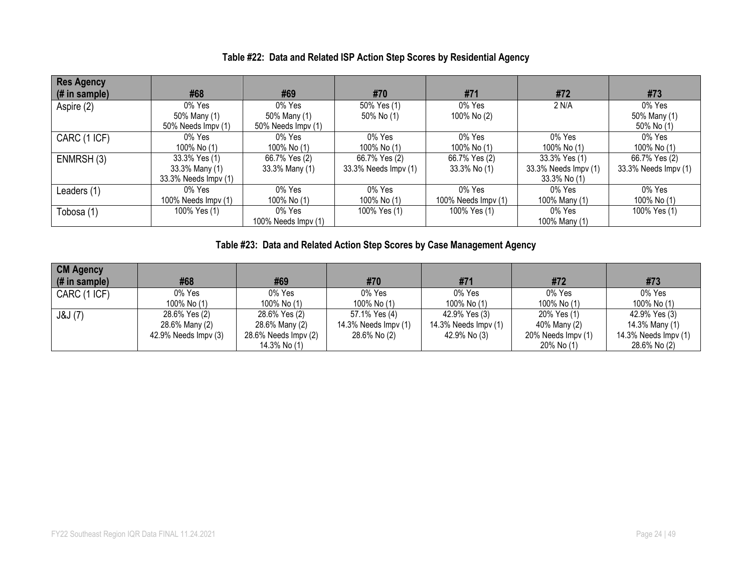### Table #22: Data and Related ISP Action Step Scores by Residential Agency

| Res Agency (# in sample) | #68 | #69 | #70 | #71 | #72 | #73 |
|---|---|---|---|---|---|---|
| Aspire (2) | 0% Yes<br>50% Many (1)<br>50% Needs Impv (1) | 0% Yes<br>50% Many (1)<br>50% Needs Impv (1) | 50% Yes (1)<br>50% No (1) | 0% Yes<br>100% No (2) | 2 N/A | 0% Yes<br>50% Many (1)<br>50% No (1) |
| CARC (1 ICF) | 0% Yes<br>100% No (1) | 0% Yes<br>100% No (1) | 0% Yes<br>100% No (1) | 0% Yes<br>100% No (1) | 0% Yes<br>100% No (1) | 0% Yes<br>100% No (1) |
| ENMRSH (3) | 33.3% Yes (1)<br>33.3% Many (1)<br>33.3% Needs Impv (1) | 66.7% Yes (2)<br>33.3% Many (1) | 66.7% Yes (2)<br>33.3% Needs Impv (1) | 66.7% Yes (2)<br>33.3% No (1) | 33.3% Yes (1)<br>33.3% Needs Impv (1)<br>33.3% No (1) | 66.7% Yes (2)<br>33.3% Needs Impv (1) |
| Leaders (1) | 0% Yes<br>100% Needs Impv (1) | 0% Yes<br>100% No (1) | 0% Yes<br>100% No (1) | 0% Yes<br>100% Needs Impv (1) | 0% Yes<br>100% Many (1) | 0% Yes<br>100% No (1) |
| Tobosa (1) | 100% Yes (1) | 0% Yes<br>100% Needs Impv (1) | 100% Yes (1) | 100% Yes (1) | 0% Yes<br>100% Many (1) | 100% Yes (1) |

### Table #23: Data and Related Action Step Scores by Case Management Agency

| CM Agency (# in sample) | #68 | #69 | #70 | #71 | #72 | #73 |
|---|---|---|---|---|---|---|
| CARC (1 ICF) | 0% Yes<br>100% No (1) | 0% Yes<br>100% No (1) | 0% Yes<br>100% No (1) | 0% Yes<br>100% No (1) | 0% Yes<br>100% No (1) | 0% Yes<br>100% No (1) |
| J&J (7) | 28.6% Yes (2)<br>28.6% Many (2)<br>42.9% Needs Impv (3) | 28.6% Yes (2)<br>28.6% Many (2)<br>28.6% Needs Impv (2)<br>14.3% No (1) | 57.1% Yes (4)<br>14.3% Needs Impv (1)<br>28.6% No (2) | 42.9% Yes (3)<br>14.3% Needs Impv (1)<br>42.9% No (3) | 20% Yes (1)<br>40% Many (2)<br>20% Needs Impv (1)<br>20% No (1) | 42.9% Yes (3)<br>14.3% Many (1)<br>14.3% Needs Impv (1)<br>28.6% No (2) |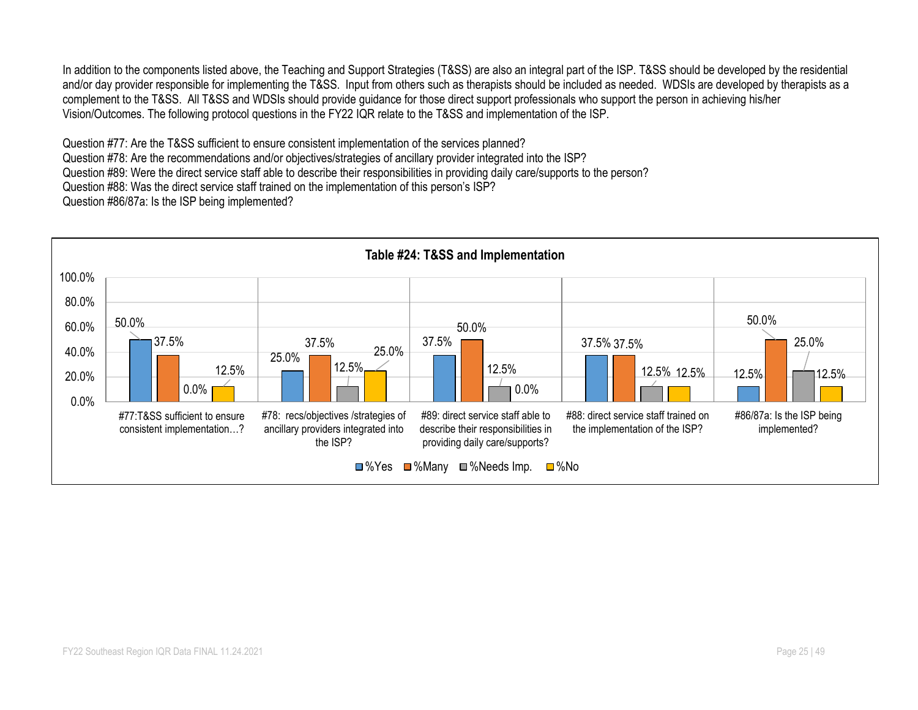In addition to the components listed above, the Teaching and Support Strategies (T&SS) are also an integral part of the ISP. T&SS should be developed by the residential and/or day provider responsible for implementing the T&SS. Input from others such as therapists should be included as needed. WDSIs are developed by therapists as a complement to the T&SS. All T&SS and WDSIs should provide guidance for those direct support professionals who support the person in achieving his/her Vision/Outcomes. The following protocol questions in the FY22 IQR relate to the T&SS and implementation of the ISP.

Question #77: Are the T&SS sufficient to ensure consistent implementation of the services planned?
Question #78: Are the recommendations and/or objectives/strategies of ancillary provider integrated into the ISP?
Question #89: Were the direct service staff able to describe their responsibilities in providing daily care/supports to the person?
Question #88: Was the direct service staff trained on the implementation of this person's ISP?
Question #86/87a: Is the ISP being implemented?

**Table #24: T&SS and Implementation**

| | %Yes | %Many | %Needs Imp. | %No |
|---|---|---|---|---|
| #77:T&SS sufficient to ensure consistent implementation…? | 50.0% | 37.5% | 0.0% | 12.5% |
| #78: recs/objectives /strategies of ancillary providers integrated into the ISP? | 25.0% | 37.5% | 12.5% | 25.0% |
| #89: direct service staff able to describe their responsibilities in providing daily care/supports? | 37.5% | 50.0% | 12.5% | 0.0% |
| #88: direct service staff trained on the implementation of the ISP? | 37.5% | 37.5% | 12.5% | 12.5% |
| #86/87a: Is the ISP being implemented? | 12.5% | 50.0% | 25.0% | 12.5% |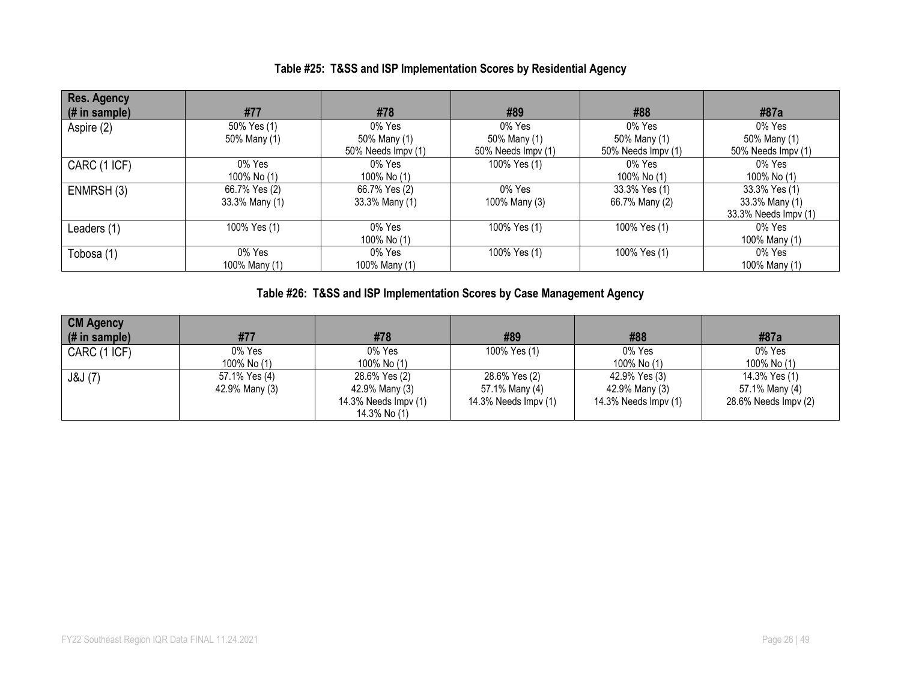**Table #25: T&SS and ISP Implementation Scores by Residential Agency**

| Res. Agency (# in sample) | #77 | #78 | #89 | #88 | #87a |
|---|---|---|---|---|---|
| Aspire (2) | 50% Yes (1)<br>50% Many (1) | 0% Yes<br>50% Many (1)<br>50% Needs Impv (1) | 0% Yes<br>50% Many (1)<br>50% Needs Impv (1) | 0% Yes<br>50% Many (1)<br>50% Needs Impv (1) | 0% Yes<br>50% Many (1)<br>50% Needs Impv (1) |
| CARC (1 ICF) | 0% Yes<br>100% No (1) | 0% Yes<br>100% No (1) | 100% Yes (1) | 0% Yes<br>100% No (1) | 0% Yes<br>100% No (1) |
| ENMRSH (3) | 66.7% Yes (2)<br>33.3% Many (1) | 66.7% Yes (2)<br>33.3% Many (1) | 0% Yes<br>100% Many (3) | 33.3% Yes (1)<br>66.7% Many (2) | 33.3% Yes (1)<br>33.3% Many (1)<br>33.3% Needs Impv (1) |
| Leaders (1) | 100% Yes (1) | 0% Yes<br>100% No (1) | 100% Yes (1) | 100% Yes (1) | 0% Yes<br>100% Many (1) |
| Tobosa (1) | 0% Yes<br>100% Many (1) | 0% Yes<br>100% Many (1) | 100% Yes (1) | 100% Yes (1) | 0% Yes<br>100% Many (1) |

**Table #26: T&SS and ISP Implementation Scores by Case Management Agency**

| CM Agency (# in sample) | #77 | #78 | #89 | #88 | #87a |
|---|---|---|---|---|---|
| CARC (1 ICF) | 0% Yes<br>100% No (1) | 0% Yes<br>100% No (1) | 100% Yes (1) | 0% Yes<br>100% No (1) | 0% Yes<br>100% No (1) |
| J&J (7) | 57.1% Yes (4)<br>42.9% Many (3) | 28.6% Yes (2)<br>42.9% Many (3)<br>14.3% Needs Impv (1)<br>14.3% No (1) | 28.6% Yes (2)<br>57.1% Many (4)<br>14.3% Needs Impv (1) | 42.9% Yes (3)<br>42.9% Many (3)<br>14.3% Needs Impv (1) | 14.3% Yes (1)<br>57.1% Many (4)<br>28.6% Needs Impv (2) |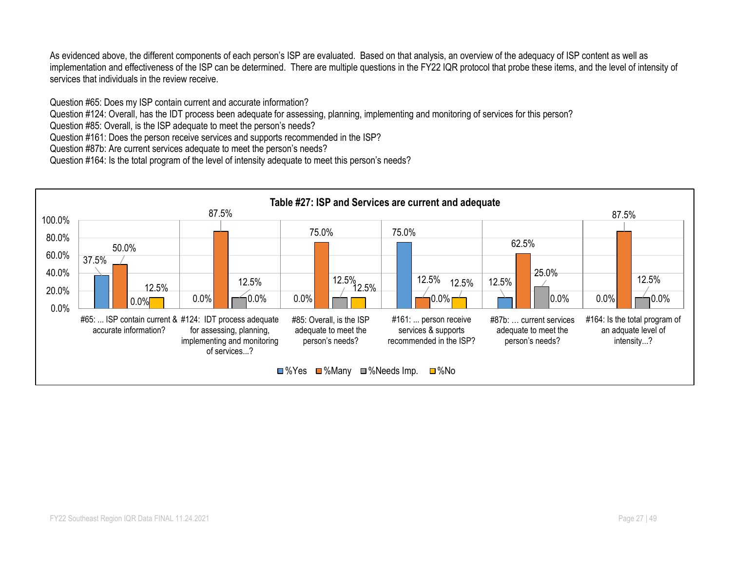As evidenced above, the different components of each person's ISP are evaluated. Based on that analysis, an overview of the adequacy of ISP content as well as implementation and effectiveness of the ISP can be determined. There are multiple questions in the FY22 IQR protocol that probe these items, and the level of intensity of services that individuals in the review receive.

Question #65: Does my ISP contain current and accurate information?
Question #124: Overall, has the IDT process been adequate for assessing, planning, implementing and monitoring of services for this person?
Question #85: Overall, is the ISP adequate to meet the person's needs?
Question #161: Does the person receive services and supports recommended in the ISP?
Question #87b: Are current services adequate to meet the person's needs?
Question #164: Is the total program of the level of intensity adequate to meet this person's needs?

**Table #27: ISP and Services are current and adequate**

| Question | %Yes | %Many | %Needs Imp. | %No |
|---|---|---|---|---|
| #65: ... ISP contain current & accurate information? | 37.5% | 50.0% | 0.0% | 12.5% |
| #124: IDT process adequate for assessing, planning, implementing and monitoring of services...? | 0.0% | 87.5% | 12.5% | 0.0% |
| #85: Overall, is the ISP adequate to meet the person's needs? | 0.0% | 75.0% | 12.5% | 12.5% |
| #161: ... person receive services & supports recommended in the ISP? | 75.0% | 12.5% | 0.0% | 12.5% |
| #87b: … current services adequate to meet the person's needs? | 12.5% | 62.5% | 25.0% | 0.0% |
| #164: Is the total program of an adquate level of intensity...? | 0.0% | 87.5% | 12.5% | 0.0% |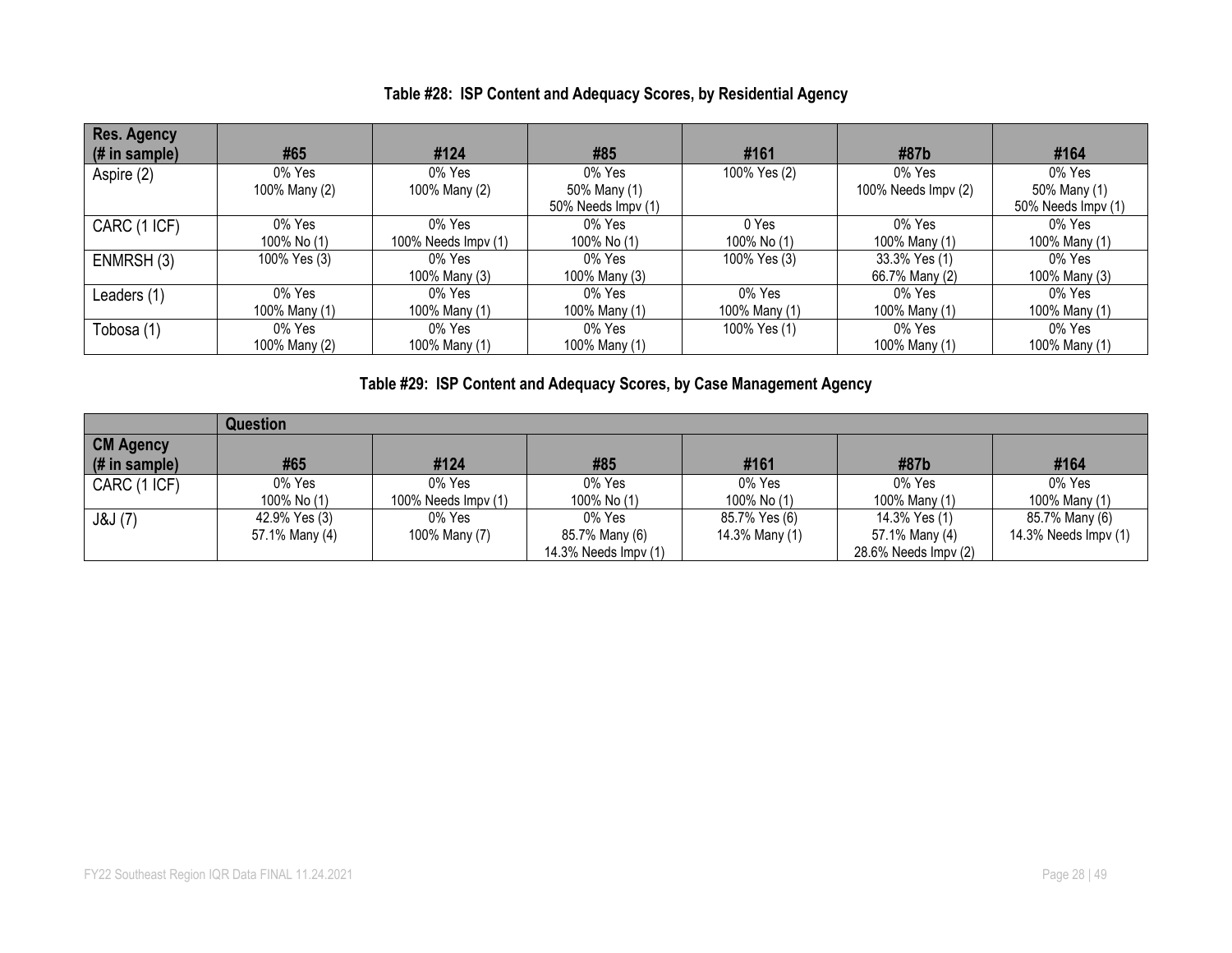### Table #28: ISP Content and Adequacy Scores, by Residential Agency

| Res. Agency (# in sample) | #65 | #124 | #85 | #161 | #87b | #164 |
|---|---|---|---|---|---|---|
| Aspire (2) | 0% Yes<br>100% Many (2) | 0% Yes<br>100% Many (2) | 0% Yes<br>50% Many (1)<br>50% Needs Impv (1) | 100% Yes (2) | 0% Yes<br>100% Needs Impv (2) | 0% Yes<br>50% Many (1)<br>50% Needs Impv (1) |
| CARC (1 ICF) | 0% Yes<br>100% No (1) | 0% Yes<br>100% Needs Impv (1) | 0% Yes<br>100% No (1) | 0 Yes<br>100% No (1) | 0% Yes<br>100% Many (1) | 0% Yes<br>100% Many (1) |
| ENMRSH (3) | 100% Yes (3) | 0% Yes<br>100% Many (3) | 0% Yes<br>100% Many (3) | 100% Yes (3) | 33.3% Yes (1)<br>66.7% Many (2) | 0% Yes<br>100% Many (3) |
| Leaders (1) | 0% Yes<br>100% Many (1) | 0% Yes<br>100% Many (1) | 0% Yes<br>100% Many (1) | 0% Yes<br>100% Many (1) | 0% Yes<br>100% Many (1) | 0% Yes<br>100% Many (1) |
| Tobosa (1) | 0% Yes<br>100% Many (2) | 0% Yes<br>100% Many (1) | 0% Yes<br>100% Many (1) | 100% Yes (1) | 0% Yes<br>100% Many (1) | 0% Yes<br>100% Many (1) |

### Table #29: ISP Content and Adequacy Scores, by Case Management Agency

| | Question | | | | | |
|---|---|---|---|---|---|---|
| **CM Agency (# in sample)** | **#65** | **#124** | **#85** | **#161** | **#87b** | **#164** |
| CARC (1 ICF) | 0% Yes<br>100% No (1) | 0% Yes<br>100% Needs Impv (1) | 0% Yes<br>100% No (1) | 0% Yes<br>100% No (1) | 0% Yes<br>100% Many (1) | 0% Yes<br>100% Many (1) |
| J&J (7) | 42.9% Yes (3)<br>57.1% Many (4) | 0% Yes<br>100% Many (7) | 0% Yes<br>85.7% Many (6)<br>14.3% Needs Impv (1) | 85.7% Yes (6)<br>14.3% Many (1) | 14.3% Yes (1)<br>57.1% Many (4)<br>28.6% Needs Impv (2) | 85.7% Many (6)<br>14.3% Needs Impv (1) |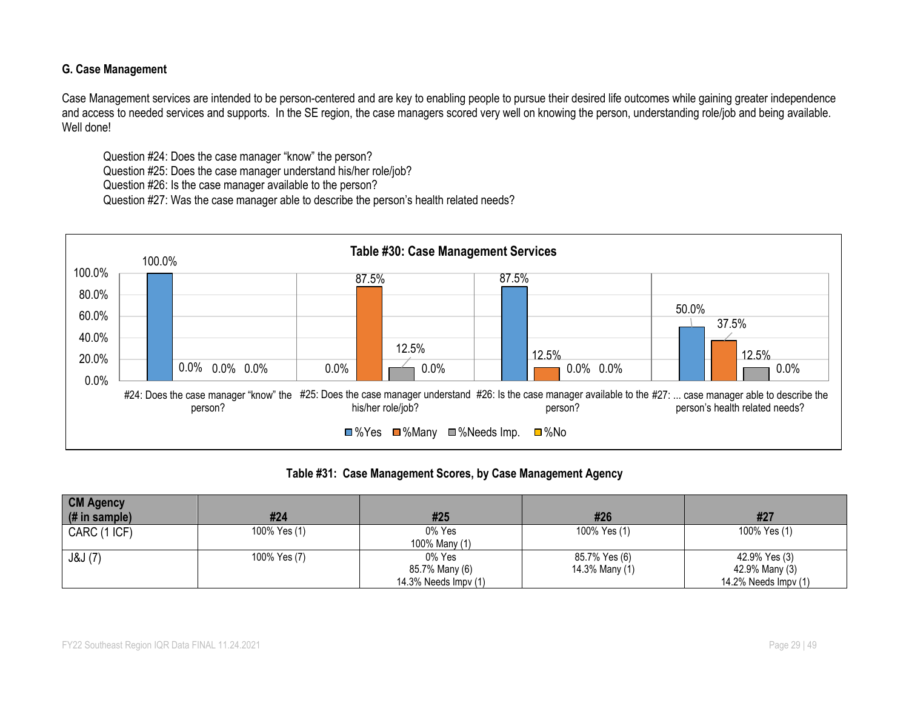### G. Case Management

Case Management services are intended to be person-centered and are key to enabling people to pursue their desired life outcomes while gaining greater independence and access to needed services and supports. In the SE region, the case managers scored very well on knowing the person, understanding role/job and being available. Well done!

Question #24: Does the case manager "know" the person?
Question #25: Does the case manager understand his/her role/job?
Question #26: Is the case manager available to the person?
Question #27: Was the case manager able to describe the person's health related needs?

**Table #30: Case Management Services**

| | %Yes | %Many | %Needs Imp. | %No |
|---|---|---|---|---|
| #24: Does the case manager "know" the person? | 100.0% | 0.0% | 0.0% | 0.0% |
| #25: Does the case manager understand his/her role/job? | 0.0% | 87.5% | 12.5% | 0.0% |
| #26: Is the case manager available to the person? | 87.5% | 12.5% | 0.0% | 0.0% |
| #27: ... case manager able to describe the person's health related needs? | 50.0% | 37.5% | 12.5% | 0.0% |

**Table #31: Case Management Scores, by Case Management Agency**

| CM Agency (# in sample) | #24 | #25 | #26 | #27 |
|---|---|---|---|---|
| CARC (1 ICF) | 100% Yes (1) | 0% Yes<br>100% Many (1) | 100% Yes (1) | 100% Yes (1) |
| J&J (7) | 100% Yes (7) | 0% Yes<br>85.7% Many (6)<br>14.3% Needs Impv (1) | 85.7% Yes (6)<br>14.3% Many (1) | 42.9% Yes (3)<br>42.9% Many (3)<br>14.2% Needs Impv (1) |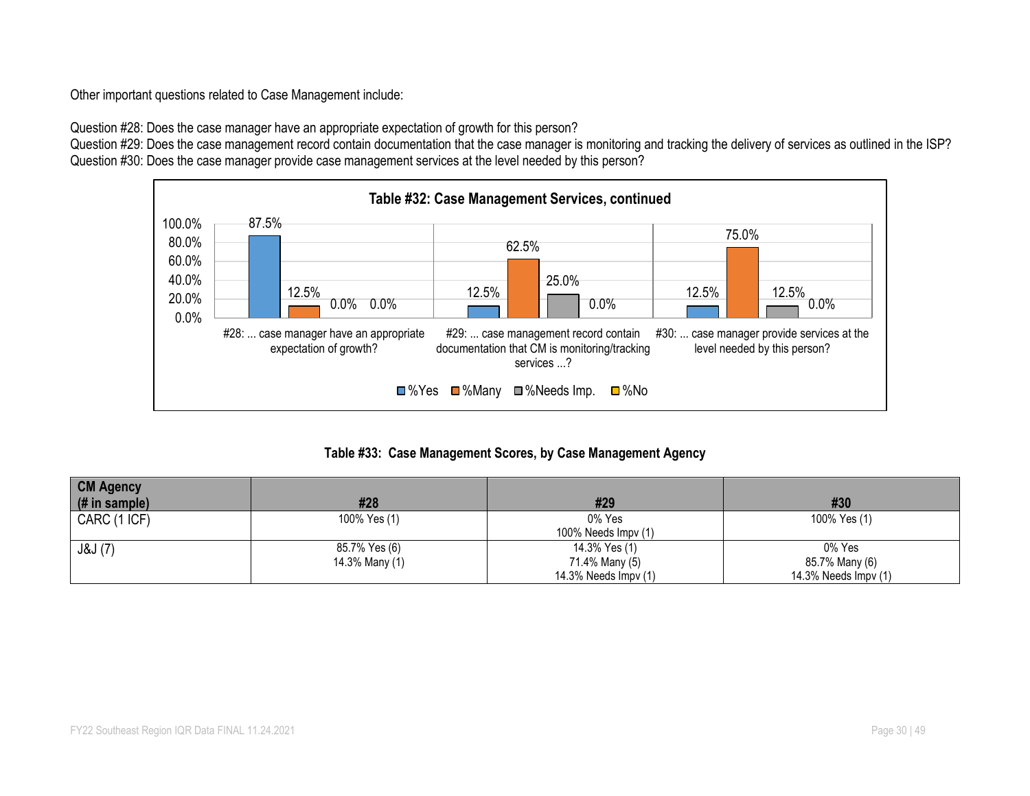Other important questions related to Case Management include:

Question #28: Does the case manager have an appropriate expectation of growth for this person?
Question #29: Does the case management record contain documentation that the case manager is monitoring and tracking the delivery of services as outlined in the ISP?
Question #30: Does the case manager provide case management services at the level needed by this person?

**Table #32: Case Management Services, continued**

| Question | %Yes | %Many | %Needs Imp. | %No |
|---|---|---|---|---|
| #28: ... case manager have an appropriate expectation of growth? | 87.5% | 12.5% | 0.0% | 0.0% |
| #29: ... case management record contain documentation that CM is monitoring/tracking services ...? | 12.5% | 62.5% | 25.0% | 0.0% |
| #30: ... case manager provide services at the level needed by this person? | 12.5% | 75.0% | 12.5% | 0.0% |

**Table #33: Case Management Scores, by Case Management Agency**

| CM Agency (# in sample) | #28 | #29 | #30 |
|---|---|---|---|
| CARC (1 ICF) | 100% Yes (1) | 0% Yes<br>100% Needs Impv (1) | 100% Yes (1) |
| J&J (7) | 85.7% Yes (6)<br>14.3% Many (1) | 14.3% Yes (1)<br>71.4% Many (5)<br>14.3% Needs Impv (1) | 0% Yes<br>85.7% Many (6)<br>14.3% Needs Impv (1) |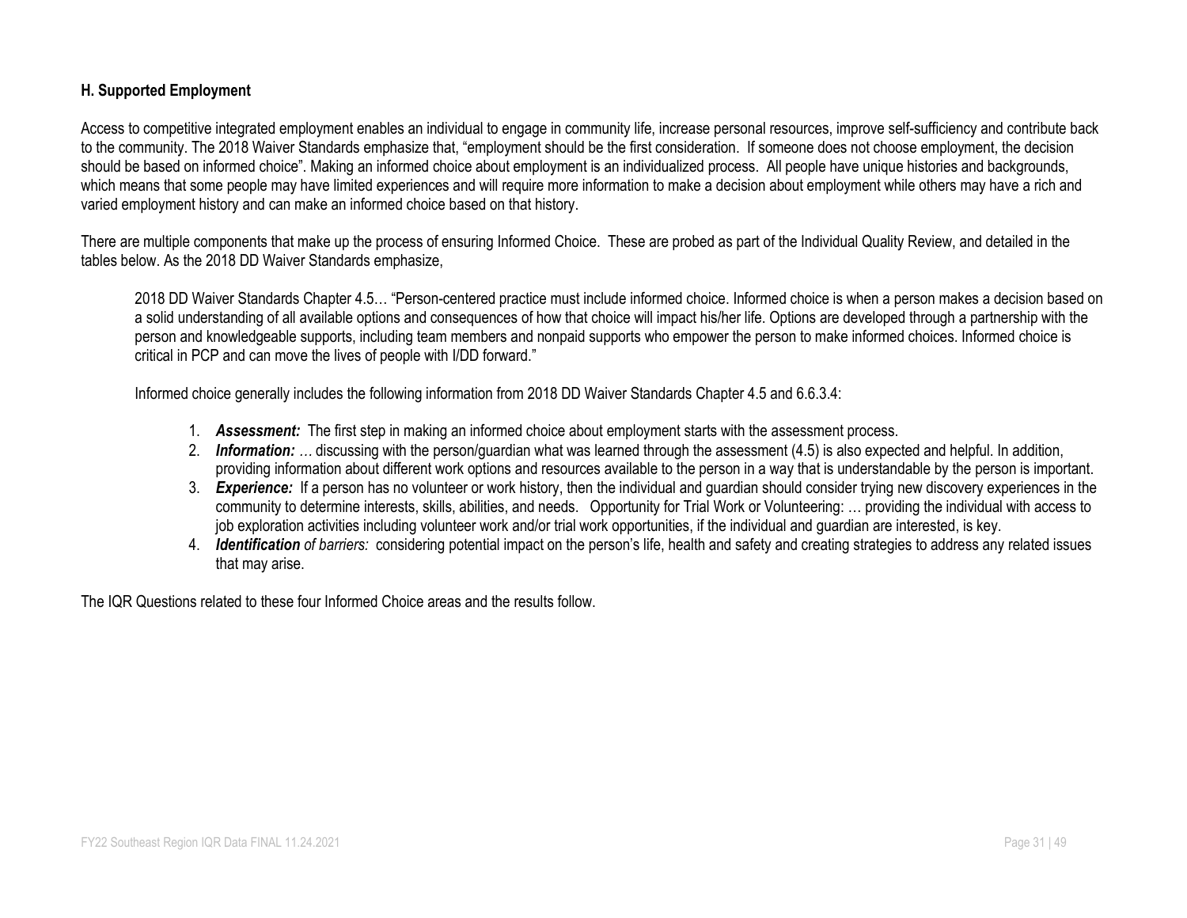### H. Supported Employment

Access to competitive integrated employment enables an individual to engage in community life, increase personal resources, improve self-sufficiency and contribute back to the community. The 2018 Waiver Standards emphasize that, "employment should be the first consideration. If someone does not choose employment, the decision should be based on informed choice". Making an informed choice about employment is an individualized process. All people have unique histories and backgrounds, which means that some people may have limited experiences and will require more information to make a decision about employment while others may have a rich and varied employment history and can make an informed choice based on that history.

There are multiple components that make up the process of ensuring Informed Choice. These are probed as part of the Individual Quality Review, and detailed in the tables below. As the 2018 DD Waiver Standards emphasize,

> 2018 DD Waiver Standards Chapter 4.5… "Person-centered practice must include informed choice. Informed choice is when a person makes a decision based on a solid understanding of all available options and consequences of how that choice will impact his/her life. Options are developed through a partnership with the person and knowledgeable supports, including team members and nonpaid supports who empower the person to make informed choices. Informed choice is critical in PCP and can move the lives of people with I/DD forward."
>
> Informed choice generally includes the following information from 2018 DD Waiver Standards Chapter 4.5 and 6.6.3.4:
>
> 1. ***Assessment:*** The first step in making an informed choice about employment starts with the assessment process.
> 2. ***Information:*** *…* discussing with the person/guardian what was learned through the assessment (4.5) is also expected and helpful. In addition, providing information about different work options and resources available to the person in a way that is understandable by the person is important.
> 3. ***Experience:*** If a person has no volunteer or work history, then the individual and guardian should consider trying new discovery experiences in the community to determine interests, skills, abilities, and needs. Opportunity for Trial Work or Volunteering: … providing the individual with access to job exploration activities including volunteer work and/or trial work opportunities, if the individual and guardian are interested, is key.
> 4. ***Identification** of barriers:* considering potential impact on the person's life, health and safety and creating strategies to address any related issues that may arise.

The IQR Questions related to these four Informed Choice areas and the results follow.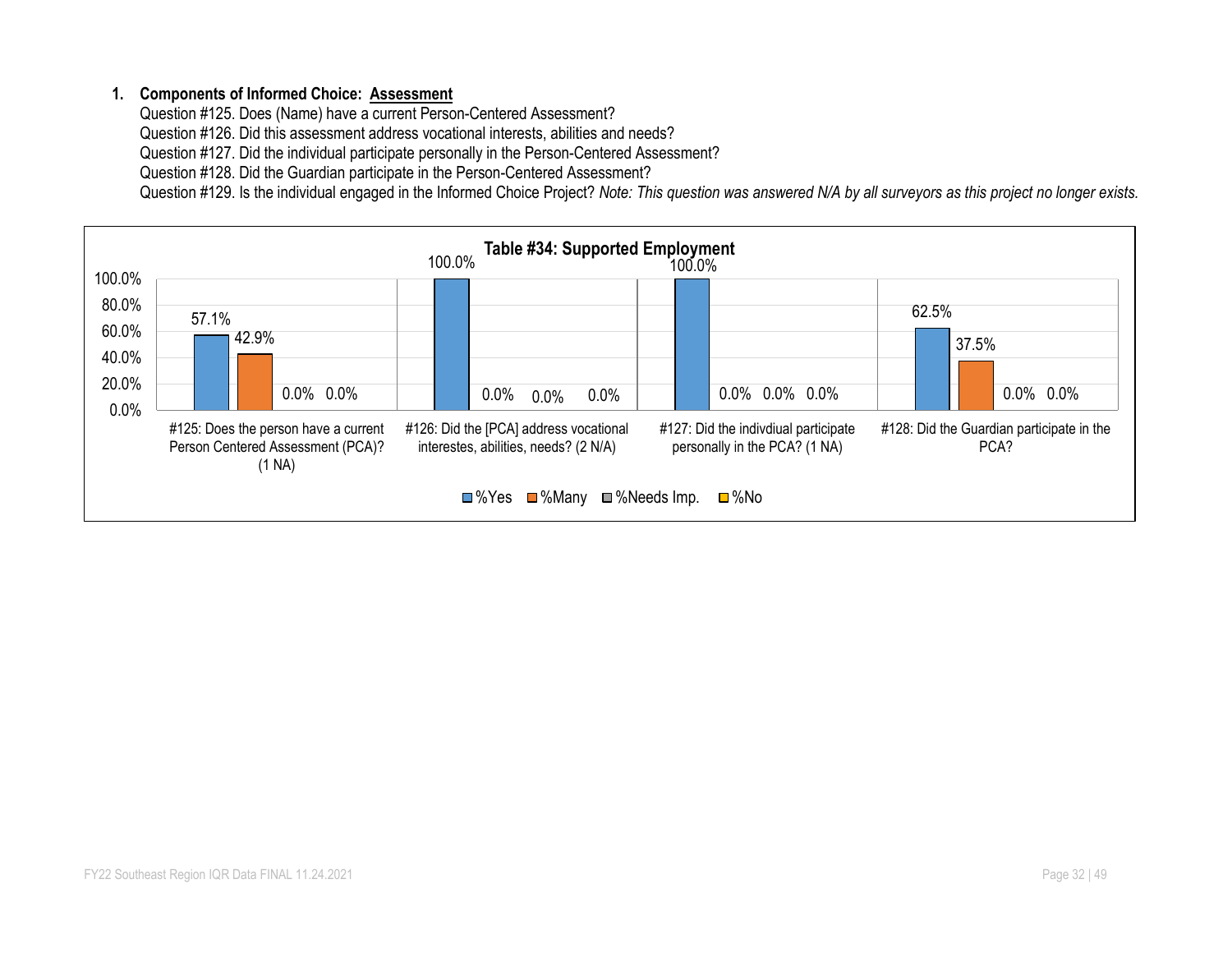1. **Components of Informed Choice: <u>Assessment</u>**

Question #125. Does (Name) have a current Person-Centered Assessment?
Question #126. Did this assessment address vocational interests, abilities and needs?
Question #127. Did the individual participate personally in the Person-Centered Assessment?
Question #128. Did the Guardian participate in the Person-Centered Assessment?
Question #129. Is the individual engaged in the Informed Choice Project? *Note: This question was answered N/A by all surveyors as this project no longer exists.*

**Table #34: Supported Employment**

| | %Yes | %Many | %Needs Imp. | %No |
|---|---|---|---|---|
| #125: Does the person have a current Person Centered Assessment (PCA)? (1 NA) | 57.1% | 42.9% | 0.0% | 0.0% |
| #126: Did the [PCA] address vocational interestes, abilities, needs? (2 N/A) | 100.0% | 0.0% | 0.0% | 0.0% |
| #127: Did the indivdiual participate personally in the PCA? (1 NA) | 100.0% | 0.0% | 0.0% | 0.0% |
| #128: Did the Guardian participate in the PCA? | 62.5% | 37.5% | 0.0% | 0.0% |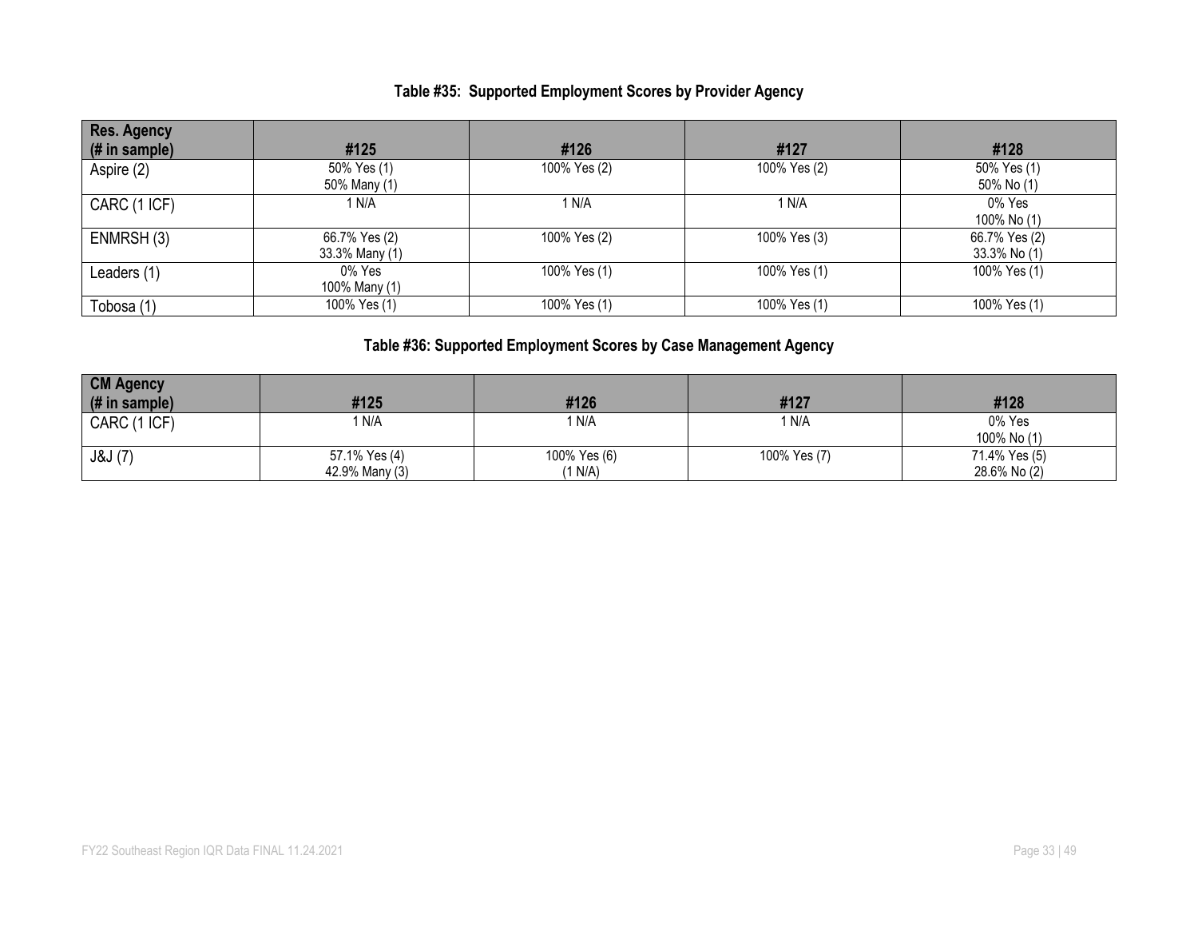## Table #35: Supported Employment Scores by Provider Agency

| Res. Agency (# in sample) | #125 | #126 | #127 | #128 |
|---|---|---|---|---|
| Aspire (2) | 50% Yes (1) 50% Many (1) | 100% Yes (2) | 100% Yes (2) | 50% Yes (1) 50% No (1) |
| CARC (1 ICF) | 1 N/A | 1 N/A | 1 N/A | 0% Yes 100% No (1) |
| ENMRSH (3) | 66.7% Yes (2) 33.3% Many (1) | 100% Yes (2) | 100% Yes (3) | 66.7% Yes (2) 33.3% No (1) |
| Leaders (1) | 0% Yes 100% Many (1) | 100% Yes (1) | 100% Yes (1) | 100% Yes (1) |
| Tobosa (1) | 100% Yes (1) | 100% Yes (1) | 100% Yes (1) | 100% Yes (1) |

## Table #36: Supported Employment Scores by Case Management Agency

| CM Agency (# in sample) | #125 | #126 | #127 | #128 |
|---|---|---|---|---|
| CARC (1 ICF) | 1 N/A | 1 N/A | 1 N/A | 0% Yes 100% No (1) |
| J&J (7) | 57.1% Yes (4) 42.9% Many (3) | 100% Yes (6) (1 N/A) | 100% Yes (7) | 71.4% Yes (5) 28.6% No (2) |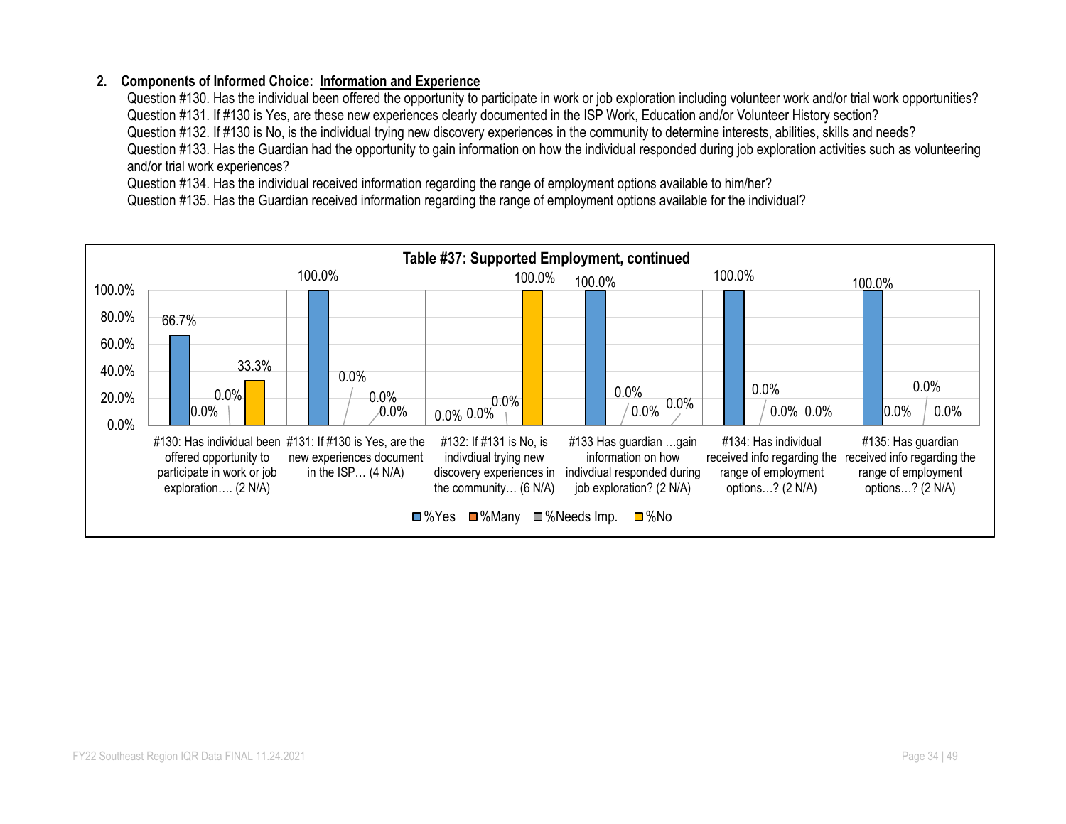## 2. Components of Informed Choice: Information and Experience

Question #130. Has the individual been offered the opportunity to participate in work or job exploration including volunteer work and/or trial work opportunities?
Question #131. If #130 is Yes, are these new experiences clearly documented in the ISP Work, Education and/or Volunteer History section?
Question #132. If #130 is No, is the individual trying new discovery experiences in the community to determine interests, abilities, skills and needs?
Question #133. Has the Guardian had the opportunity to gain information on how the individual responded during job exploration activities such as volunteering and/or trial work experiences?
Question #134. Has the individual received information regarding the range of employment options available to him/her?
Question #135. Has the Guardian received information regarding the range of employment options available for the individual?

**Table #37: Supported Employment, continued**

| Question | %Yes | %Many | %Needs Imp. | %No |
|---|---|---|---|---|
| #130: Has individual been offered opportunity to participate in work or job exploration…. (2 N/A) | 66.7% | 0.0% | 0.0% | 33.3% |
| #131: If #130 is Yes, are the new experiences document in the ISP… (4 N/A) | 100.0% | 0.0% | 0.0% | 0.0% |
| #132: If #131 is No, is indivdiual trying new discovery experiences in the community… (6 N/A) | 0.0% | 0.0% | 0.0% | 100.0% |
| #133 Has guardian …gain information on how indivdiual responded during job exploration? (2 N/A) | 100.0% | 0.0% | 0.0% | 0.0% |
| #134: Has individual received info regarding the range of employment options…? (2 N/A) | 100.0% | 0.0% | 0.0% | 0.0% |
| #135: Has guardian received info regarding the range of employment options…? (2 N/A) | 100.0% | 0.0% | 0.0% | 0.0% |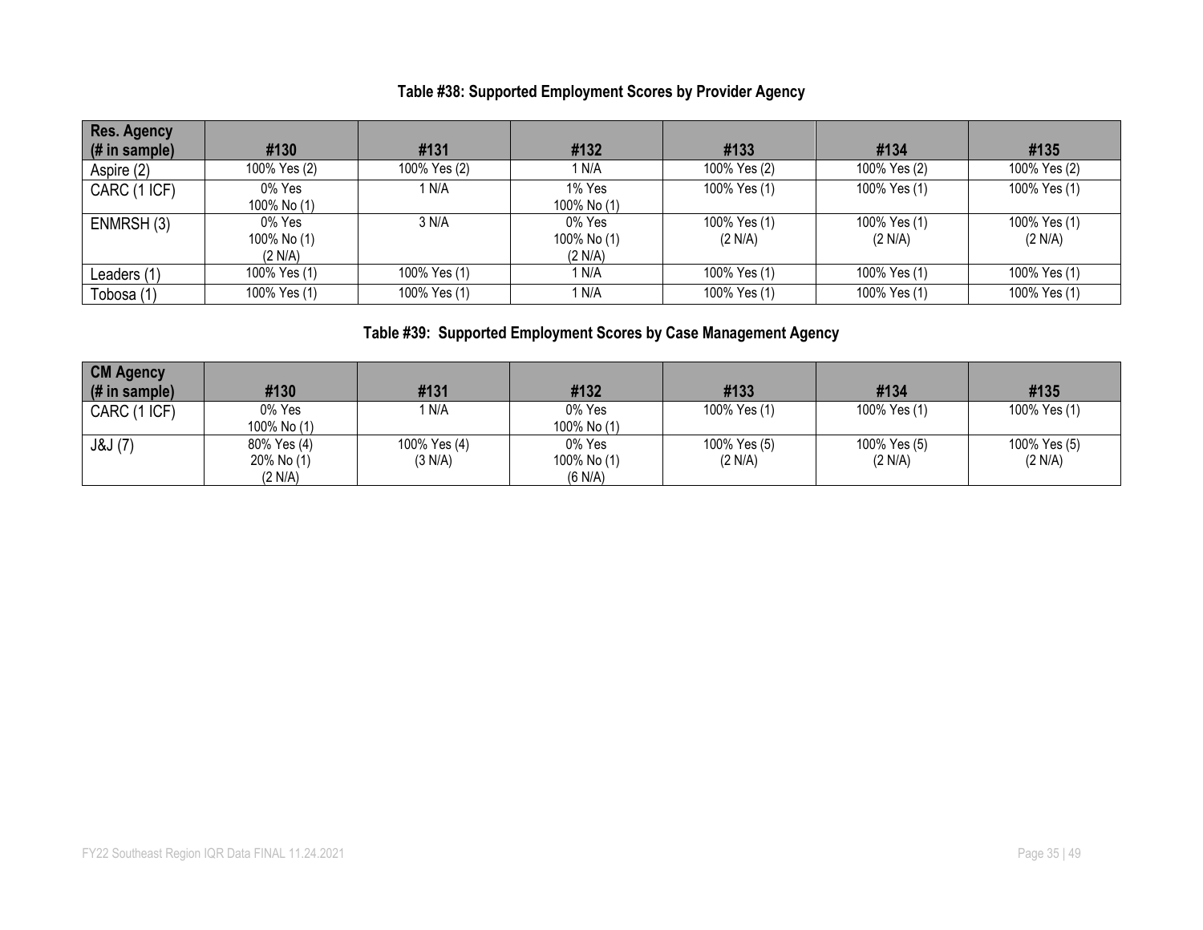### Table #38: Supported Employment Scores by Provider Agency

| Res. Agency (# in sample) | #130 | #131 | #132 | #133 | #134 | #135 |
|---|---|---|---|---|---|---|
| Aspire (2) | 100% Yes (2) | 100% Yes (2) | 1 N/A | 100% Yes (2) | 100% Yes (2) | 100% Yes (2) |
| CARC (1 ICF) | 0% Yes<br>100% No (1) | 1 N/A | 1% Yes<br>100% No (1) | 100% Yes (1) | 100% Yes (1) | 100% Yes (1) |
| ENMRSH (3) | 0% Yes<br>100% No (1)<br>(2 N/A) | 3 N/A | 0% Yes<br>100% No (1)<br>(2 N/A) | 100% Yes (1)<br>(2 N/A) | 100% Yes (1)<br>(2 N/A) | 100% Yes (1)<br>(2 N/A) |
| Leaders (1) | 100% Yes (1) | 100% Yes (1) | 1 N/A | 100% Yes (1) | 100% Yes (1) | 100% Yes (1) |
| Tobosa (1) | 100% Yes (1) | 100% Yes (1) | 1 N/A | 100% Yes (1) | 100% Yes (1) | 100% Yes (1) |

### Table #39: Supported Employment Scores by Case Management Agency

| CM Agency (# in sample) | #130 | #131 | #132 | #133 | #134 | #135 |
|---|---|---|---|---|---|---|
| CARC (1 ICF) | 0% Yes<br>100% No (1) | 1 N/A | 0% Yes<br>100% No (1) | 100% Yes (1) | 100% Yes (1) | 100% Yes (1) |
| J&J (7) | 80% Yes (4)<br>20% No (1)<br>(2 N/A) | 100% Yes (4)<br>(3 N/A) | 0% Yes<br>100% No (1)<br>(6 N/A) | 100% Yes (5)<br>(2 N/A) | 100% Yes (5)<br>(2 N/A) | 100% Yes (5)<br>(2 N/A) |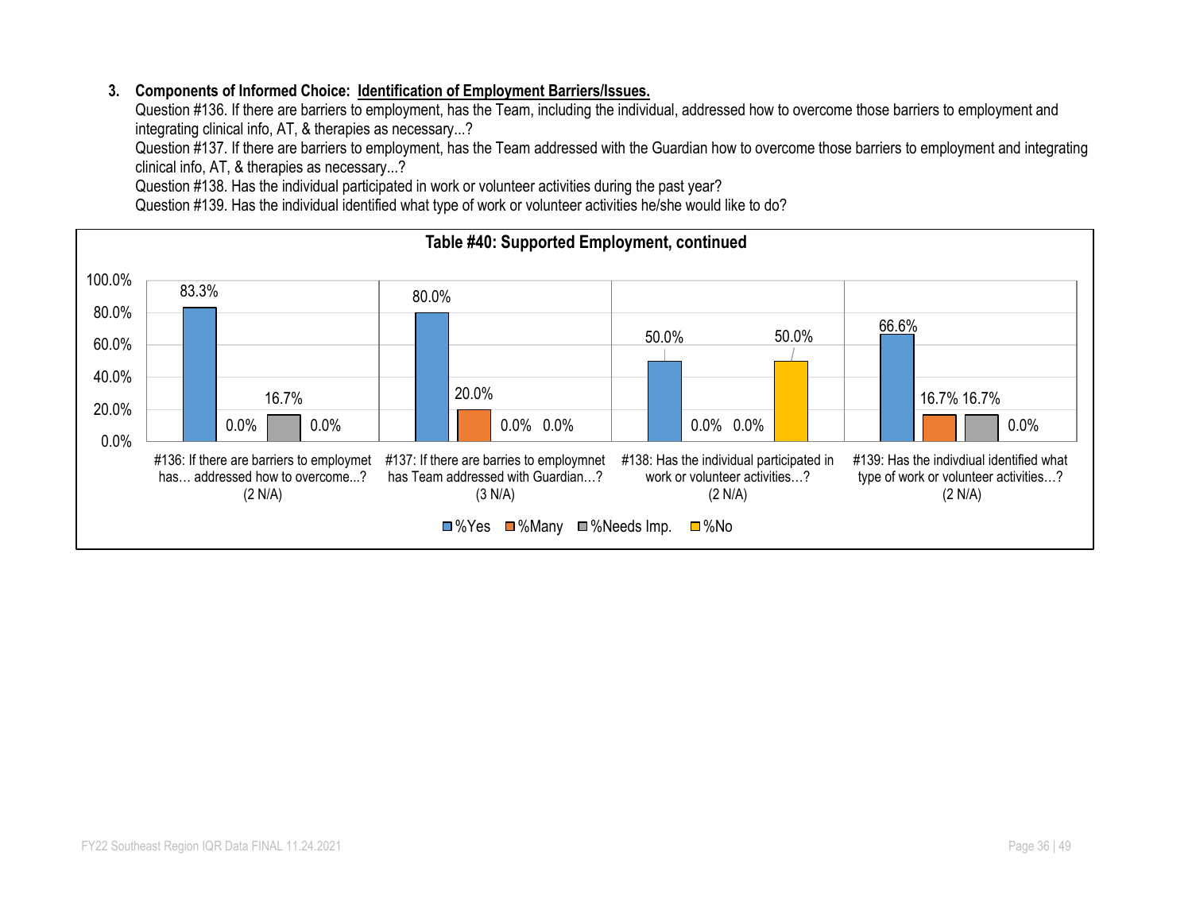3. **Components of Informed Choice: <u>Identification of Employment Barriers/Issues.</u>**
   Question #136. If there are barriers to employment, has the Team, including the individual, addressed how to overcome those barriers to employment and integrating clinical info, AT, & therapies as necessary...?
   Question #137. If there are barriers to employment, has the Team addressed with the Guardian how to overcome those barriers to employment and integrating clinical info, AT, & therapies as necessary...?
   Question #138. Has the individual participated in work or volunteer activities during the past year?
   Question #139. Has the individual identified what type of work or volunteer activities he/she would like to do?

**Table #40: Supported Employment, continued**

| | %Yes | %Many | %Needs Imp. | %No |
|---|---|---|---|---|
| #136: If there are barriers to employmet has… addressed how to overcome...? (2 N/A) | 83.3% | 0.0% | 16.7% | 0.0% |
| #137: If there are barries to employmnet has Team addressed with Guardian…? (3 N/A) | 80.0% | 20.0% | 0.0% | 0.0% |
| #138: Has the individual participated in work or volunteer activities…? (2 N/A) | 50.0% | 0.0% | 0.0% | 50.0% |
| #139: Has the indivdiual identified what type of work or volunteer activities…? (2 N/A) | 66.6% | 16.7% | 16.7% | 0.0% |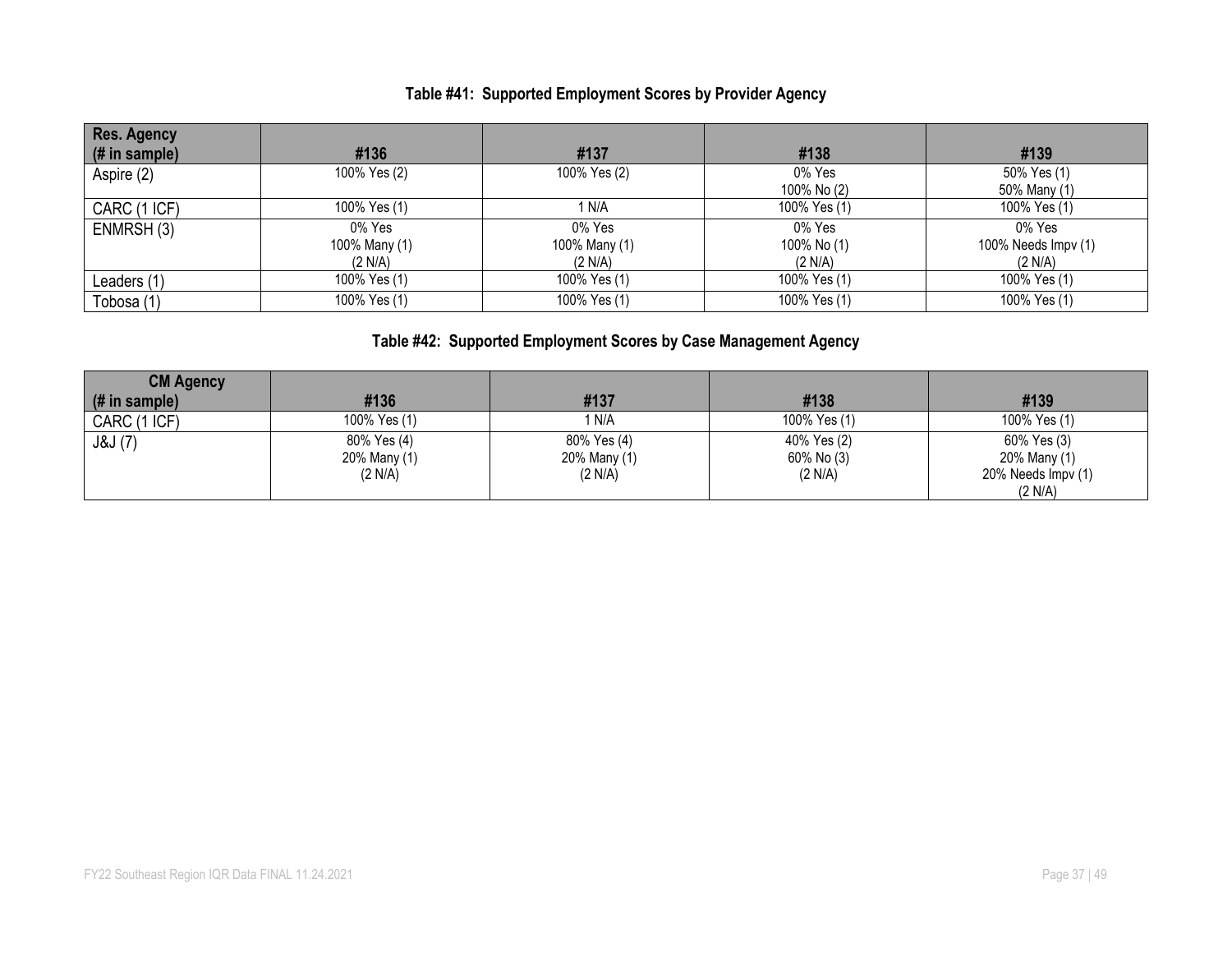### Table #41: Supported Employment Scores by Provider Agency

| Res. Agency (# in sample) | #136 | #137 | #138 | #139 |
|---|---|---|---|---|
| Aspire (2) | 100% Yes (2) | 100% Yes (2) | 0% Yes<br>100% No (2) | 50% Yes (1)<br>50% Many (1) |
| CARC (1 ICF) | 100% Yes (1) | 1 N/A | 100% Yes (1) | 100% Yes (1) |
| ENMRSH (3) | 0% Yes<br>100% Many (1)<br>(2 N/A) | 0% Yes<br>100% Many (1)<br>(2 N/A) | 0% Yes<br>100% No (1)<br>(2 N/A) | 0% Yes<br>100% Needs Impv (1)<br>(2 N/A) |
| Leaders (1) | 100% Yes (1) | 100% Yes (1) | 100% Yes (1) | 100% Yes (1) |
| Tobosa (1) | 100% Yes (1) | 100% Yes (1) | 100% Yes (1) | 100% Yes (1) |

### Table #42: Supported Employment Scores by Case Management Agency

| CM Agency (# in sample) | #136 | #137 | #138 | #139 |
|---|---|---|---|---|
| CARC (1 ICF) | 100% Yes (1) | 1 N/A | 100% Yes (1) | 100% Yes (1) |
| J&J (7) | 80% Yes (4)<br>20% Many (1)<br>(2 N/A) | 80% Yes (4)<br>20% Many (1)<br>(2 N/A) | 40% Yes (2)<br>60% No (3)<br>(2 N/A) | 60% Yes (3)<br>20% Many (1)<br>20% Needs Impv (1)<br>(2 N/A) |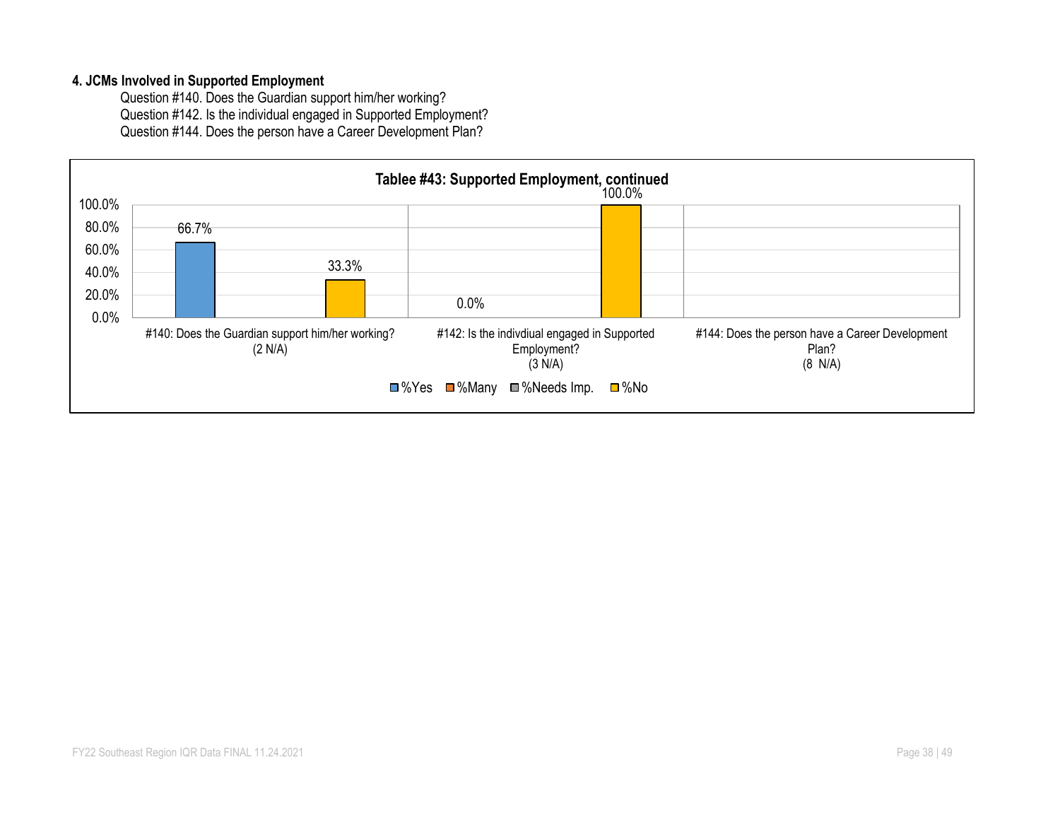**4. JCMs Involved in Supported Employment**

Question #140. Does the Guardian support him/her working?
Question #142. Is the individual engaged in Supported Employment?
Question #144. Does the person have a Career Development Plan?

**Tablee #43: Supported Employment, continued**

| Question | %Yes | %Many | %Needs Imp. | %No |
|---|---|---|---|---|
| #140: Does the Guardian support him/her working? (2 N/A) | 66.7% | | | 33.3% |
| #142: Is the indivdual engaged in Supported Employment? (3 N/A) | 0.0% | | | 100.0% |
| #144: Does the person have a Career Development Plan? (8 N/A) | | | | |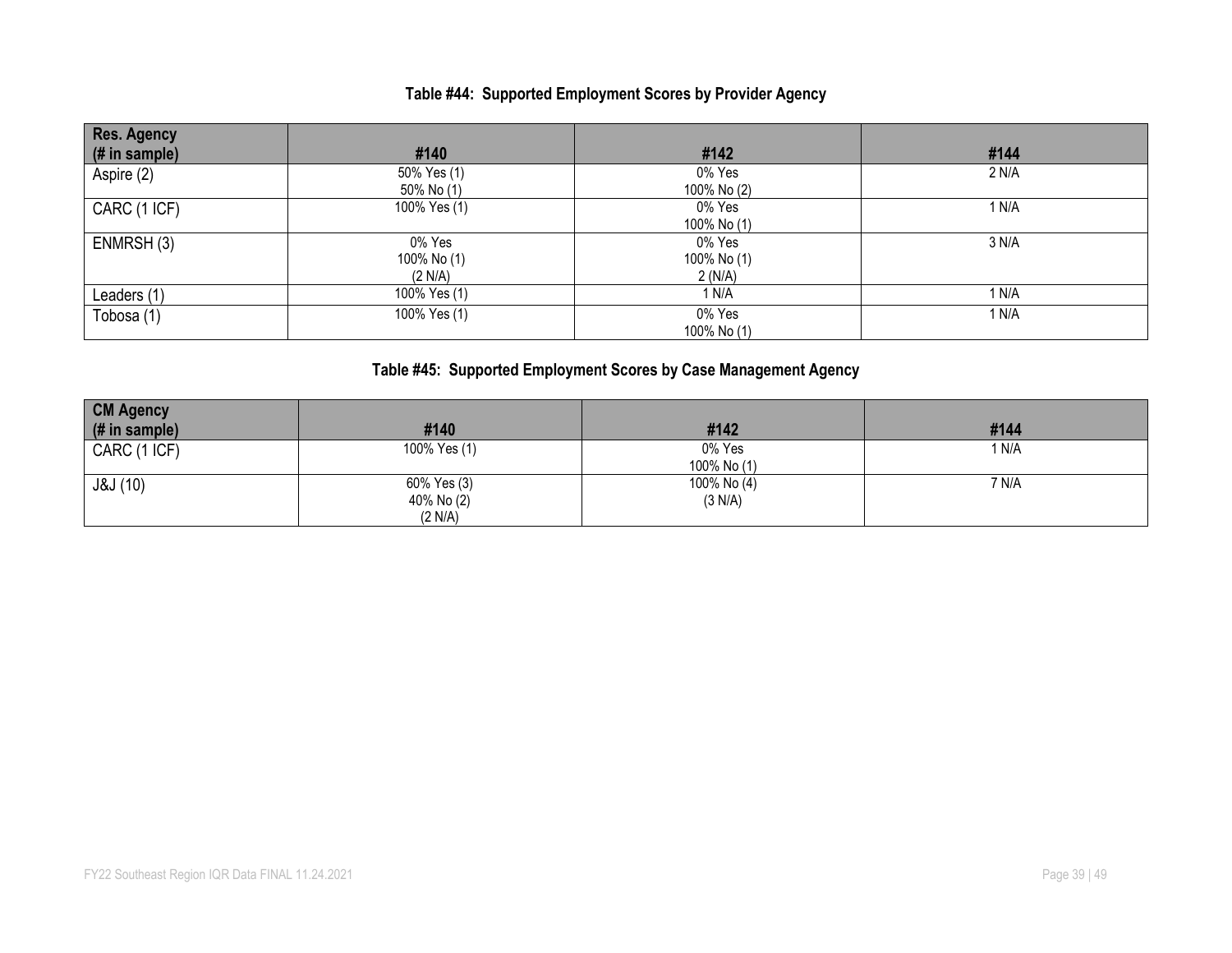### Table #44: Supported Employment Scores by Provider Agency

| Res. Agency (# in sample) | #140 | #142 | #144 |
|---|---|---|---|
| Aspire (2) | 50% Yes (1) 50% No (1) | 0% Yes 100% No (2) | 2 N/A |
| CARC (1 ICF) | 100% Yes (1) | 0% Yes 100% No (1) | 1 N/A |
| ENMRSH (3) | 0% Yes 100% No (1) (2 N/A) | 0% Yes 100% No (1) 2 (N/A) | 3 N/A |
| Leaders (1) | 100% Yes (1) | 1 N/A | 1 N/A |
| Tobosa (1) | 100% Yes (1) | 0% Yes 100% No (1) | 1 N/A |

### Table #45: Supported Employment Scores by Case Management Agency

| CM Agency (# in sample) | #140 | #142 | #144 |
|---|---|---|---|
| CARC (1 ICF) | 100% Yes (1) | 0% Yes 100% No (1) | 1 N/A |
| J&J (10) | 60% Yes (3) 40% No (2) (2 N/A) | 100% No (4) (3 N/A) | 7 N/A |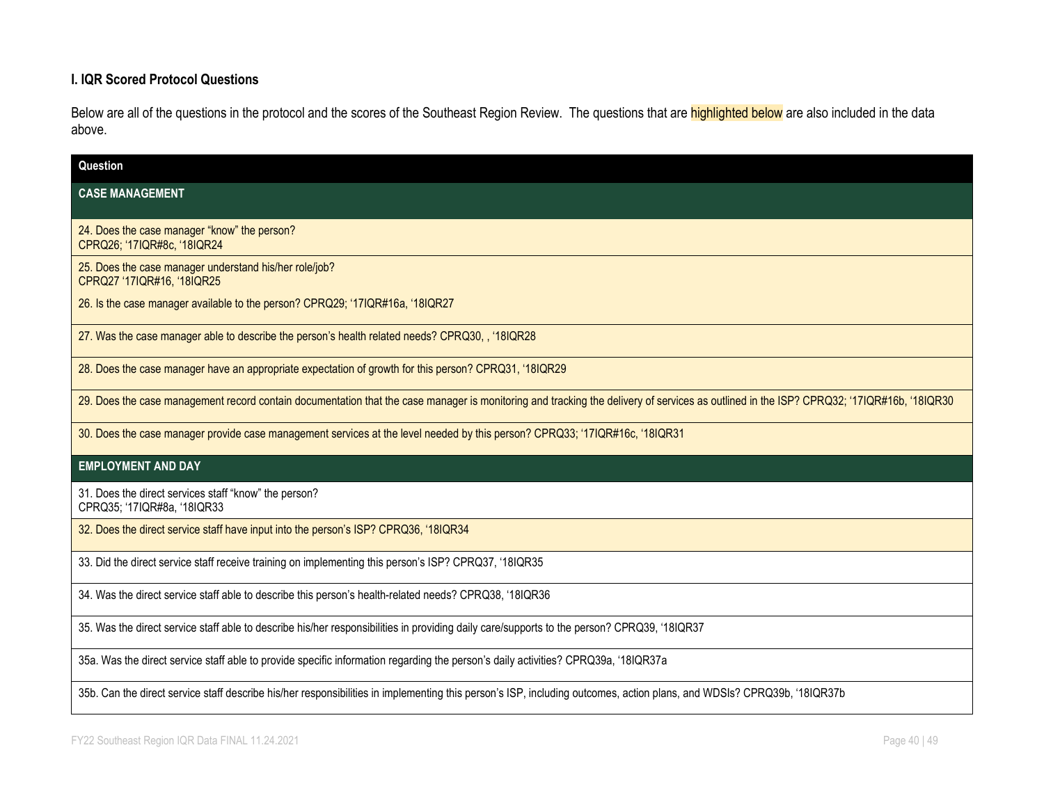### I. IQR Scored Protocol Questions

Below are all of the questions in the protocol and the scores of the Southeast Region Review. The questions that are highlighted below are also included in the data above.

| Question |
| --- |
| **CASE MANAGEMENT** |
| 24. Does the case manager "know" the person? CPRQ26; '17IQR#8c, '18IQR24 |
| 25. Does the case manager understand his/her role/job? CPRQ27 '17IQR#16, '18IQR25 26. Is the case manager available to the person? CPRQ29; '17IQR#16a, '18IQR27 |
| 27. Was the case manager able to describe the person's health related needs? CPRQ30, , '18IQR28 |
| 28. Does the case manager have an appropriate expectation of growth for this person? CPRQ31, '18IQR29 |
| 29. Does the case management record contain documentation that the case manager is monitoring and tracking the delivery of services as outlined in the ISP? CPRQ32; '17IQR#16b, '18IQR30 |
| 30. Does the case manager provide case management services at the level needed by this person? CPRQ33; '17IQR#16c, '18IQR31 |
| **EMPLOYMENT AND DAY** |
| 31. Does the direct services staff "know" the person? CPRQ35; '17IQR#8a, '18IQR33 |
| 32. Does the direct service staff have input into the person's ISP? CPRQ36, '18IQR34 |
| 33. Did the direct service staff receive training on implementing this person's ISP? CPRQ37, '18IQR35 |
| 34. Was the direct service staff able to describe this person's health-related needs? CPRQ38, '18IQR36 |
| 35. Was the direct service staff able to describe his/her responsibilities in providing daily care/supports to the person? CPRQ39, '18IQR37 |
| 35a. Was the direct service staff able to provide specific information regarding the person's daily activities? CPRQ39a, '18IQR37a |
| 35b. Can the direct service staff describe his/her responsibilities in implementing this person's ISP, including outcomes, action plans, and WDSIs? CPRQ39b, '18IQR37b |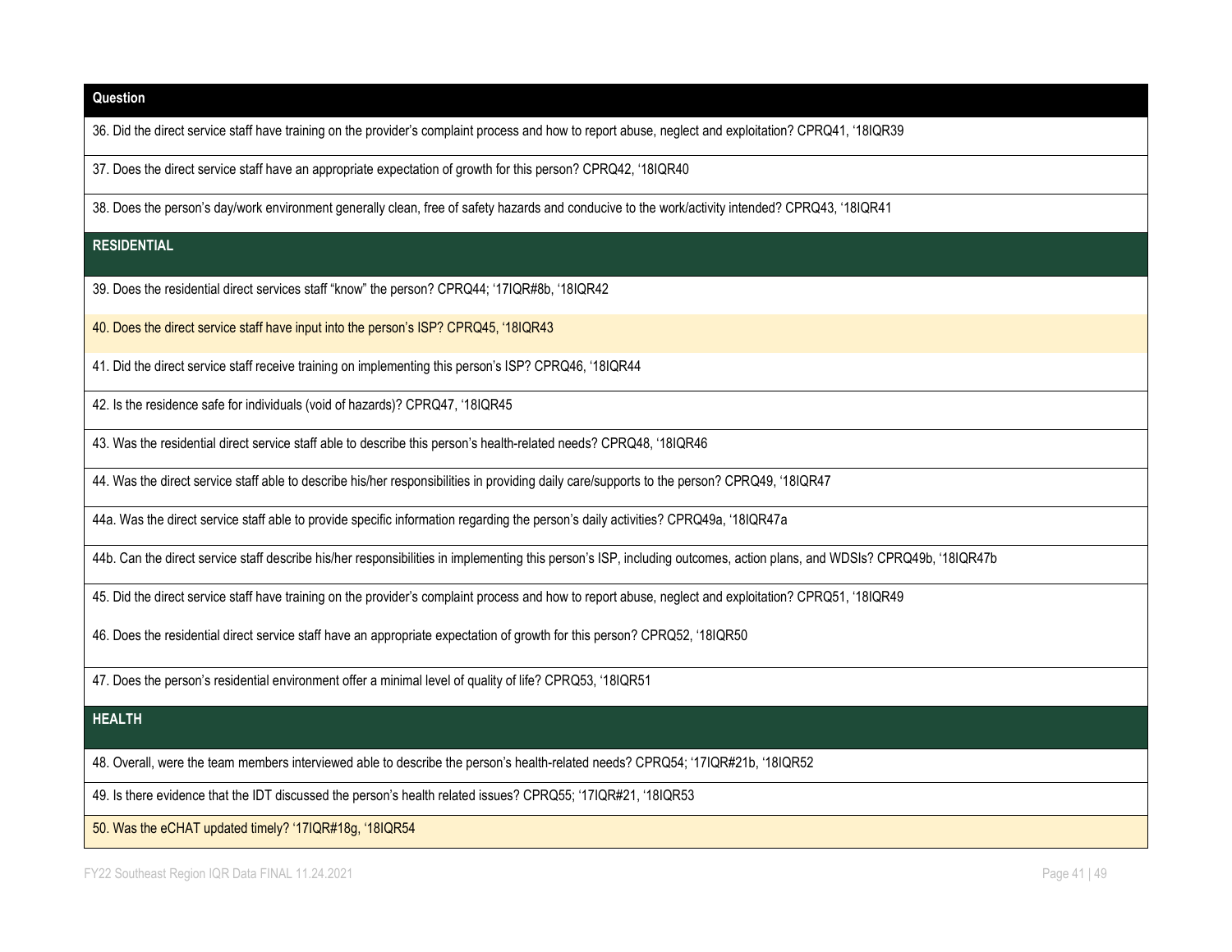| Question |
| --- |
| 36. Did the direct service staff have training on the provider's complaint process and how to report abuse, neglect and exploitation? CPRQ41, '18IQR39 |
| 37. Does the direct service staff have an appropriate expectation of growth for this person? CPRQ42, '18IQR40 |
| 38. Does the person's day/work environment generally clean, free of safety hazards and conducive to the work/activity intended? CPRQ43, '18IQR41 |
| **RESIDENTIAL** |
| 39. Does the residential direct services staff "know" the person? CPRQ44; '17IQR#8b, '18IQR42 |
| 40. Does the direct service staff have input into the person's ISP? CPRQ45, '18IQR43 |
| 41. Did the direct service staff receive training on implementing this person's ISP? CPRQ46, '18IQR44 |
| 42. Is the residence safe for individuals (void of hazards)? CPRQ47, '18IQR45 |
| 43. Was the residential direct service staff able to describe this person's health-related needs? CPRQ48, '18IQR46 |
| 44. Was the direct service staff able to describe his/her responsibilities in providing daily care/supports to the person? CPRQ49, '18IQR47 |
| 44a. Was the direct service staff able to provide specific information regarding the person's daily activities? CPRQ49a, '18IQR47a |
| 44b. Can the direct service staff describe his/her responsibilities in implementing this person's ISP, including outcomes, action plans, and WDSIs? CPRQ49b, '18IQR47b |
| 45. Did the direct service staff have training on the provider's complaint process and how to report abuse, neglect and exploitation? CPRQ51, '18IQR49 |
| 46. Does the residential direct service staff have an appropriate expectation of growth for this person? CPRQ52, '18IQR50 |
| 47. Does the person's residential environment offer a minimal level of quality of life? CPRQ53, '18IQR51 |
| **HEALTH** |
| 48. Overall, were the team members interviewed able to describe the person's health-related needs? CPRQ54; '17IQR#21b, '18IQR52 |
| 49. Is there evidence that the IDT discussed the person's health related issues? CPRQ55; '17IQR#21, '18IQR53 |
| 50. Was the eCHAT updated timely? '17IQR#18g, '18IQR54 |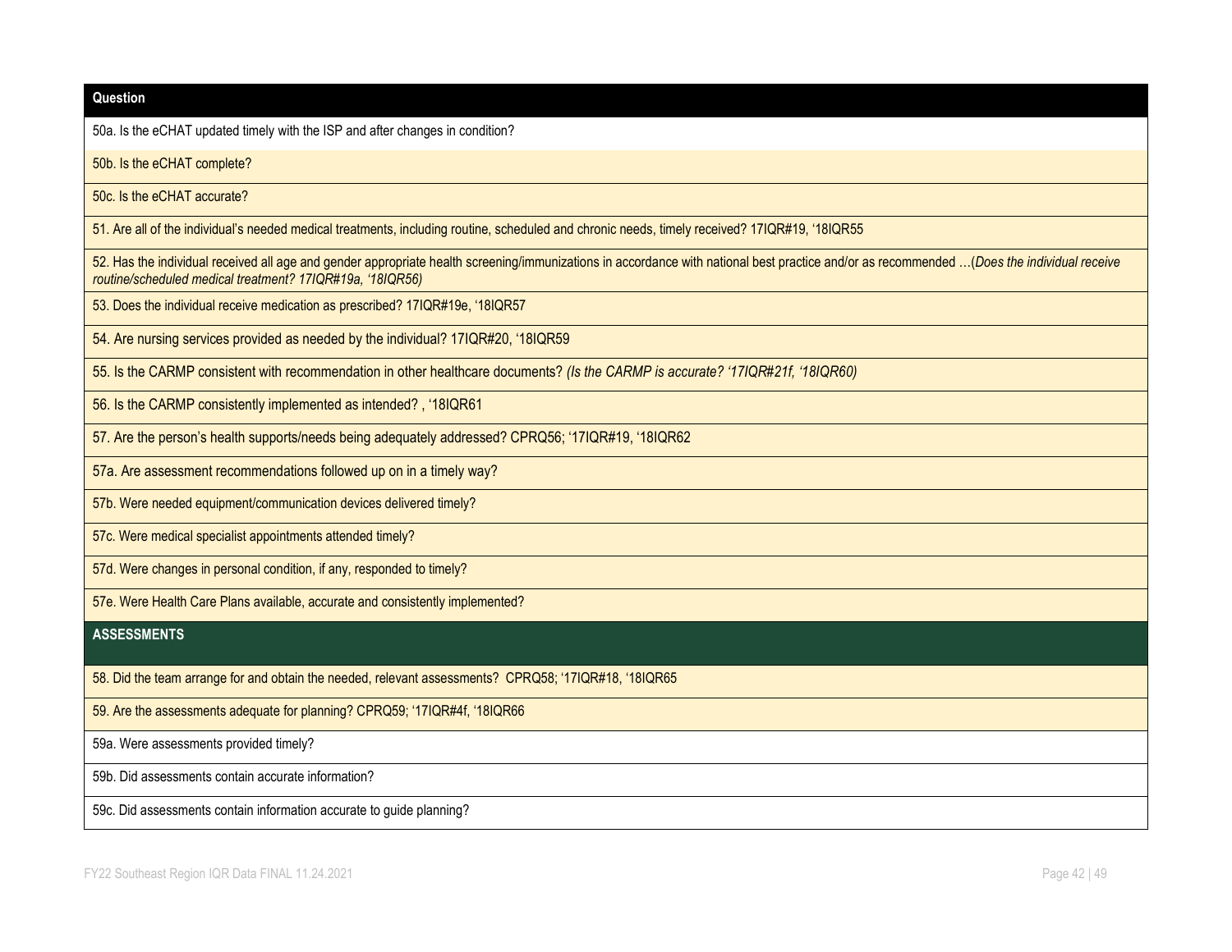| Question |
| --- |
| 50a. Is the eCHAT updated timely with the ISP and after changes in condition? |
| 50b. Is the eCHAT complete? |
| 50c. Is the eCHAT accurate? |
| 51. Are all of the individual's needed medical treatments, including routine, scheduled and chronic needs, timely received? 17IQR#19, '18IQR55 |
| 52. Has the individual received all age and gender appropriate health screening/immunizations in accordance with national best practice and/or as recommended …(*Does the individual receive routine/scheduled medical treatment? 17IQR#19a, '18IQR56)* |
| 53. Does the individual receive medication as prescribed? 17IQR#19e, '18IQR57 |
| 54. Are nursing services provided as needed by the individual? 17IQR#20, '18IQR59 |
| 55. Is the CARMP consistent with recommendation in other healthcare documents? *(Is the CARMP is accurate? '17IQR#21f, '18IQR60)* |
| 56. Is the CARMP consistently implemented as intended? , '18IQR61 |
| 57. Are the person's health supports/needs being adequately addressed? CPRQ56; '17IQR#19, '18IQR62 |
| 57a. Are assessment recommendations followed up on in a timely way? |
| 57b. Were needed equipment/communication devices delivered timely? |
| 57c. Were medical specialist appointments attended timely? |
| 57d. Were changes in personal condition, if any, responded to timely? |
| 57e. Were Health Care Plans available, accurate and consistently implemented? |
| **ASSESSMENTS** |
| 58. Did the team arrange for and obtain the needed, relevant assessments? CPRQ58; '17IQR#18, '18IQR65 |
| 59. Are the assessments adequate for planning? CPRQ59; '17IQR#4f, '18IQR66 |
| 59a. Were assessments provided timely? |
| 59b. Did assessments contain accurate information? |
| 59c. Did assessments contain information accurate to guide planning? |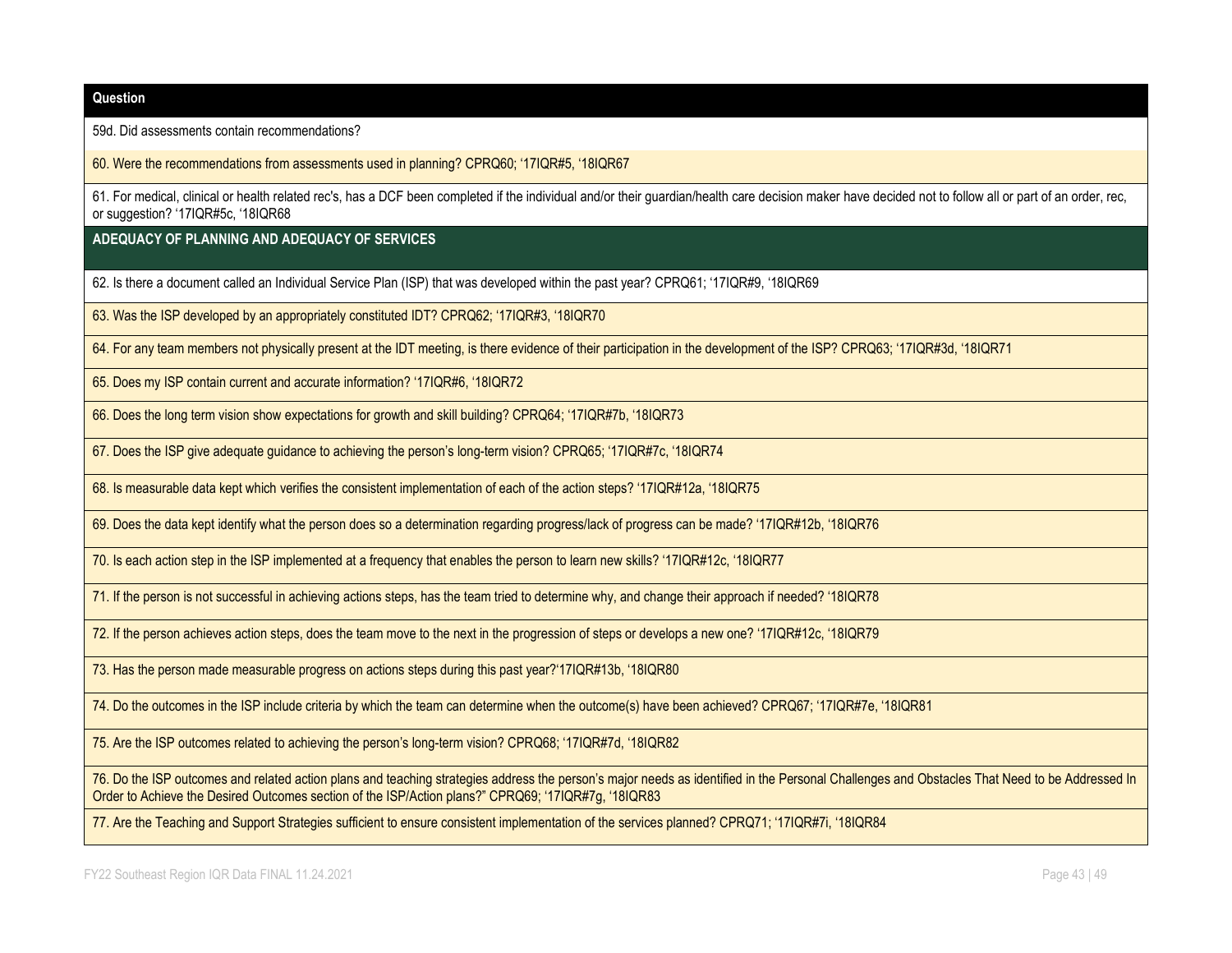| Question |
|---|
| 59d. Did assessments contain recommendations? |
| 60. Were the recommendations from assessments used in planning? CPRQ60; '17IQR#5, '18IQR67 |
| 61. For medical, clinical or health related rec's, has a DCF been completed if the individual and/or their guardian/health care decision maker have decided not to follow all or part of an order, rec, or suggestion? '17IQR#5c, '18IQR68 |
| **ADEQUACY OF PLANNING AND ADEQUACY OF SERVICES** |
| 62. Is there a document called an Individual Service Plan (ISP) that was developed within the past year? CPRQ61; '17IQR#9, '18IQR69 |
| 63. Was the ISP developed by an appropriately constituted IDT? CPRQ62; '17IQR#3, '18IQR70 |
| 64. For any team members not physically present at the IDT meeting, is there evidence of their participation in the development of the ISP? CPRQ63; '17IQR#3d, '18IQR71 |
| 65. Does my ISP contain current and accurate information? '17IQR#6, '18IQR72 |
| 66. Does the long term vision show expectations for growth and skill building? CPRQ64; '17IQR#7b, '18IQR73 |
| 67. Does the ISP give adequate guidance to achieving the person's long-term vision? CPRQ65; '17IQR#7c, '18IQR74 |
| 68. Is measurable data kept which verifies the consistent implementation of each of the action steps? '17IQR#12a, '18IQR75 |
| 69. Does the data kept identify what the person does so a determination regarding progress/lack of progress can be made? '17IQR#12b, '18IQR76 |
| 70. Is each action step in the ISP implemented at a frequency that enables the person to learn new skills? '17IQR#12c, '18IQR77 |
| 71. If the person is not successful in achieving actions steps, has the team tried to determine why, and change their approach if needed? '18IQR78 |
| 72. If the person achieves action steps, does the team move to the next in the progression of steps or develops a new one? '17IQR#12c, '18IQR79 |
| 73. Has the person made measurable progress on actions steps during this past year?'17IQR#13b, '18IQR80 |
| 74. Do the outcomes in the ISP include criteria by which the team can determine when the outcome(s) have been achieved? CPRQ67; '17IQR#7e, '18IQR81 |
| 75. Are the ISP outcomes related to achieving the person's long-term vision? CPRQ68; '17IQR#7d, '18IQR82 |
| 76. Do the ISP outcomes and related action plans and teaching strategies address the person's major needs as identified in the Personal Challenges and Obstacles That Need to be Addressed In Order to Achieve the Desired Outcomes section of the ISP/Action plans?" CPRQ69; '17IQR#7g, '18IQR83 |
| 77. Are the Teaching and Support Strategies sufficient to ensure consistent implementation of the services planned? CPRQ71; '17IQR#7i, '18IQR84 |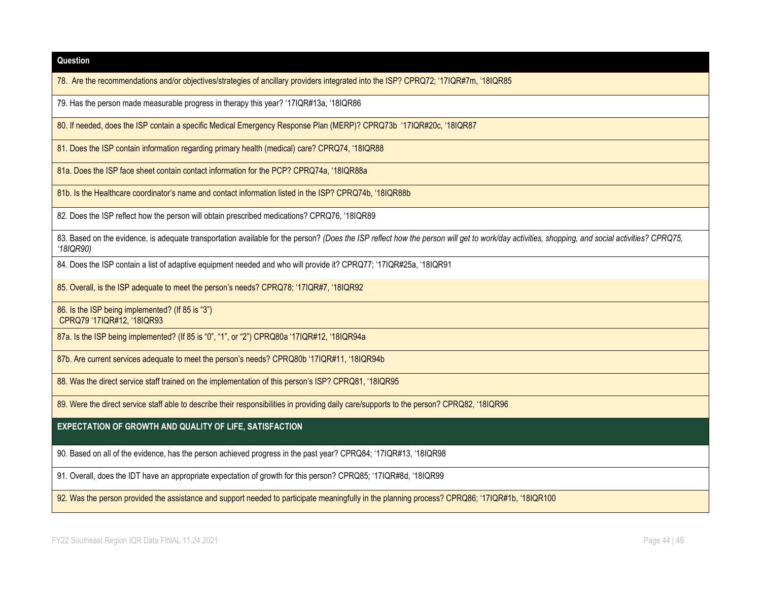| Question |
| --- |
| 78. Are the recommendations and/or objectives/strategies of ancillary providers integrated into the ISP? CPRQ72; '17IQR#7m, '18IQR85 |
| 79. Has the person made measurable progress in therapy this year? '17IQR#13a, '18IQR86 |
| 80. If needed, does the ISP contain a specific Medical Emergency Response Plan (MERP)? CPRQ73b '17IQR#20c, '18IQR87 |
| 81. Does the ISP contain information regarding primary health (medical) care? CPRQ74, '18IQR88 |
| 81a. Does the ISP face sheet contain contact information for the PCP? CPRQ74a, '18IQR88a |
| 81b. Is the Healthcare coordinator's name and contact information listed in the ISP? CPRQ74b, '18IQR88b |
| 82. Does the ISP reflect how the person will obtain prescribed medications? CPRQ76, '18IQR89 |
| 83. Based on the evidence, is adequate transportation available for the person? *(Does the ISP reflect how the person will get to work/day activities, shopping, and social activities? CPRQ75, '18IQR90)* |
| 84. Does the ISP contain a list of adaptive equipment needed and who will provide it? CPRQ77; '17IQR#25a, '18IQR91 |
| 85. Overall, is the ISP adequate to meet the person's needs? CPRQ78; '17IQR#7, '18IQR92 |
| 86. Is the ISP being implemented? (If 85 is "3") CPRQ79 '17IQR#12, '18IQR93 |
| 87a. Is the ISP being implemented? (If 85 is "0", "1", or "2") CPRQ80a '17IQR#12, '18IQR94a |
| 87b. Are current services adequate to meet the person's needs? CPRQ80b '17IQR#11, '18IQR94b |
| 88. Was the direct service staff trained on the implementation of this person's ISP? CPRQ81, '18IQR95 |
| 89. Were the direct service staff able to describe their responsibilities in providing daily care/supports to the person? CPRQ82, '18IQR96 |
| **EXPECTATION OF GROWTH AND QUALITY OF LIFE, SATISFACTION** |
| 90. Based on all of the evidence, has the person achieved progress in the past year? CPRQ84; '17IQR#13, '18IQR98 |
| 91. Overall, does the IDT have an appropriate expectation of growth for this person? CPRQ85; '17IQR#8d, '18IQR99 |
| 92. Was the person provided the assistance and support needed to participate meaningfully in the planning process? CPRQ86; '17IQR#1b, '18IQR100 |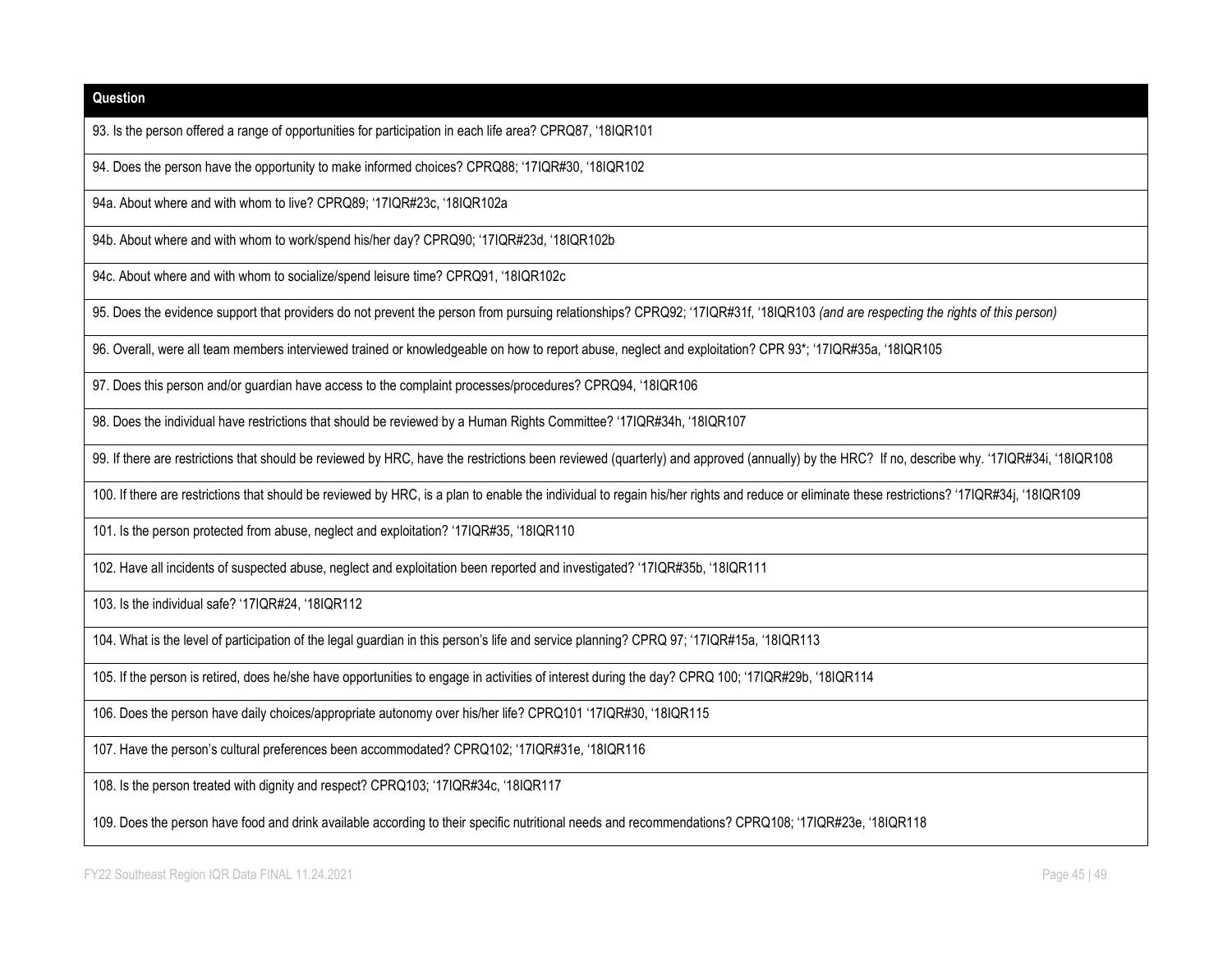| Question |
| --- |
| 93. Is the person offered a range of opportunities for participation in each life area? CPRQ87, ‘18IQR101 |
| 94. Does the person have the opportunity to make informed choices? CPRQ88; ‘17IQR#30, ‘18IQR102 |
| 94a. About where and with whom to live? CPRQ89; ‘17IQR#23c, ‘18IQR102a |
| 94b. About where and with whom to work/spend his/her day? CPRQ90; ‘17IQR#23d, ‘18IQR102b |
| 94c. About where and with whom to socialize/spend leisure time? CPRQ91, ‘18IQR102c |
| 95. Does the evidence support that providers do not prevent the person from pursuing relationships? CPRQ92; ‘17IQR#31f, ‘18IQR103 *(and are respecting the rights of this person)* |
| 96. Overall, were all team members interviewed trained or knowledgeable on how to report abuse, neglect and exploitation? CPR 93*; ‘17IQR#35a, ‘18IQR105 |
| 97. Does this person and/or guardian have access to the complaint processes/procedures? CPRQ94, ‘18IQR106 |
| 98. Does the individual have restrictions that should be reviewed by a Human Rights Committee? ‘17IQR#34h, ‘18IQR107 |
| 99. If there are restrictions that should be reviewed by HRC, have the restrictions been reviewed (quarterly) and approved (annually) by the HRC? If no, describe why. ‘17IQR#34i, ‘18IQR108 |
| 100. If there are restrictions that should be reviewed by HRC, is a plan to enable the individual to regain his/her rights and reduce or eliminate these restrictions? ‘17IQR#34j, ‘18IQR109 |
| 101. Is the person protected from abuse, neglect and exploitation? ‘17IQR#35, ‘18IQR110 |
| 102. Have all incidents of suspected abuse, neglect and exploitation been reported and investigated? ‘17IQR#35b, ‘18IQR111 |
| 103. Is the individual safe? ‘17IQR#24, ‘18IQR112 |
| 104. What is the level of participation of the legal guardian in this person’s life and service planning? CPRQ 97; ‘17IQR#15a, ‘18IQR113 |
| 105. If the person is retired, does he/she have opportunities to engage in activities of interest during the day? CPRQ 100; ‘17IQR#29b, ‘18IQR114 |
| 106. Does the person have daily choices/appropriate autonomy over his/her life? CPRQ101 ‘17IQR#30, ‘18IQR115 |
| 107. Have the person’s cultural preferences been accommodated? CPRQ102; ‘17IQR#31e, ‘18IQR116 |
| 108. Is the person treated with dignity and respect? CPRQ103; ‘17IQR#34c, ‘18IQR117 |
| 109. Does the person have food and drink available according to their specific nutritional needs and recommendations? CPRQ108; ‘17IQR#23e, ‘18IQR118 |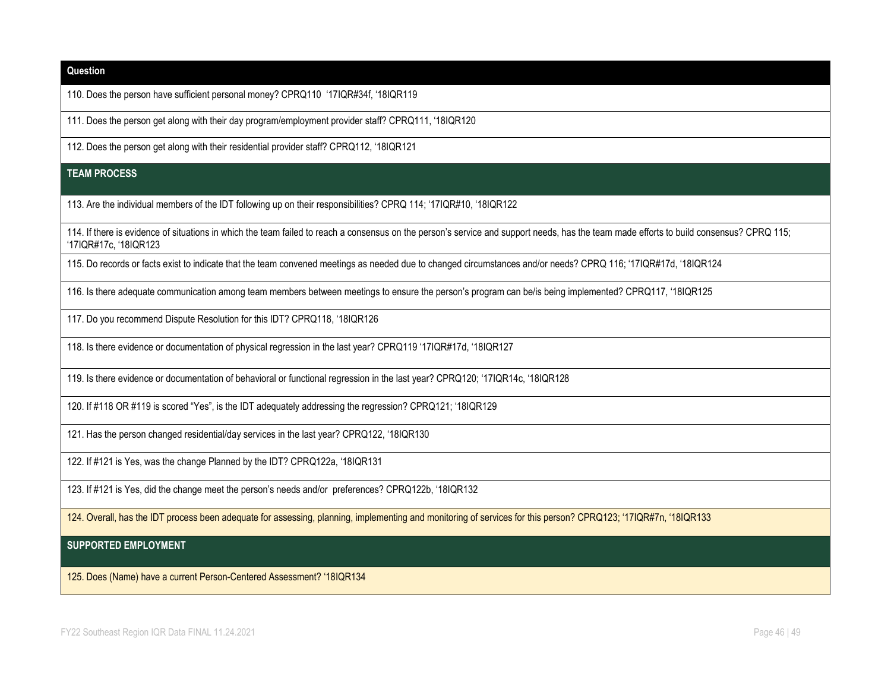| Question |
| --- |
| 110. Does the person have sufficient personal money? CPRQ110 ‘17IQR#34f, ‘18IQR119 |
| 111. Does the person get along with their day program/employment provider staff? CPRQ111, ‘18IQR120 |
| 112. Does the person get along with their residential provider staff? CPRQ112, ‘18IQR121 |
| **TEAM PROCESS** |
| 113. Are the individual members of the IDT following up on their responsibilities? CPRQ 114; ‘17IQR#10, ‘18IQR122 |
| 114. If there is evidence of situations in which the team failed to reach a consensus on the person’s service and support needs, has the team made efforts to build consensus? CPRQ 115; ‘17IQR#17c, ‘18IQR123 |
| 115. Do records or facts exist to indicate that the team convened meetings as needed due to changed circumstances and/or needs? CPRQ 116; ‘17IQR#17d, ‘18IQR124 |
| 116. Is there adequate communication among team members between meetings to ensure the person’s program can be/is being implemented? CPRQ117, ‘18IQR125 |
| 117. Do you recommend Dispute Resolution for this IDT? CPRQ118, ‘18IQR126 |
| 118. Is there evidence or documentation of physical regression in the last year? CPRQ119 ‘17IQR#17d, ‘18IQR127 |
| 119. Is there evidence or documentation of behavioral or functional regression in the last year? CPRQ120; ‘17IQR14c, ‘18IQR128 |
| 120. If #118 OR #119 is scored “Yes”, is the IDT adequately addressing the regression? CPRQ121; ‘18IQR129 |
| 121. Has the person changed residential/day services in the last year? CPRQ122, ‘18IQR130 |
| 122. If #121 is Yes, was the change Planned by the IDT? CPRQ122a, ‘18IQR131 |
| 123. If #121 is Yes, did the change meet the person’s needs and/or preferences? CPRQ122b, ‘18IQR132 |
| 124. Overall, has the IDT process been adequate for assessing, planning, implementing and monitoring of services for this person? CPRQ123; ‘17IQR#7n, ‘18IQR133 |
| **SUPPORTED EMPLOYMENT** |
| 125. Does (Name) have a current Person-Centered Assessment? ‘18IQR134 |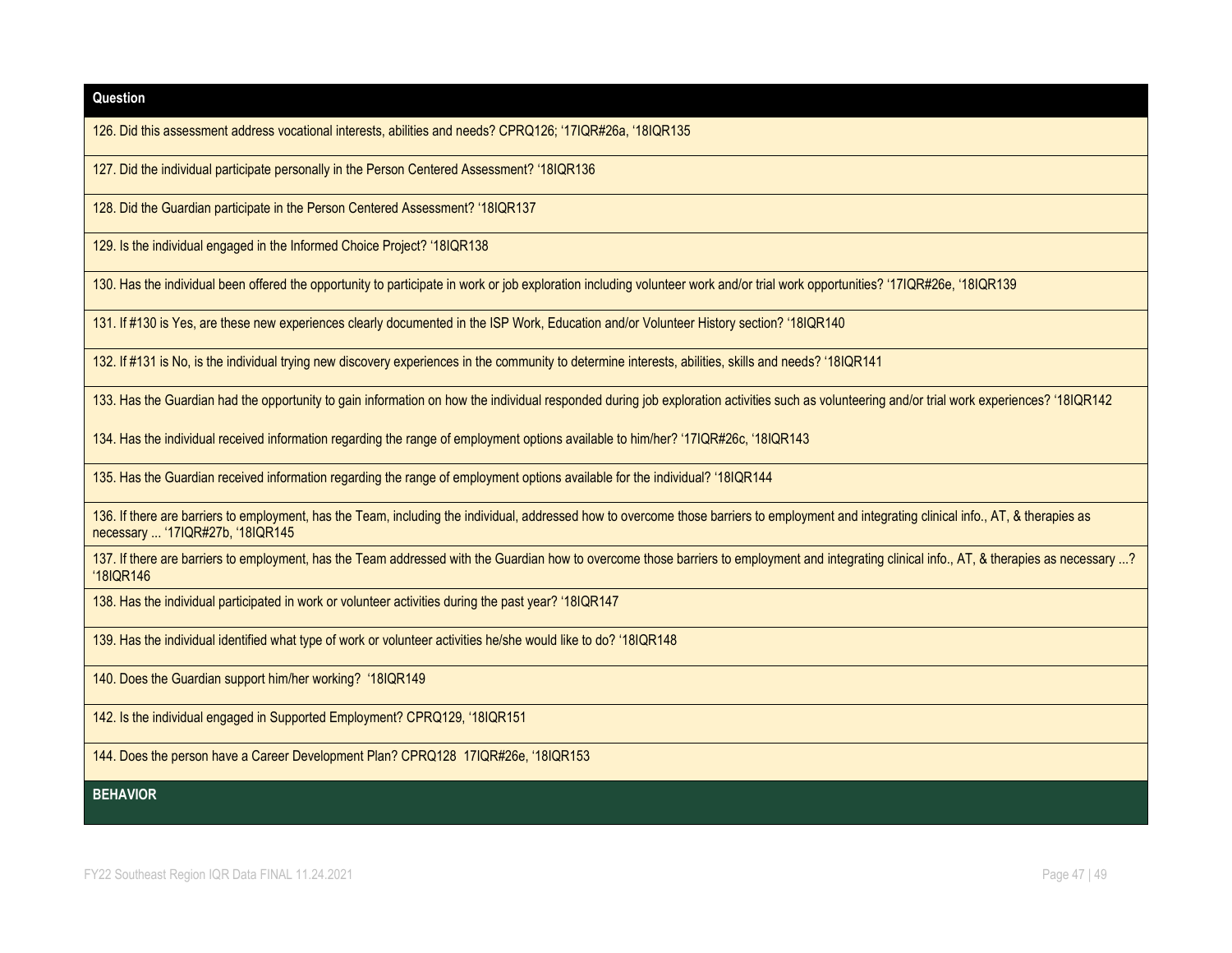| Question |
| --- |
| 126. Did this assessment address vocational interests, abilities and needs? CPRQ126; '17IQR#26a, '18IQR135 |
| 127. Did the individual participate personally in the Person Centered Assessment? '18IQR136 |
| 128. Did the Guardian participate in the Person Centered Assessment? '18IQR137 |
| 129. Is the individual engaged in the Informed Choice Project? '18IQR138 |
| 130. Has the individual been offered the opportunity to participate in work or job exploration including volunteer work and/or trial work opportunities? '17IQR#26e, '18IQR139 |
| 131. If #130 is Yes, are these new experiences clearly documented in the ISP Work, Education and/or Volunteer History section? '18IQR140 |
| 132. If #131 is No, is the individual trying new discovery experiences in the community to determine interests, abilities, skills and needs? '18IQR141 |
| 133. Has the Guardian had the opportunity to gain information on how the individual responded during job exploration activities such as volunteering and/or trial work experiences? '18IQR142 |
| 134. Has the individual received information regarding the range of employment options available to him/her? '17IQR#26c, '18IQR143 |
| 135. Has the Guardian received information regarding the range of employment options available for the individual? '18IQR144 |
| 136. If there are barriers to employment, has the Team, including the individual, addressed how to overcome those barriers to employment and integrating clinical info., AT, & therapies as necessary ... '17IQR#27b, '18IQR145 |
| 137. If there are barriers to employment, has the Team addressed with the Guardian how to overcome those barriers to employment and integrating clinical info., AT, & therapies as necessary ...? '18IQR146 |
| 138. Has the individual participated in work or volunteer activities during the past year? '18IQR147 |
| 139. Has the individual identified what type of work or volunteer activities he/she would like to do? '18IQR148 |
| 140. Does the Guardian support him/her working? '18IQR149 |
| 142. Is the individual engaged in Supported Employment? CPRQ129, '18IQR151 |
| 144. Does the person have a Career Development Plan? CPRQ128 17IQR#26e, '18IQR153 |
| **BEHAVIOR** |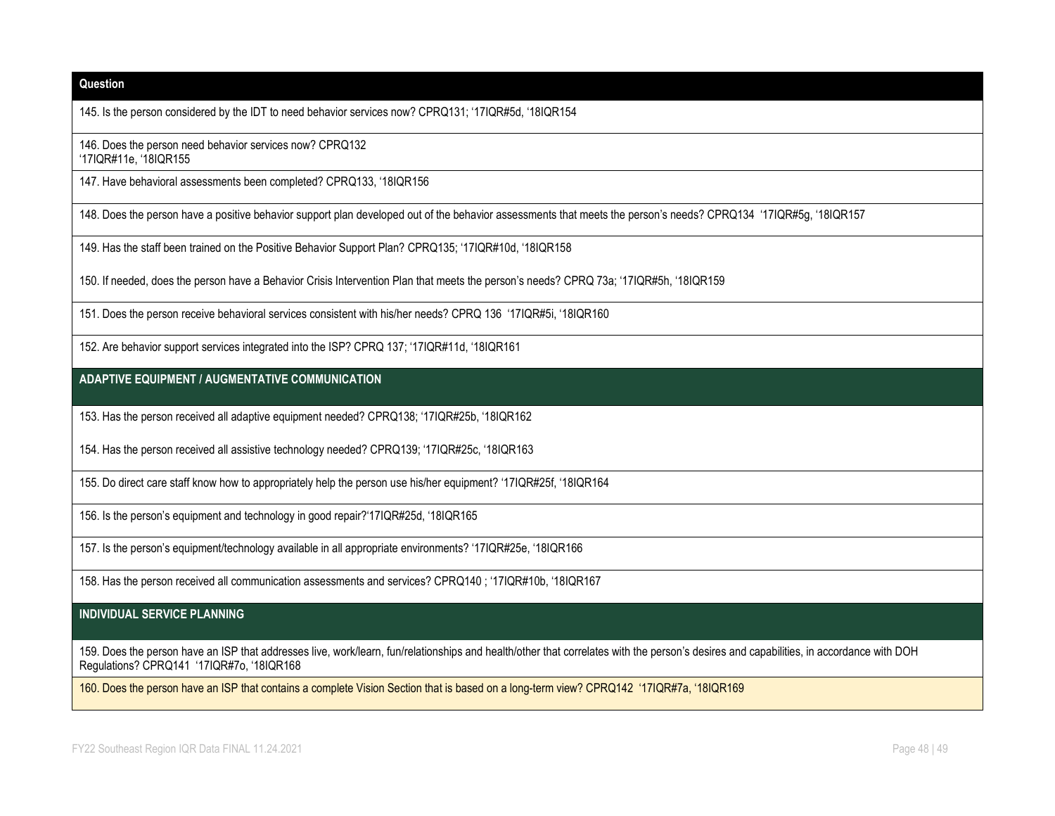| Question |
|---|
| 145. Is the person considered by the IDT to need behavior services now? CPRQ131; '17IQR#5d, '18IQR154 |
| 146. Does the person need behavior services now? CPRQ132 '17IQR#11e, '18IQR155 |
| 147. Have behavioral assessments been completed? CPRQ133, '18IQR156 |
| 148. Does the person have a positive behavior support plan developed out of the behavior assessments that meets the person's needs? CPRQ134 '17IQR#5g, '18IQR157 |
| 149. Has the staff been trained on the Positive Behavior Support Plan? CPRQ135; '17IQR#10d, '18IQR158 |
| 150. If needed, does the person have a Behavior Crisis Intervention Plan that meets the person's needs? CPRQ 73a; '17IQR#5h, '18IQR159 |
| 151. Does the person receive behavioral services consistent with his/her needs? CPRQ 136 '17IQR#5i, '18IQR160 |
| 152. Are behavior support services integrated into the ISP? CPRQ 137; '17IQR#11d, '18IQR161 |
| **ADAPTIVE EQUIPMENT / AUGMENTATIVE COMMUNICATION** |
| 153. Has the person received all adaptive equipment needed? CPRQ138; '17IQR#25b, '18IQR162 |
| 154. Has the person received all assistive technology needed? CPRQ139; '17IQR#25c, '18IQR163 |
| 155. Do direct care staff know how to appropriately help the person use his/her equipment? '17IQR#25f, '18IQR164 |
| 156. Is the person's equipment and technology in good repair?'17IQR#25d, '18IQR165 |
| 157. Is the person's equipment/technology available in all appropriate environments? '17IQR#25e, '18IQR166 |
| 158. Has the person received all communication assessments and services? CPRQ140 ; '17IQR#10b, '18IQR167 |
| **INDIVIDUAL SERVICE PLANNING** |
| 159. Does the person have an ISP that addresses live, work/learn, fun/relationships and health/other that correlates with the person's desires and capabilities, in accordance with DOH Regulations? CPRQ141 '17IQR#7o, '18IQR168 |
| 160. Does the person have an ISP that contains a complete Vision Section that is based on a long-term view? CPRQ142 '17IQR#7a, '18IQR169 |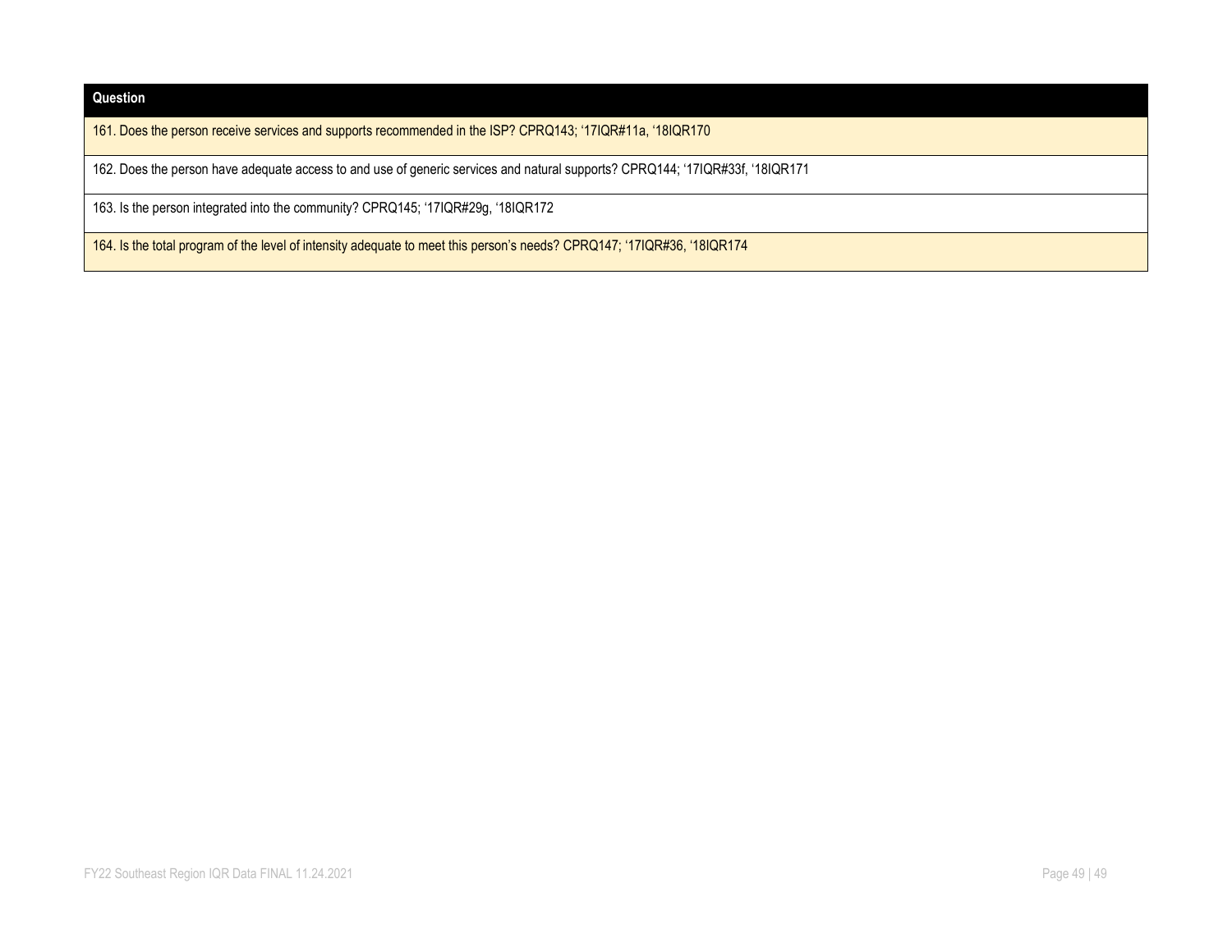| Question |
| --- |
| 161. Does the person receive services and supports recommended in the ISP? CPRQ143; ‘17IQR#11a, ‘18IQR170 |
| 162. Does the person have adequate access to and use of generic services and natural supports? CPRQ144; ‘17IQR#33f, ‘18IQR171 |
| 163. Is the person integrated into the community? CPRQ145; ‘17IQR#29g, ‘18IQR172 |
| 164. Is the total program of the level of intensity adequate to meet this person’s needs? CPRQ147; ‘17IQR#36, ‘18IQR174 |